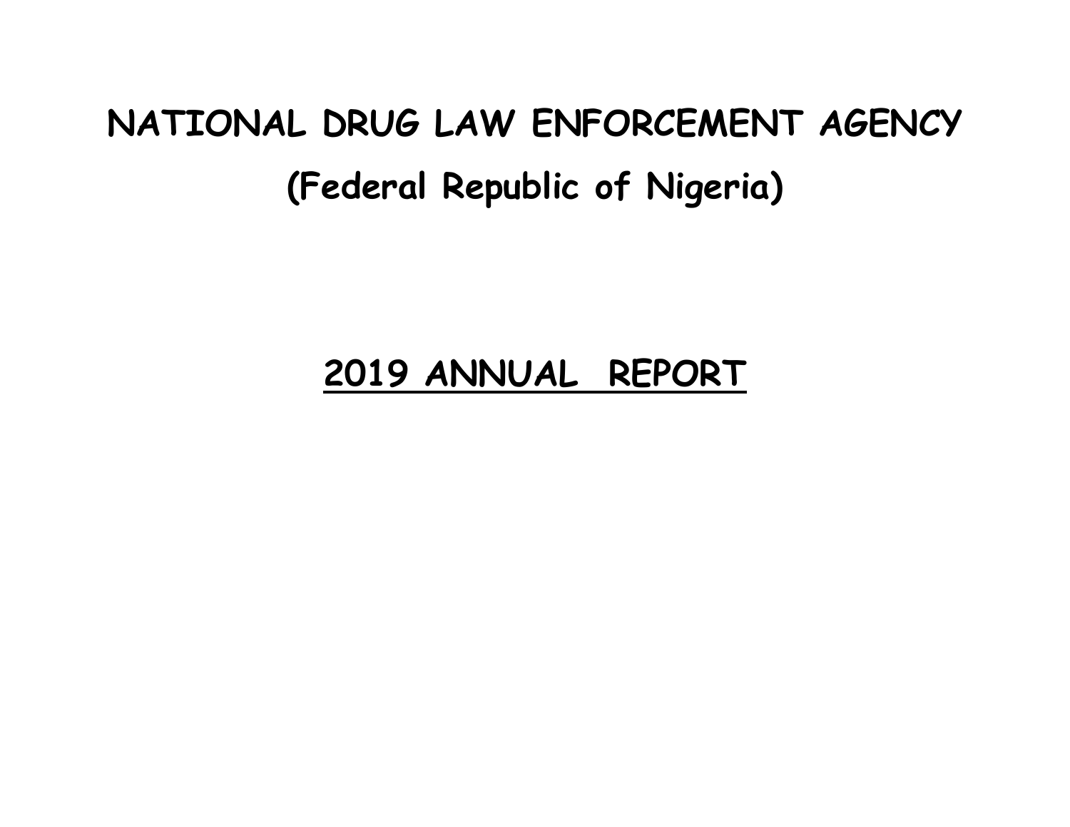# NATIONAL DRUG LAW ENFORCEMENT AGENCY

# (Federal Republic of Nigeria)

## 2019 ANNUAL REPORT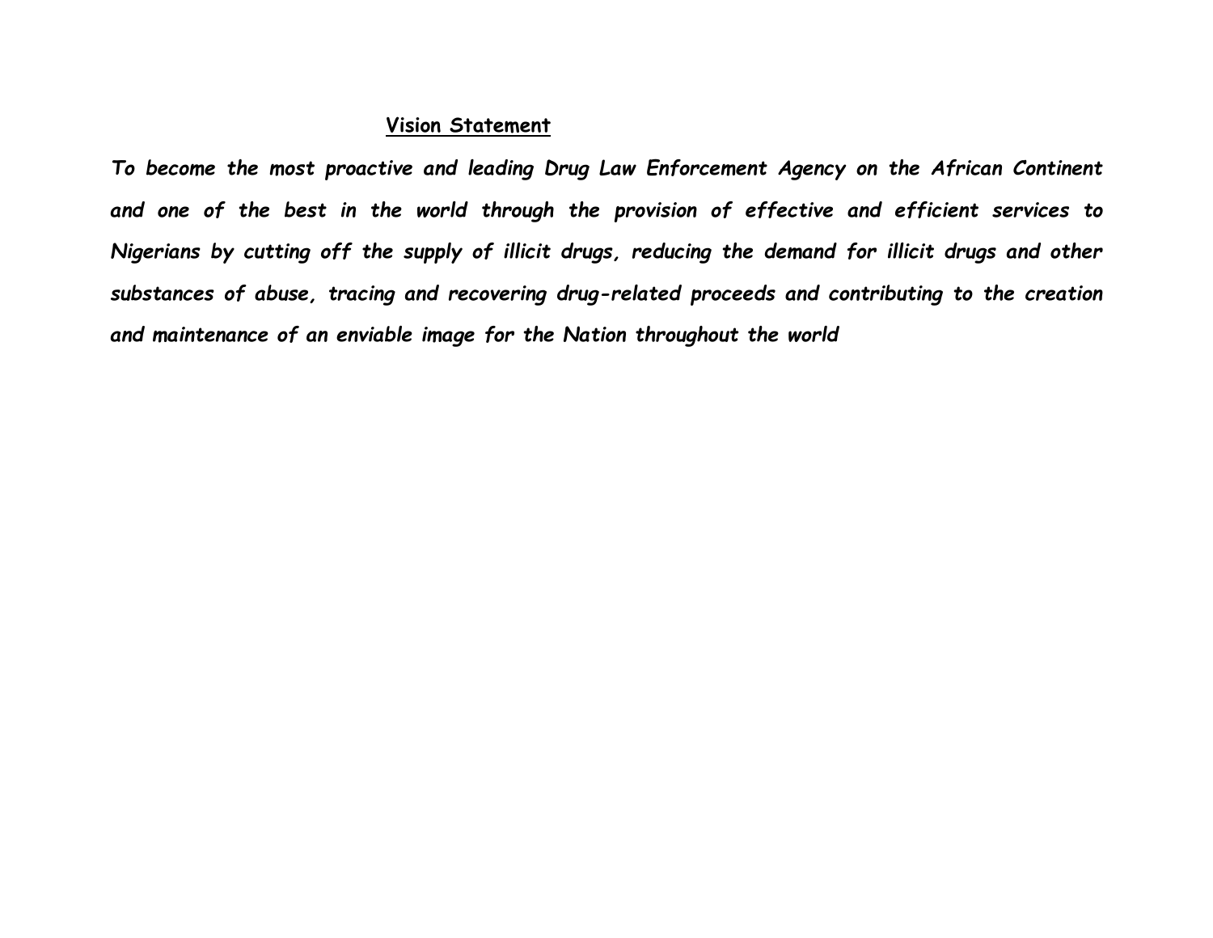## Vision Statement

***To become the most proactive and leading Drug Law Enforcement Agency on the African Continent and one of the best in the world through the provision of effective and efficient services to Nigerians by cutting off the supply of illicit drugs, reducing the demand for illicit drugs and other substances of abuse, tracing and recovering drug-related proceeds and contributing to the creation and maintenance of an enviable image for the Nation throughout the world***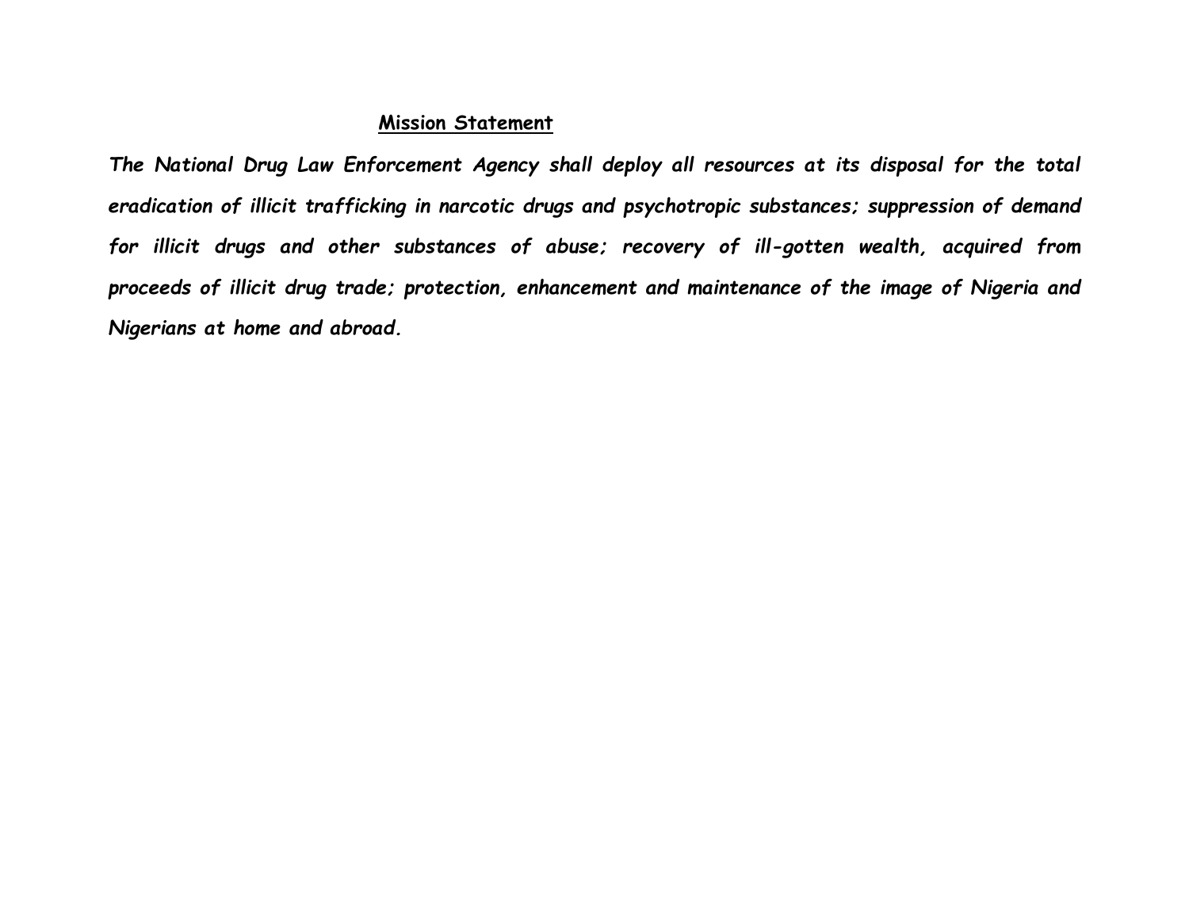## Mission Statement

*The National Drug Law Enforcement Agency shall deploy all resources at its disposal for the total eradication of illicit trafficking in narcotic drugs and psychotropic substances; suppression of demand for illicit drugs and other substances of abuse; recovery of ill-gotten wealth, acquired from proceeds of illicit drug trade; protection, enhancement and maintenance of the image of Nigeria and Nigerians at home and abroad.*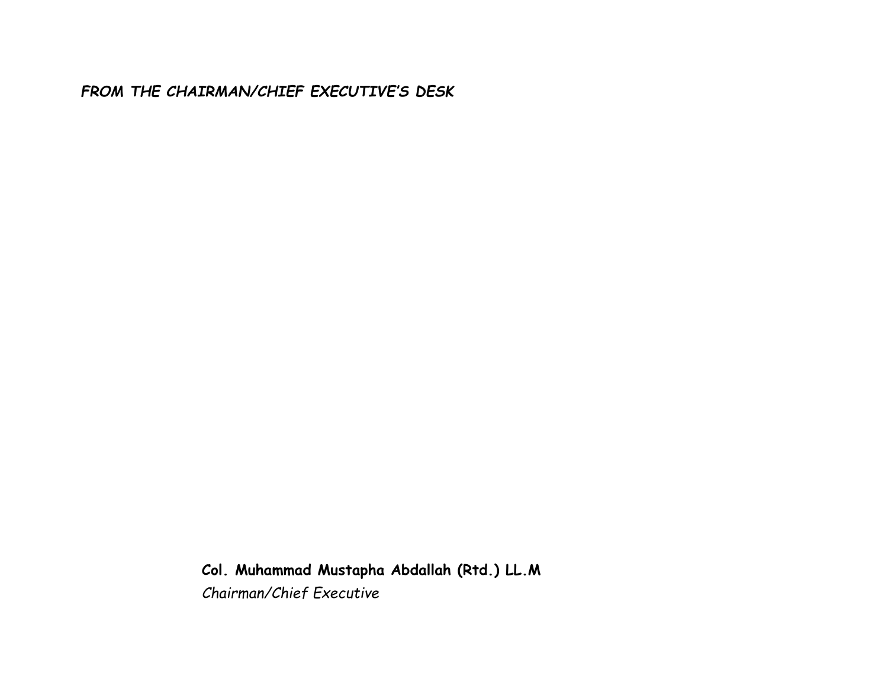## *FROM THE CHAIRMAN/CHIEF EXECUTIVE'S DESK*

**Col. Muhammad Mustapha Abdallah (Rtd.) LL.M**
*Chairman/Chief Executive*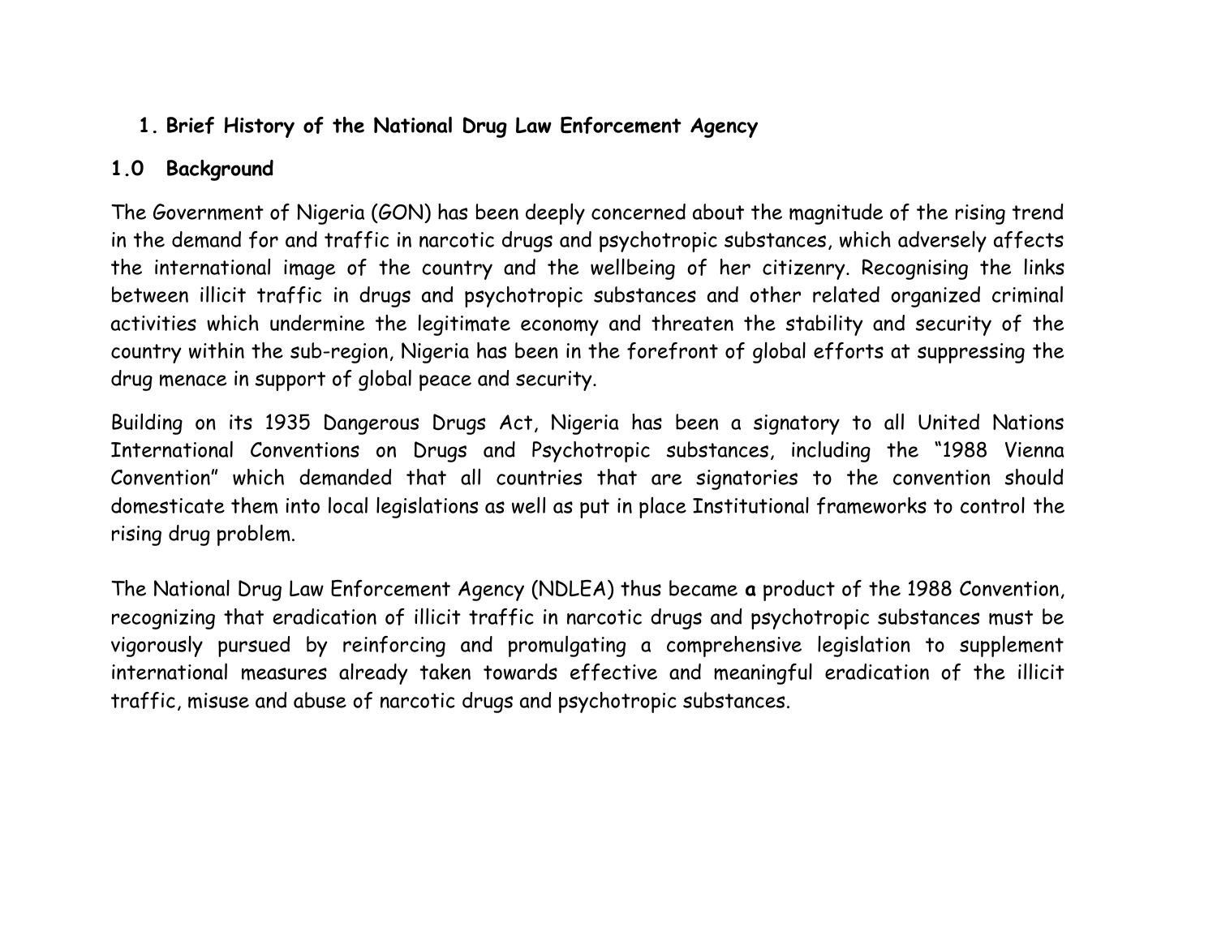## 1. Brief History of the National Drug Law Enforcement Agency

### 1.0 Background

The Government of Nigeria (GON) has been deeply concerned about the magnitude of the rising trend in the demand for and traffic in narcotic drugs and psychotropic substances, which adversely affects the international image of the country and the wellbeing of her citizenry. Recognising the links between illicit traffic in drugs and psychotropic substances and other related organized criminal activities which undermine the legitimate economy and threaten the stability and security of the country within the sub-region, Nigeria has been in the forefront of global efforts at suppressing the drug menace in support of global peace and security.

Building on its 1935 Dangerous Drugs Act, Nigeria has been a signatory to all United Nations International Conventions on Drugs and Psychotropic substances, including the "1988 Vienna Convention" which demanded that all countries that are signatories to the convention should domesticate them into local legislations as well as put in place Institutional frameworks to control the rising drug problem.

The National Drug Law Enforcement Agency (NDLEA) thus became **a** product of the 1988 Convention, recognizing that eradication of illicit traffic in narcotic drugs and psychotropic substances must be vigorously pursued by reinforcing and promulgating a comprehensive legislation to supplement international measures already taken towards effective and meaningful eradication of the illicit traffic, misuse and abuse of narcotic drugs and psychotropic substances.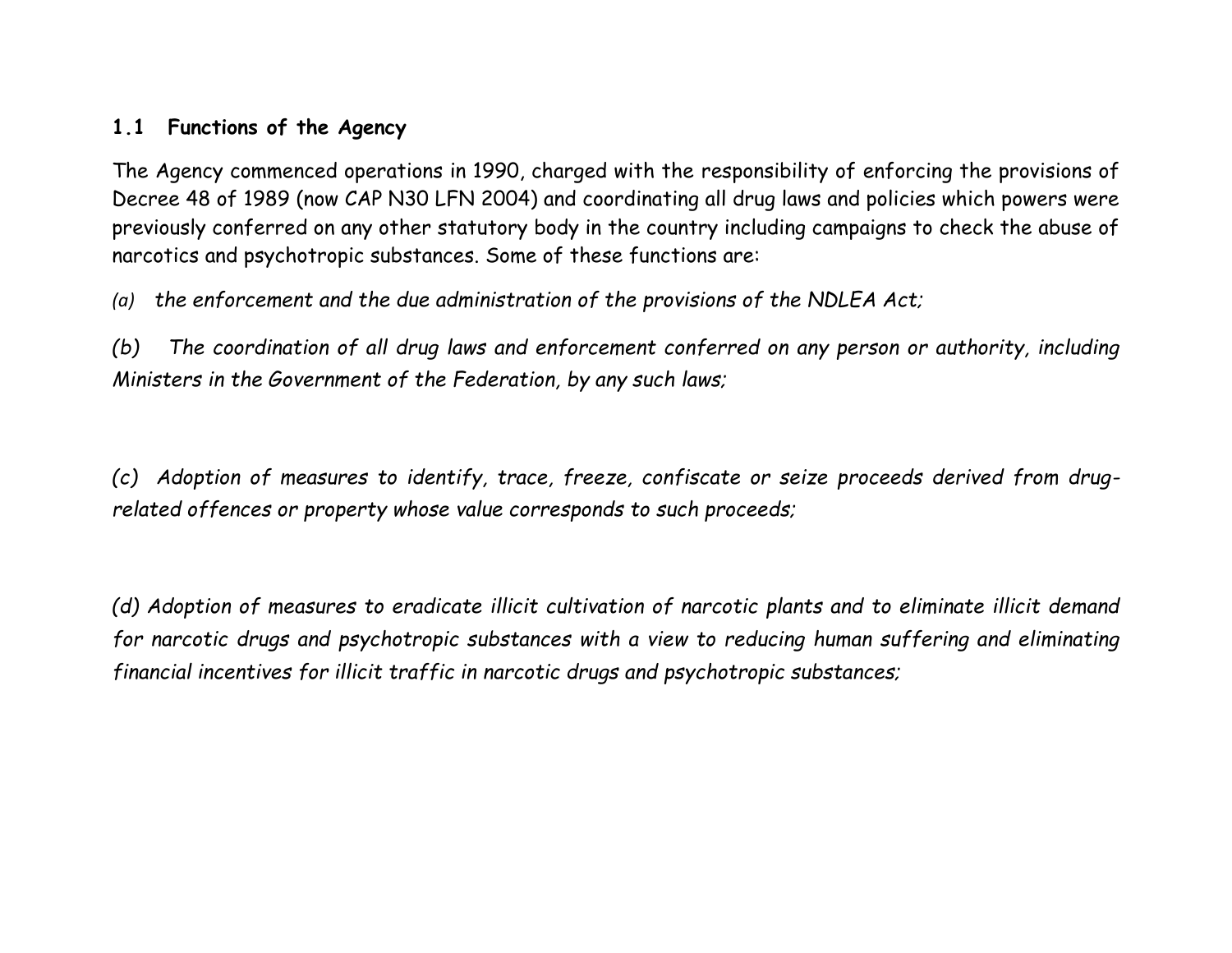### 1.1 Functions of the Agency

The Agency commenced operations in 1990, charged with the responsibility of enforcing the provisions of Decree 48 of 1989 (now CAP N30 LFN 2004) and coordinating all drug laws and policies which powers were previously conferred on any other statutory body in the country including campaigns to check the abuse of narcotics and psychotropic substances. Some of these functions are:

*(a) the enforcement and the due administration of the provisions of the NDLEA Act;*

*(b) The coordination of all drug laws and enforcement conferred on any person or authority, including Ministers in the Government of the Federation, by any such laws;*

*(c) Adoption of measures to identify, trace, freeze, confiscate or seize proceeds derived from drug-related offences or property whose value corresponds to such proceeds;*

*(d) Adoption of measures to eradicate illicit cultivation of narcotic plants and to eliminate illicit demand for narcotic drugs and psychotropic substances with a view to reducing human suffering and eliminating financial incentives for illicit traffic in narcotic drugs and psychotropic substances;*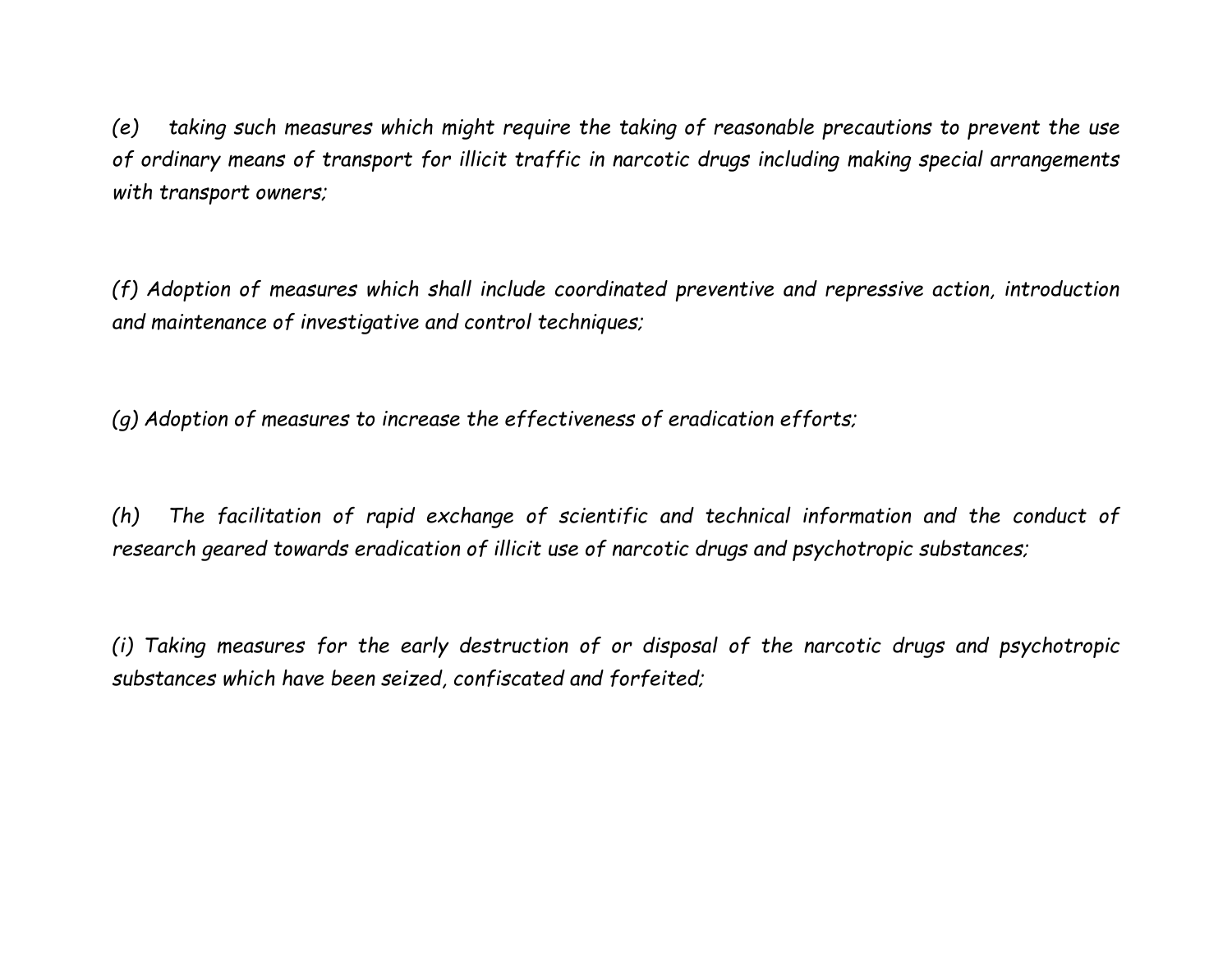*(e) taking such measures which might require the taking of reasonable precautions to prevent the use of ordinary means of transport for illicit traffic in narcotic drugs including making special arrangements with transport owners;*

*(f) Adoption of measures which shall include coordinated preventive and repressive action, introduction and maintenance of investigative and control techniques;*

*(g) Adoption of measures to increase the effectiveness of eradication efforts;*

*(h) The facilitation of rapid exchange of scientific and technical information and the conduct of research geared towards eradication of illicit use of narcotic drugs and psychotropic substances;*

*(i) Taking measures for the early destruction of or disposal of the narcotic drugs and psychotropic substances which have been seized, confiscated and forfeited;*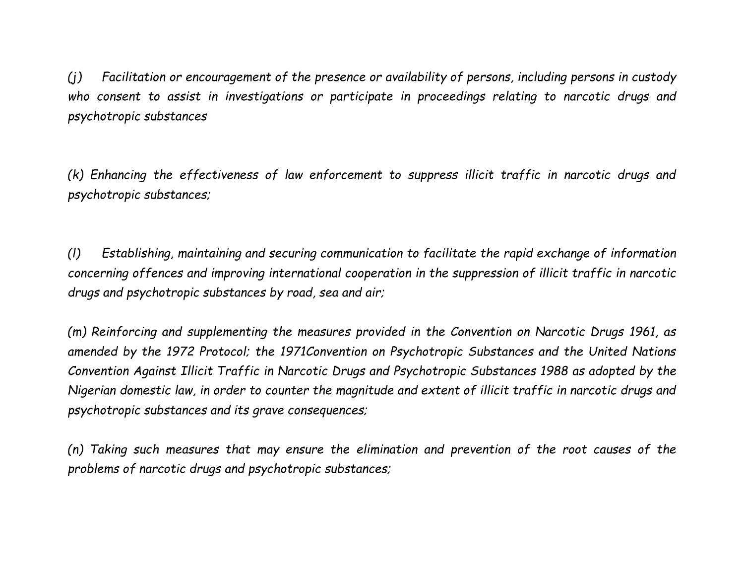*(j) Facilitation or encouragement of the presence or availability of persons, including persons in custody who consent to assist in investigations or participate in proceedings relating to narcotic drugs and psychotropic substances*

*(k) Enhancing the effectiveness of law enforcement to suppress illicit traffic in narcotic drugs and psychotropic substances;*

*(l) Establishing, maintaining and securing communication to facilitate the rapid exchange of information concerning offences and improving international cooperation in the suppression of illicit traffic in narcotic drugs and psychotropic substances by road, sea and air;*

*(m) Reinforcing and supplementing the measures provided in the Convention on Narcotic Drugs 1961, as amended by the 1972 Protocol; the 1971Convention on Psychotropic Substances and the United Nations Convention Against Illicit Traffic in Narcotic Drugs and Psychotropic Substances 1988 as adopted by the Nigerian domestic law, in order to counter the magnitude and extent of illicit traffic in narcotic drugs and psychotropic substances and its grave consequences;*

*(n) Taking such measures that may ensure the elimination and prevention of the root causes of the problems of narcotic drugs and psychotropic substances;*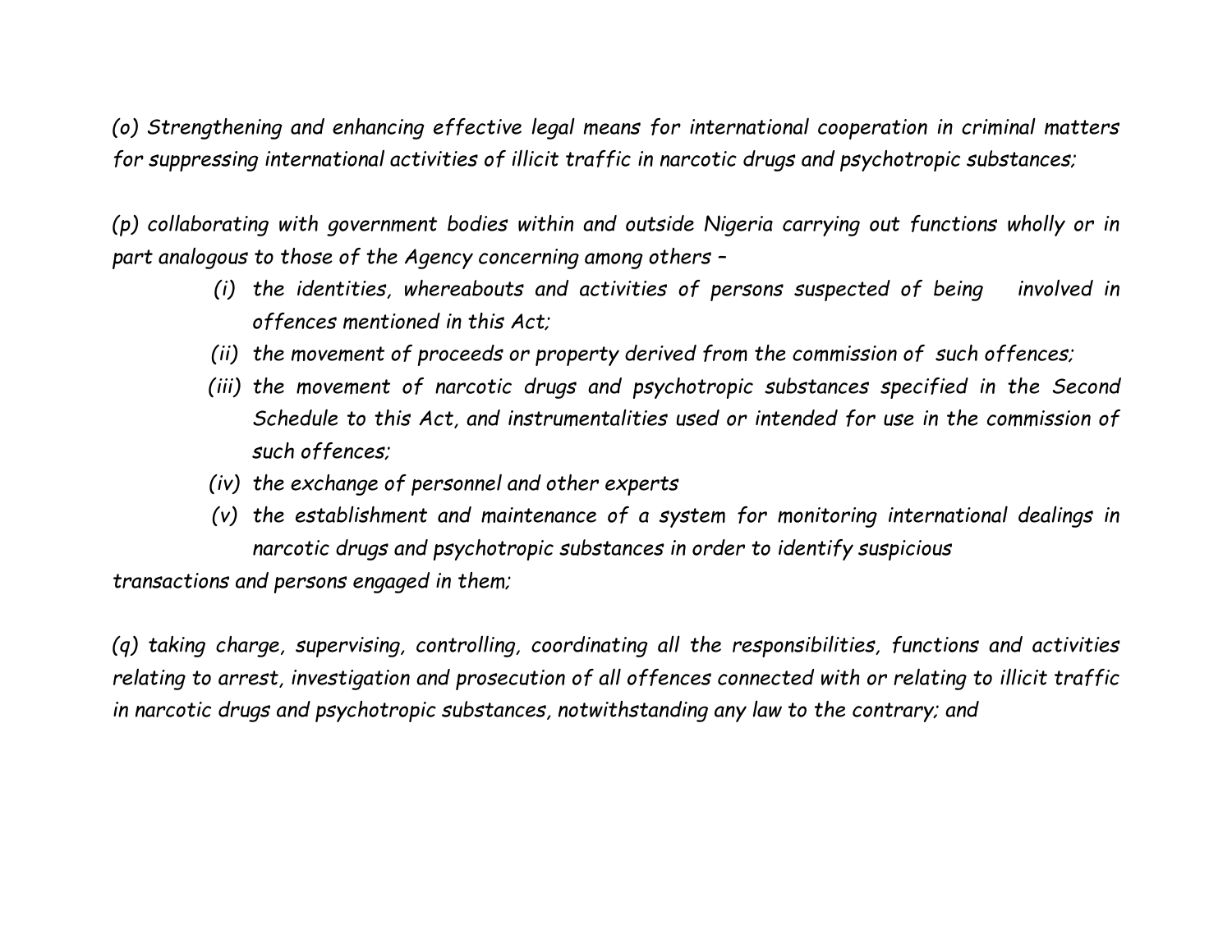*(o) Strengthening and enhancing effective legal means for international cooperation in criminal matters for suppressing international activities of illicit traffic in narcotic drugs and psychotropic substances;*

*(p) collaborating with government bodies within and outside Nigeria carrying out functions wholly or in part analogous to those of the Agency concerning among others –*

> *(i) the identities, whereabouts and activities of persons suspected of being involved in offences mentioned in this Act;*
>
> *(ii) the movement of proceeds or property derived from the commission of such offences;*
>
> *(iii) the movement of narcotic drugs and psychotropic substances specified in the Second Schedule to this Act, and instrumentalities used or intended for use in the commission of such offences;*
>
> *(iv) the exchange of personnel and other experts*
>
> *(v) the establishment and maintenance of a system for monitoring international dealings in narcotic drugs and psychotropic substances in order to identify suspicious*

*transactions and persons engaged in them;*

*(q) taking charge, supervising, controlling, coordinating all the responsibilities, functions and activities relating to arrest, investigation and prosecution of all offences connected with or relating to illicit traffic in narcotic drugs and psychotropic substances, notwithstanding any law to the contrary; and*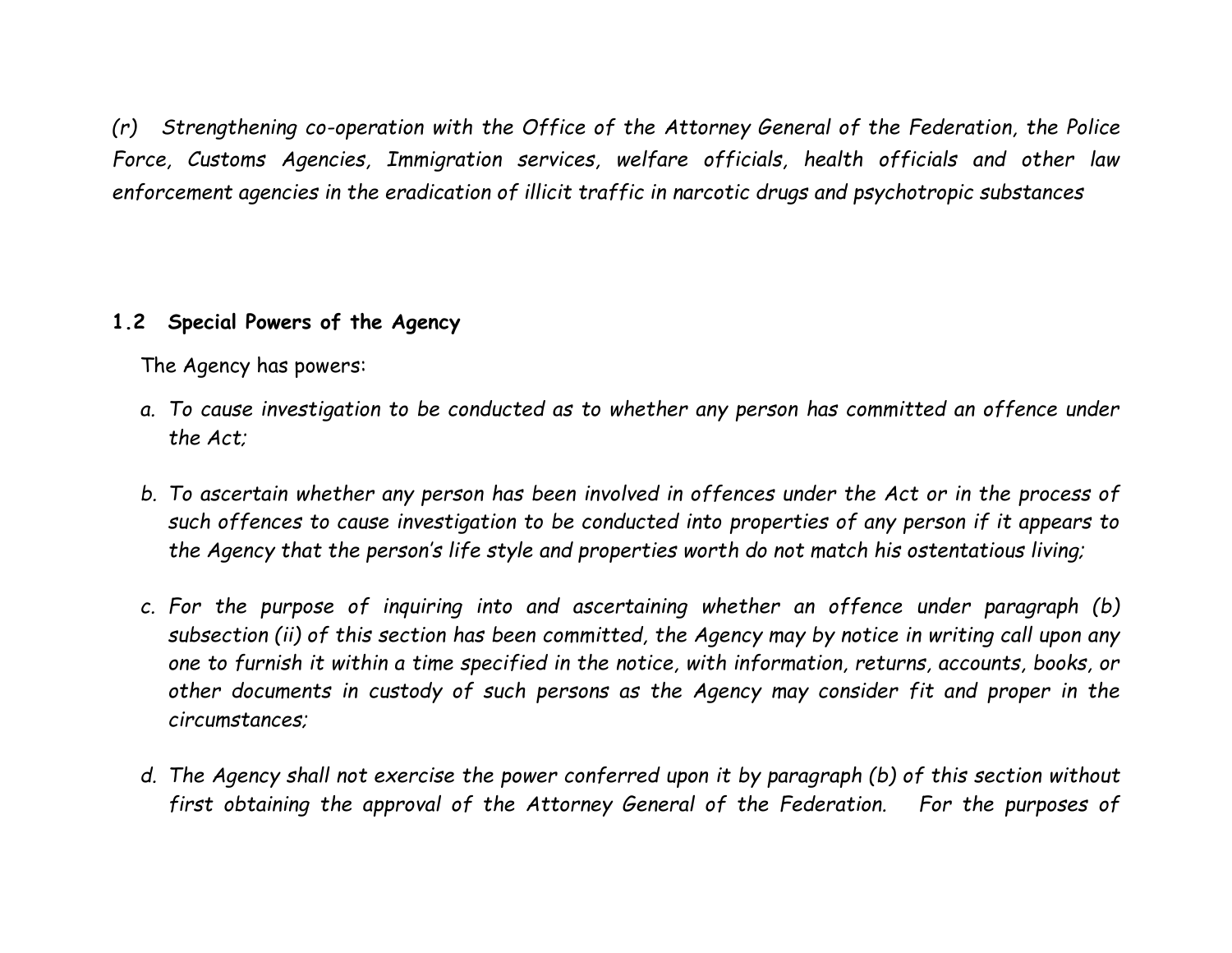*(r) Strengthening co-operation with the Office of the Attorney General of the Federation, the Police Force, Customs Agencies, Immigration services, welfare officials, health officials and other law enforcement agencies in the eradication of illicit traffic in narcotic drugs and psychotropic substances*

**1.2 Special Powers of the Agency**

The Agency has powers:

a. *To cause investigation to be conducted as to whether any person has committed an offence under the Act;*

b. *To ascertain whether any person has been involved in offences under the Act or in the process of such offences to cause investigation to be conducted into properties of any person if it appears to the Agency that the person's life style and properties worth do not match his ostentatious living;*

c. *For the purpose of inquiring into and ascertaining whether an offence under paragraph (b) subsection (ii) of this section has been committed, the Agency may by notice in writing call upon any one to furnish it within a time specified in the notice, with information, returns, accounts, books, or other documents in custody of such persons as the Agency may consider fit and proper in the circumstances;*

d. *The Agency shall not exercise the power conferred upon it by paragraph (b) of this section without first obtaining the approval of the Attorney General of the Federation. For the purposes of*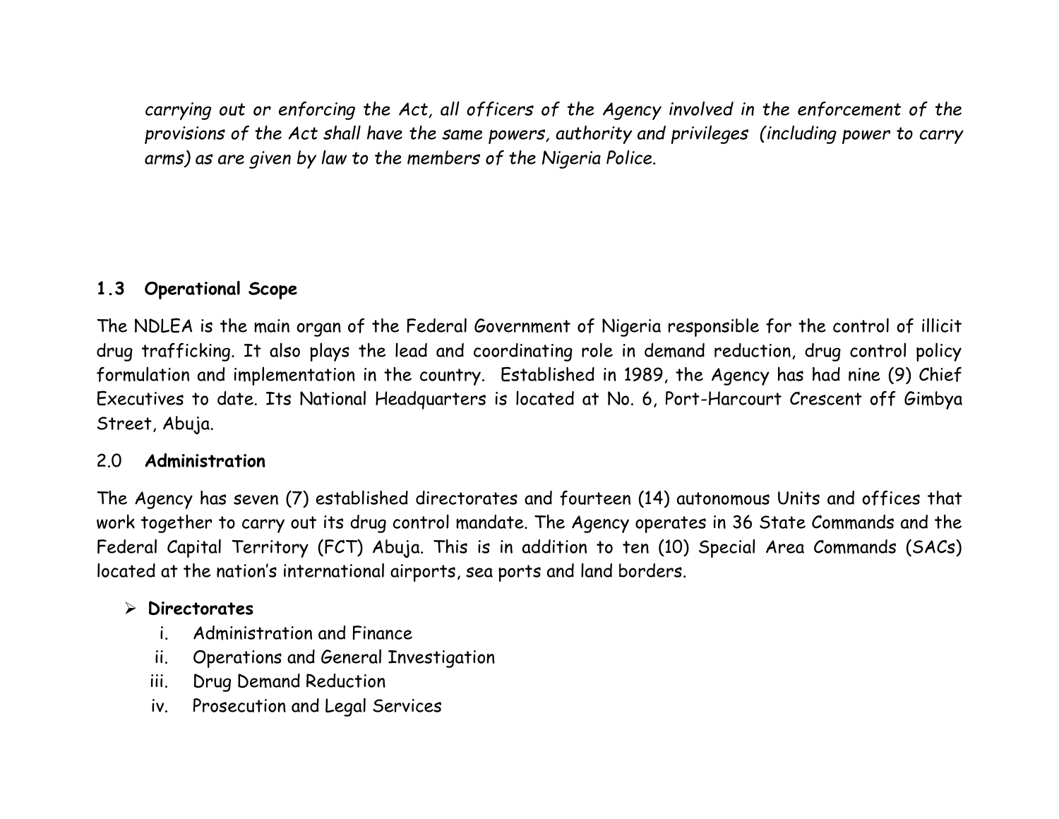*carrying out or enforcing the Act, all officers of the Agency involved in the enforcement of the provisions of the Act shall have the same powers, authority and privileges (including power to carry arms) as are given by law to the members of the Nigeria Police.*

### 1.3 Operational Scope

The NDLEA is the main organ of the Federal Government of Nigeria responsible for the control of illicit drug trafficking. It also plays the lead and coordinating role in demand reduction, drug control policy formulation and implementation in the country. Established in 1989, the Agency has had nine (9) Chief Executives to date. Its National Headquarters is located at No. 6, Port-Harcourt Crescent off Gimbya Street, Abuja.

## 2.0 Administration

The Agency has seven (7) established directorates and fourteen (14) autonomous Units and offices that work together to carry out its drug control mandate. The Agency operates in 36 State Commands and the Federal Capital Territory (FCT) Abuja. This is in addition to ten (10) Special Area Commands (SACs) located at the nation's international airports, sea ports and land borders.

- **Directorates**
  - i. Administration and Finance
  - ii. Operations and General Investigation
  - iii. Drug Demand Reduction
  - iv. Prosecution and Legal Services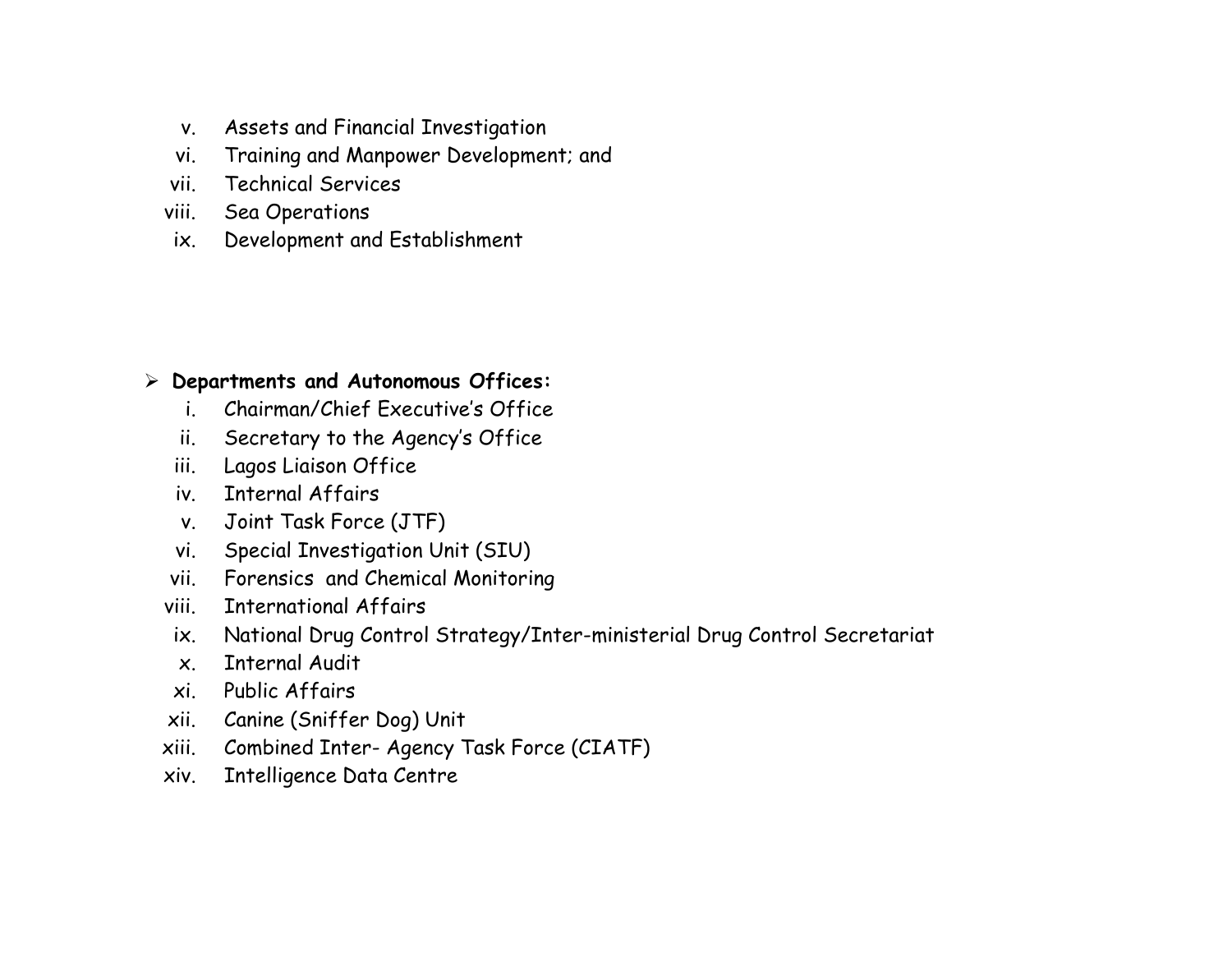v. Assets and Financial Investigation
vi. Training and Manpower Development; and
vii. Technical Services
viii. Sea Operations
ix. Development and Establishment

- **Departments and Autonomous Offices:**
  i. Chairman/Chief Executive's Office
  ii. Secretary to the Agency's Office
  iii. Lagos Liaison Office
  iv. Internal Affairs
  v. Joint Task Force (JTF)
  vi. Special Investigation Unit (SIU)
  vii. Forensics and Chemical Monitoring
  viii. International Affairs
  ix. National Drug Control Strategy/Inter-ministerial Drug Control Secretariat
  x. Internal Audit
  xi. Public Affairs
  xii. Canine (Sniffer Dog) Unit
  xiii. Combined Inter- Agency Task Force (CIATF)
  xiv. Intelligence Data Centre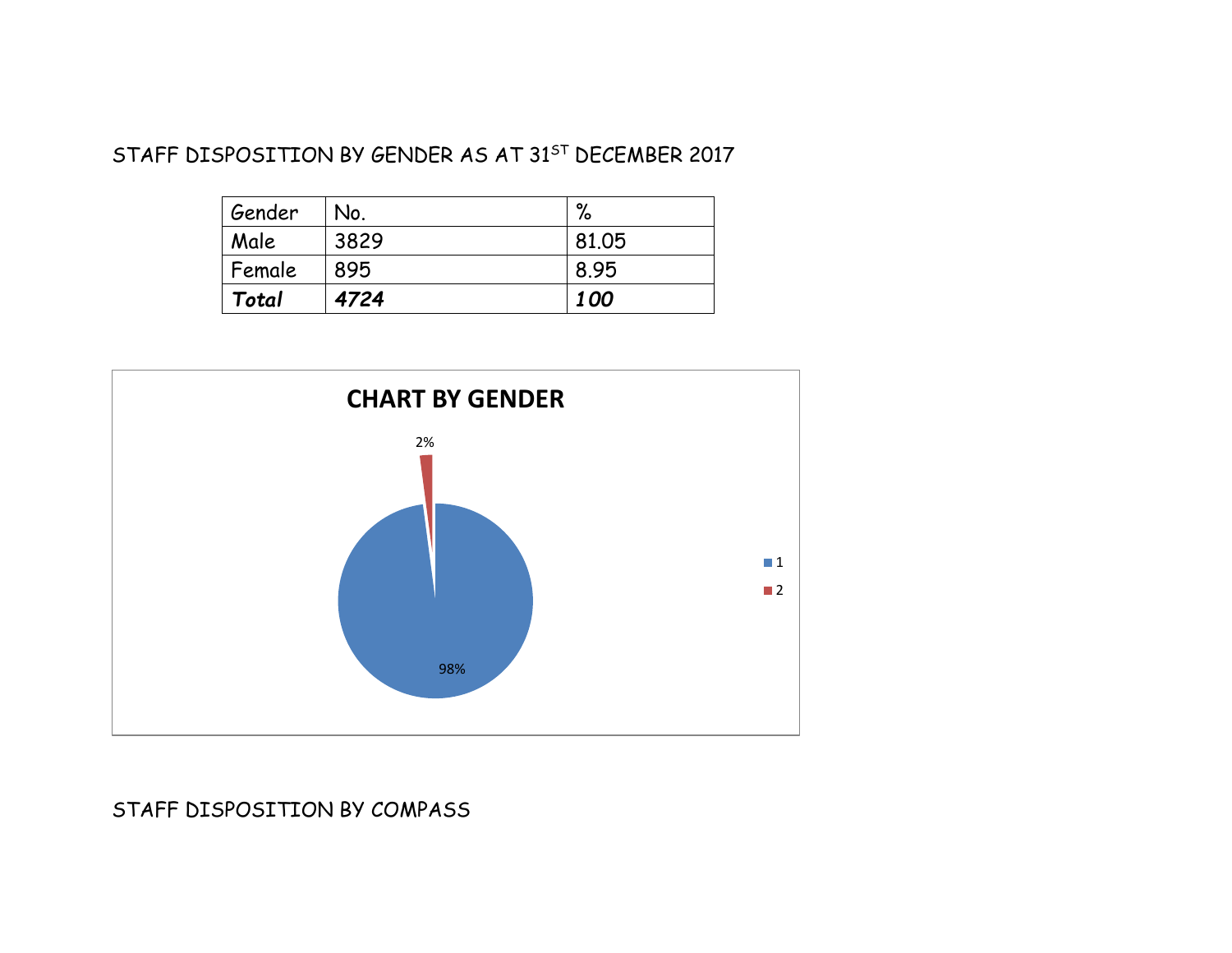STAFF DISPOSITION BY GENDER AS AT 31ST DECEMBER 2017

| Gender | No. | % |
|---|---|---|
| Male | 3829 | 81.05 |
| Female | 895 | 8.95 |
| ***Total*** | ***4724*** | ***100*** |

**CHART BY GENDER**

2%

98%

1
2

STAFF DISPOSITION BY COMPASS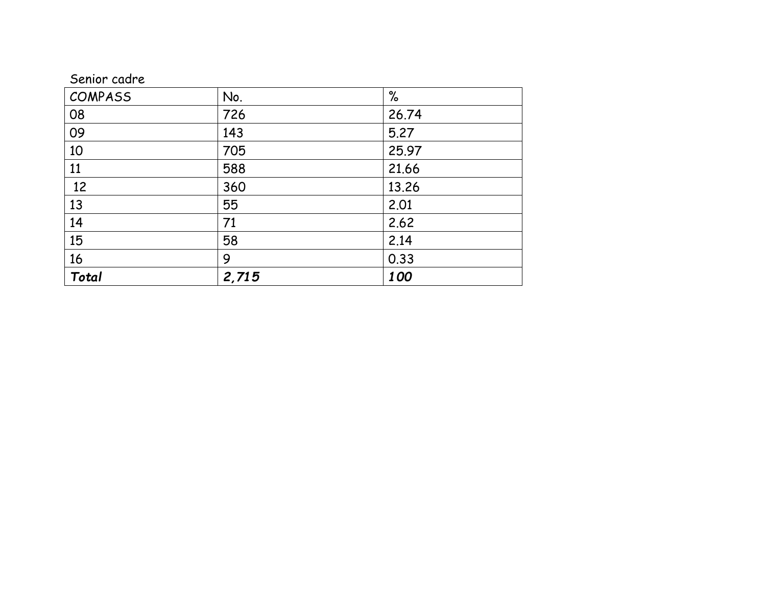Senior cadre

| COMPASS | No. | % |
|---|---|---|
| 08 | 726 | 26.74 |
| 09 | 143 | 5.27 |
| 10 | 705 | 25.97 |
| 11 | 588 | 21.66 |
| 12 | 360 | 13.26 |
| 13 | 55 | 2.01 |
| 14 | 71 | 2.62 |
| 15 | 58 | 2.14 |
| 16 | 9 | 0.33 |
| ***Total*** | ***2,715*** | ***100*** |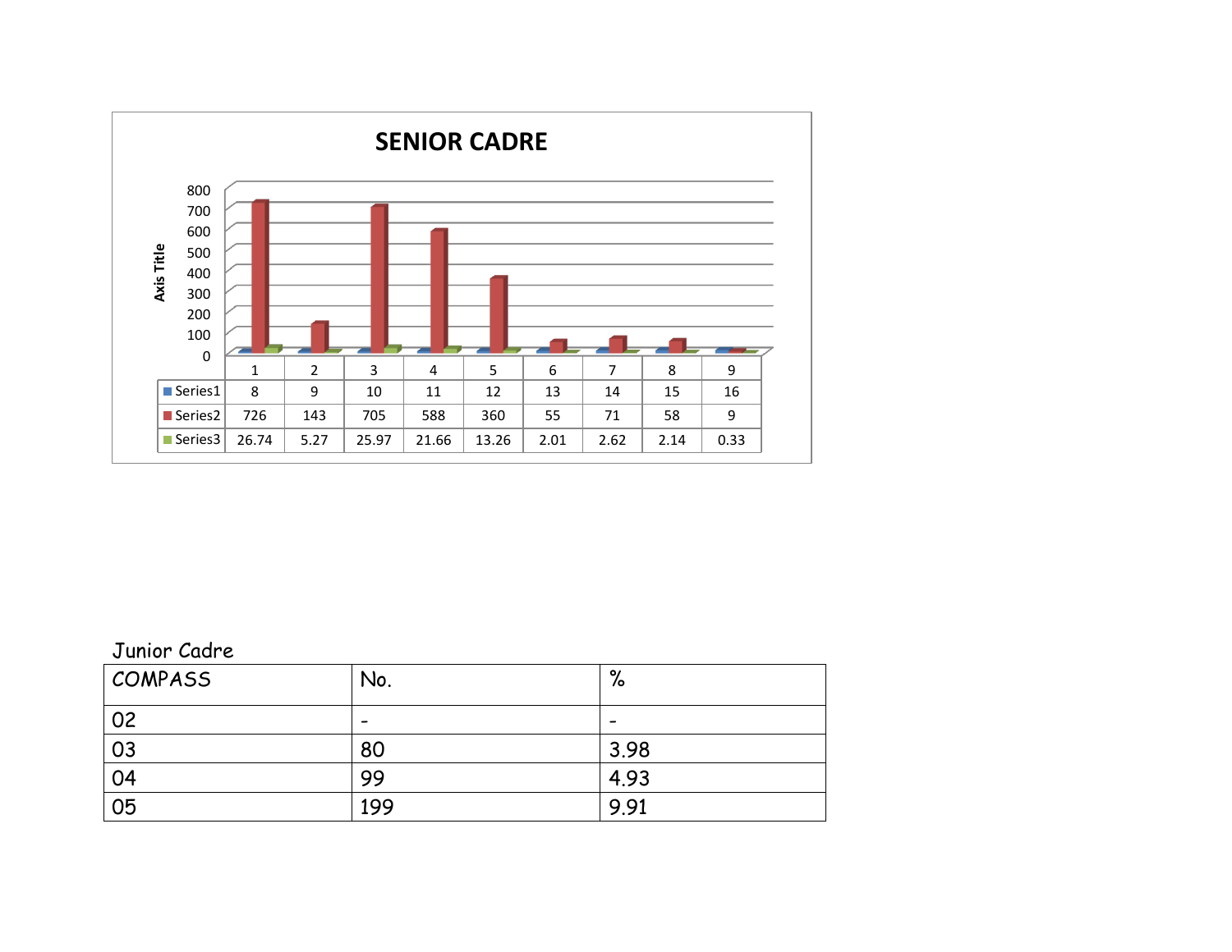## SENIOR CADRE

| | 1 | 2 | 3 | 4 | 5 | 6 | 7 | 8 | 9 |
|---|---|---|---|---|---|---|---|---|---|
| Series1 | 8 | 9 | 10 | 11 | 12 | 13 | 14 | 15 | 16 |
| Series2 | 726 | 143 | 705 | 588 | 360 | 55 | 71 | 58 | 9 |
| Series3 | 26.74 | 5.27 | 25.97 | 21.66 | 13.26 | 2.01 | 2.62 | 2.14 | 0.33 |

Junior Cadre

| COMPASS | No. | % |
|---|---|---|
| 02 | - | - |
| 03 | 80 | 3.98 |
| 04 | 99 | 4.93 |
| 05 | 199 | 9.91 |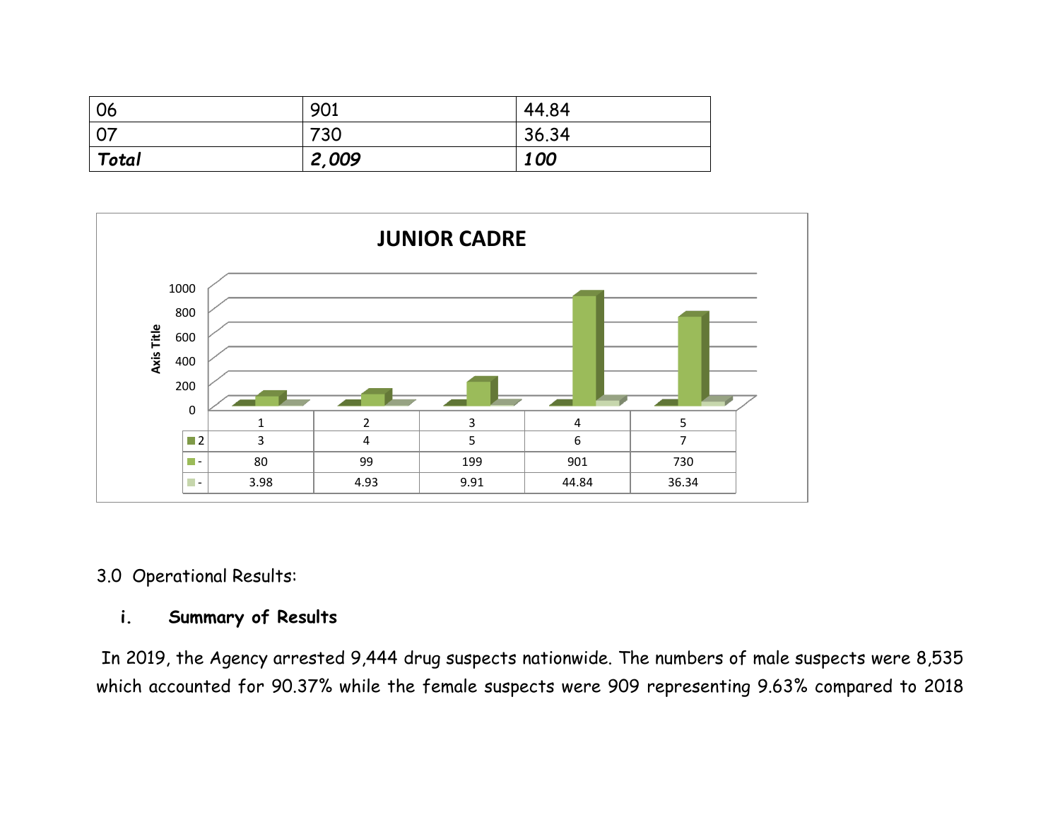| 06 | 901 | 44.84 |
|---|---|---|
| 07 | 730 | 36.34 |
| ***Total*** | ***2,009*** | ***100*** |

**JUNIOR CADRE**

| | 1 | 2 | 3 | 4 | 5 |
|---|---|---|---|---|---|
| 2 | 3 | 4 | 5 | 6 | 7 |
| - | 80 | 99 | 199 | 901 | 730 |
| - | 3.98 | 4.93 | 9.91 | 44.84 | 36.34 |

3.0 Operational Results:

**i. Summary of Results**

In 2019, the Agency arrested 9,444 drug suspects nationwide. The numbers of male suspects were 8,535 which accounted for 90.37% while the female suspects were 909 representing 9.63% compared to 2018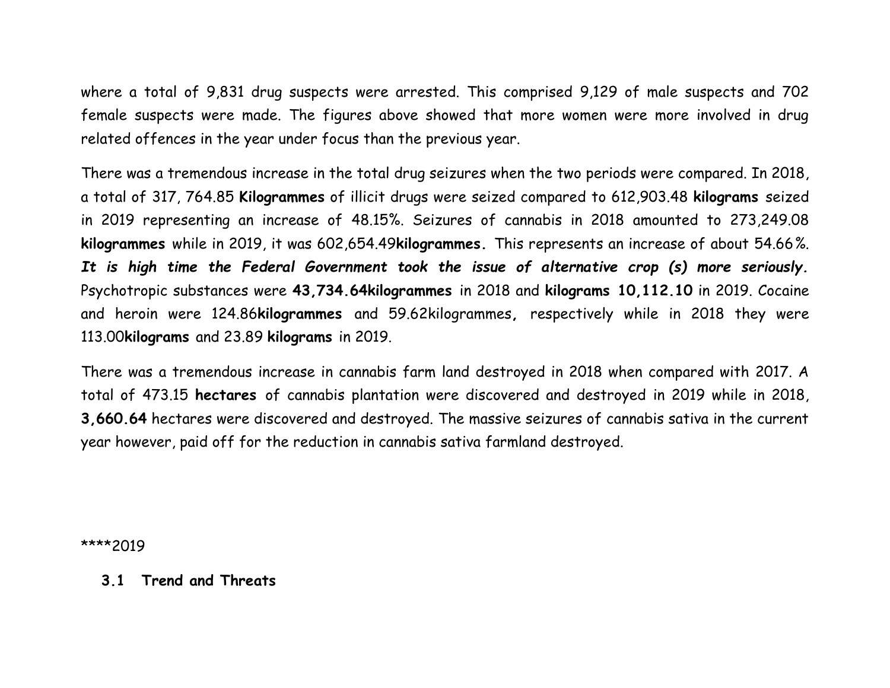where a total of 9,831 drug suspects were arrested. This comprised 9,129 of male suspects and 702 female suspects were made. The figures above showed that more women were more involved in drug related offences in the year under focus than the previous year.

There was a tremendous increase in the total drug seizures when the two periods were compared. In 2018, a total of 317, 764.85 **Kilogrammes** of illicit drugs were seized compared to 612,903.48 **kilograms** seized in 2019 representing an increase of 48.15%. Seizures of cannabis in 2018 amounted to 273,249.08 **kilogrammes** while in 2019, it was 602,654.49**kilogrammes.** This represents an increase of about 54.66%. ***It is high time the Federal Government took the issue of alternative crop (s) more seriously.*** Psychotropic substances were **43,734.64kilogrammes** in 2018 and **kilograms 10,112.10** in 2019. Cocaine and heroin were 124.86**kilogrammes** and 59.62kilogrammes, respectively while in 2018 they were 113.00**kilograms** and 23.89 **kilograms** in 2019.

There was a tremendous increase in cannabis farm land destroyed in 2018 when compared with 2017. A total of 473.15 **hectares** of cannabis plantation were discovered and destroyed in 2019 while in 2018, **3,660.64** hectares were discovered and destroyed. The massive seizures of cannabis sativa in the current year however, paid off for the reduction in cannabis sativa farmland destroyed.

****2019

### 3.1 Trend and Threats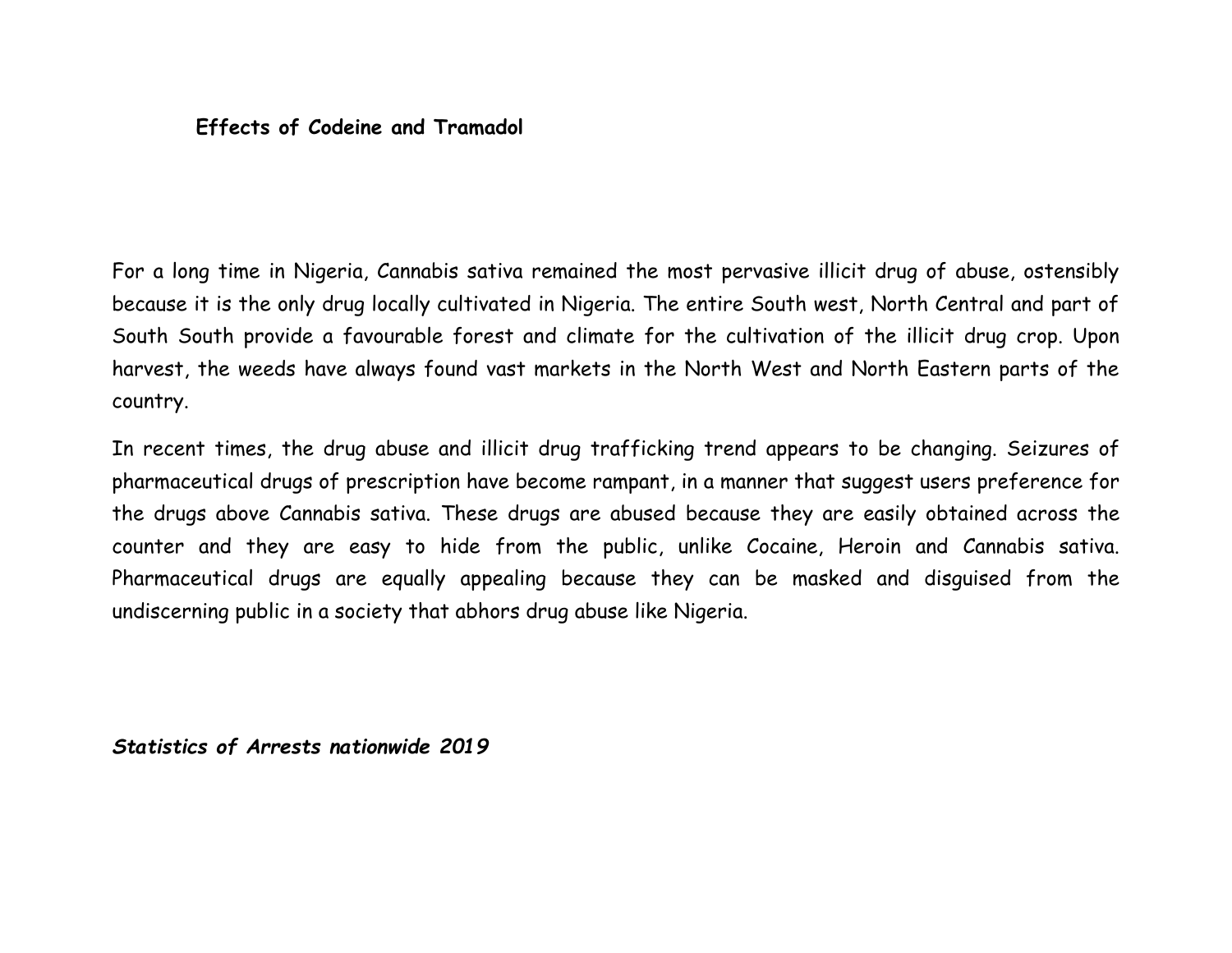**Effects of Codeine and Tramadol**

For a long time in Nigeria, Cannabis sativa remained the most pervasive illicit drug of abuse, ostensibly because it is the only drug locally cultivated in Nigeria. The entire South west, North Central and part of South South provide a favourable forest and climate for the cultivation of the illicit drug crop. Upon harvest, the weeds have always found vast markets in the North West and North Eastern parts of the country.

In recent times, the drug abuse and illicit drug trafficking trend appears to be changing. Seizures of pharmaceutical drugs of prescription have become rampant, in a manner that suggest users preference for the drugs above Cannabis sativa. These drugs are abused because they are easily obtained across the counter and they are easy to hide from the public, unlike Cocaine, Heroin and Cannabis sativa. Pharmaceutical drugs are equally appealing because they can be masked and disguised from the undiscerning public in a society that abhors drug abuse like Nigeria.

***Statistics of Arrests nationwide 2019***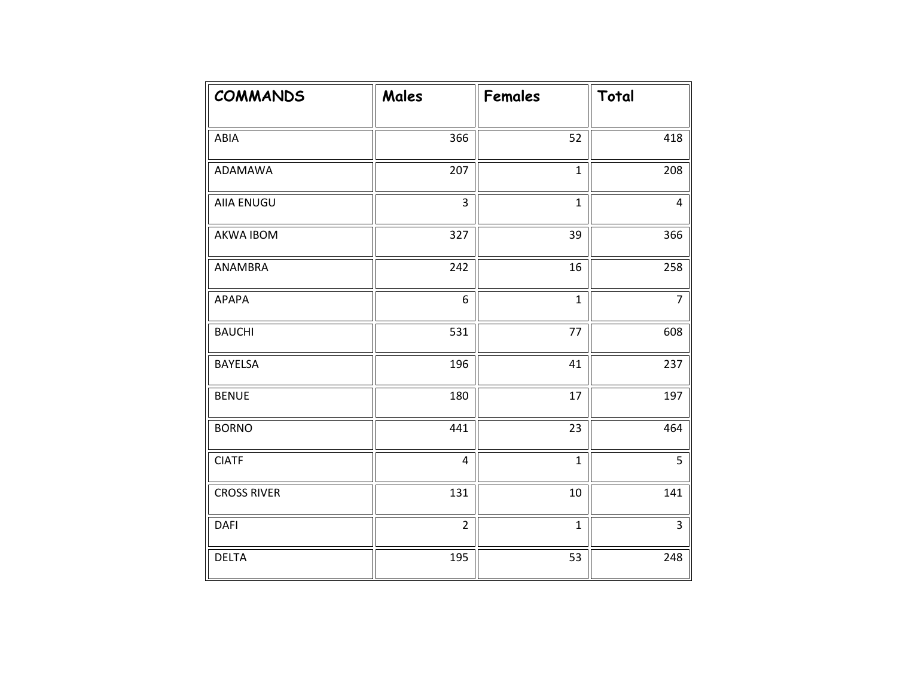| COMMANDS | Males | Females | Total |
|---|---|---|---|
| ABIA | 366 | 52 | 418 |
| ADAMAWA | 207 | 1 | 208 |
| AIIA ENUGU | 3 | 1 | 4 |
| AKWA IBOM | 327 | 39 | 366 |
| ANAMBRA | 242 | 16 | 258 |
| APAPA | 6 | 1 | 7 |
| BAUCHI | 531 | 77 | 608 |
| BAYELSA | 196 | 41 | 237 |
| BENUE | 180 | 17 | 197 |
| BORNO | 441 | 23 | 464 |
| CIATF | 4 | 1 | 5 |
| CROSS RIVER | 131 | 10 | 141 |
| DAFI | 2 | 1 | 3 |
| DELTA | 195 | 53 | 248 |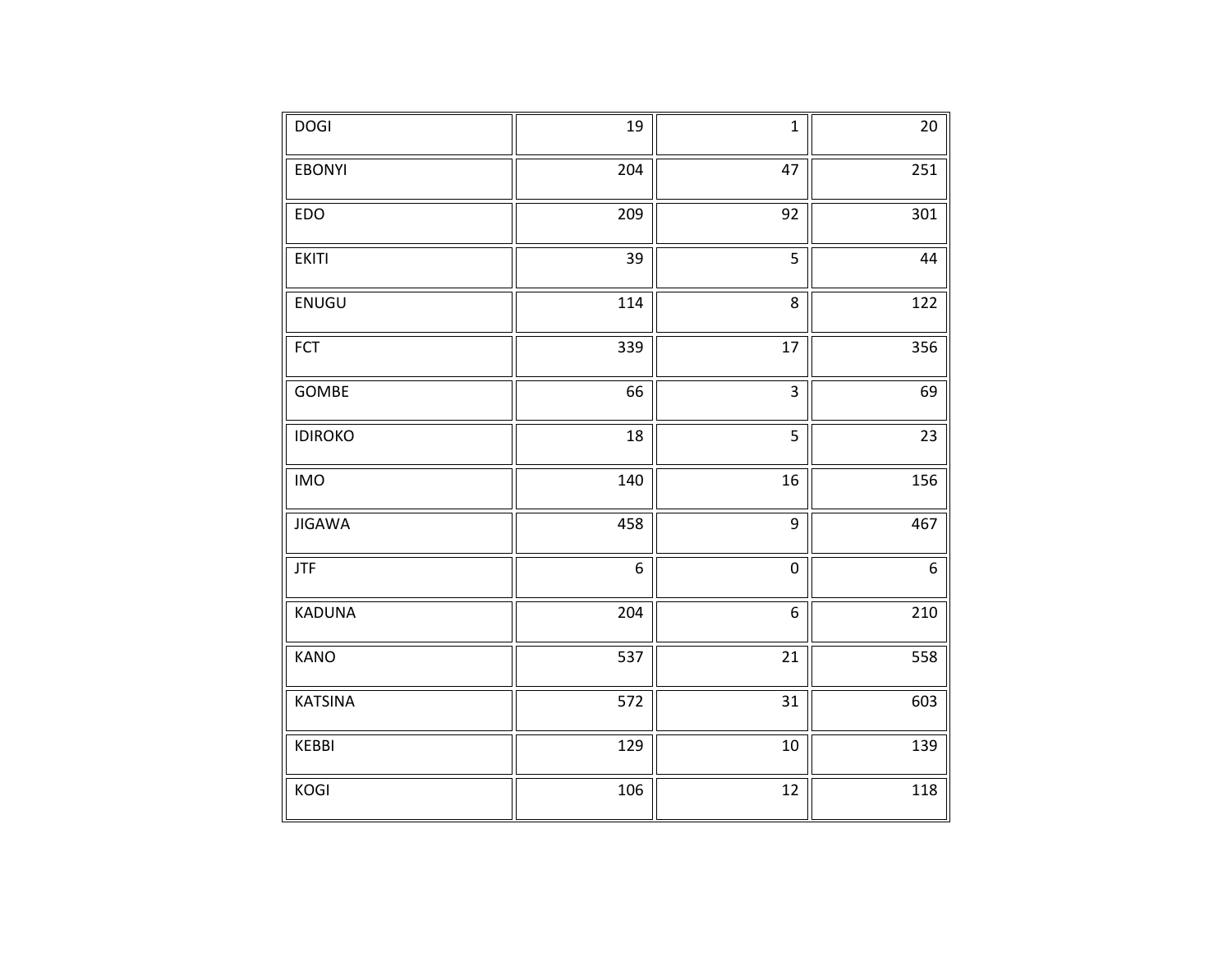| DOGI | 19 | 1 | 20 |
|---|---|---|---|
| EBONYI | 204 | 47 | 251 |
| EDO | 209 | 92 | 301 |
| EKITI | 39 | 5 | 44 |
| ENUGU | 114 | 8 | 122 |
| FCT | 339 | 17 | 356 |
| GOMBE | 66 | 3 | 69 |
| IDIROKO | 18 | 5 | 23 |
| IMO | 140 | 16 | 156 |
| JIGAWA | 458 | 9 | 467 |
| JTF | 6 | 0 | 6 |
| KADUNA | 204 | 6 | 210 |
| KANO | 537 | 21 | 558 |
| KATSINA | 572 | 31 | 603 |
| KEBBI | 129 | 10 | 139 |
| KOGI | 106 | 12 | 118 |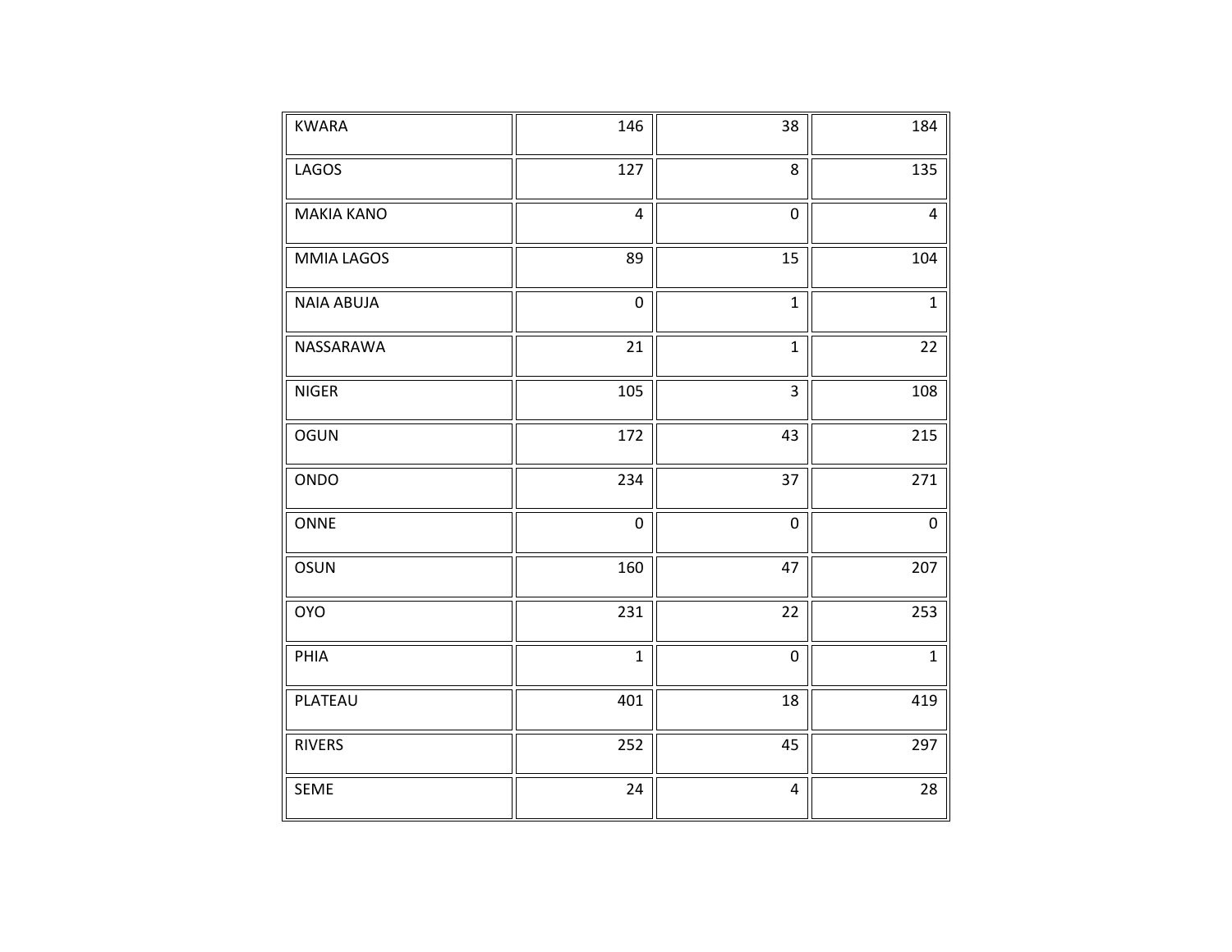| | | | |
|---|---|---|---|
| KWARA | 146 | 38 | 184 |
| LAGOS | 127 | 8 | 135 |
| MAKIA KANO | 4 | 0 | 4 |
| MMIA LAGOS | 89 | 15 | 104 |
| NAIA ABUJA | 0 | 1 | 1 |
| NASSARAWA | 21 | 1 | 22 |
| NIGER | 105 | 3 | 108 |
| OGUN | 172 | 43 | 215 |
| ONDO | 234 | 37 | 271 |
| ONNE | 0 | 0 | 0 |
| OSUN | 160 | 47 | 207 |
| OYO | 231 | 22 | 253 |
| PHIA | 1 | 0 | 1 |
| PLATEAU | 401 | 18 | 419 |
| RIVERS | 252 | 45 | 297 |
| SEME | 24 | 4 | 28 |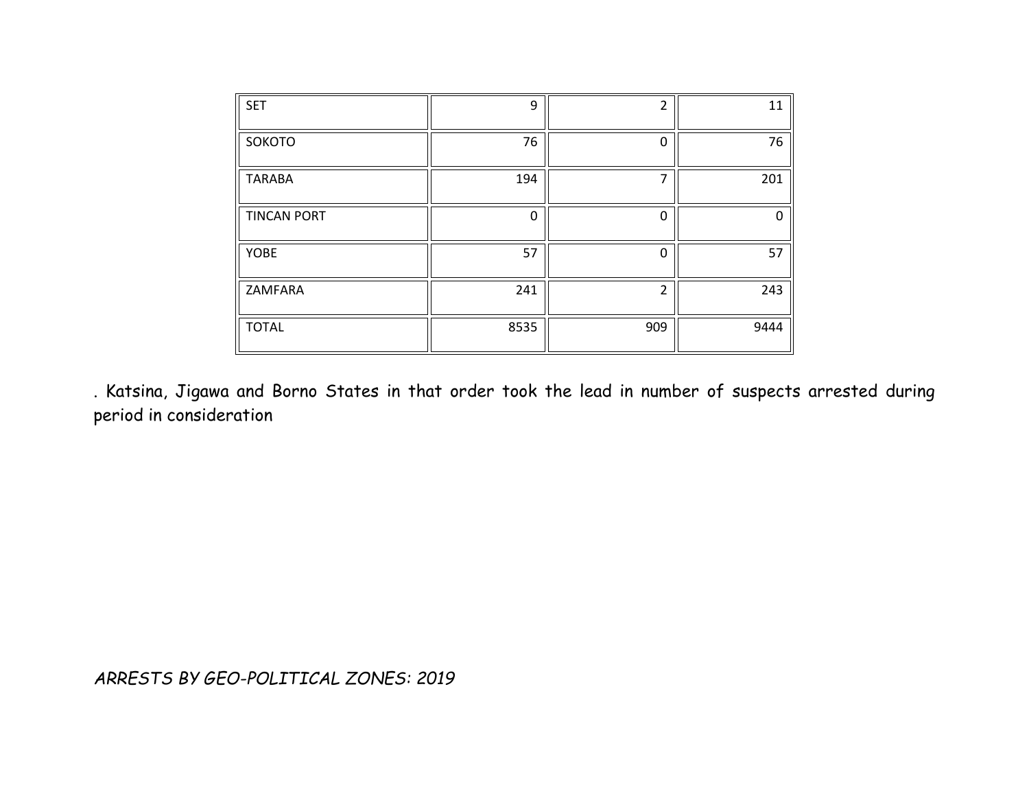| SET | 9 | 2 | 11 |
|---|---|---|---|
| SOKOTO | 76 | 0 | 76 |
| TARABA | 194 | 7 | 201 |
| TINCAN PORT | 0 | 0 | 0 |
| YOBE | 57 | 0 | 57 |
| ZAMFARA | 241 | 2 | 243 |
| TOTAL | 8535 | 909 | 9444 |

. Katsina, Jigawa and Borno States in that order took the lead in number of suspects arrested during period in consideration

*ARRESTS BY GEO-POLITICAL ZONES: 2019*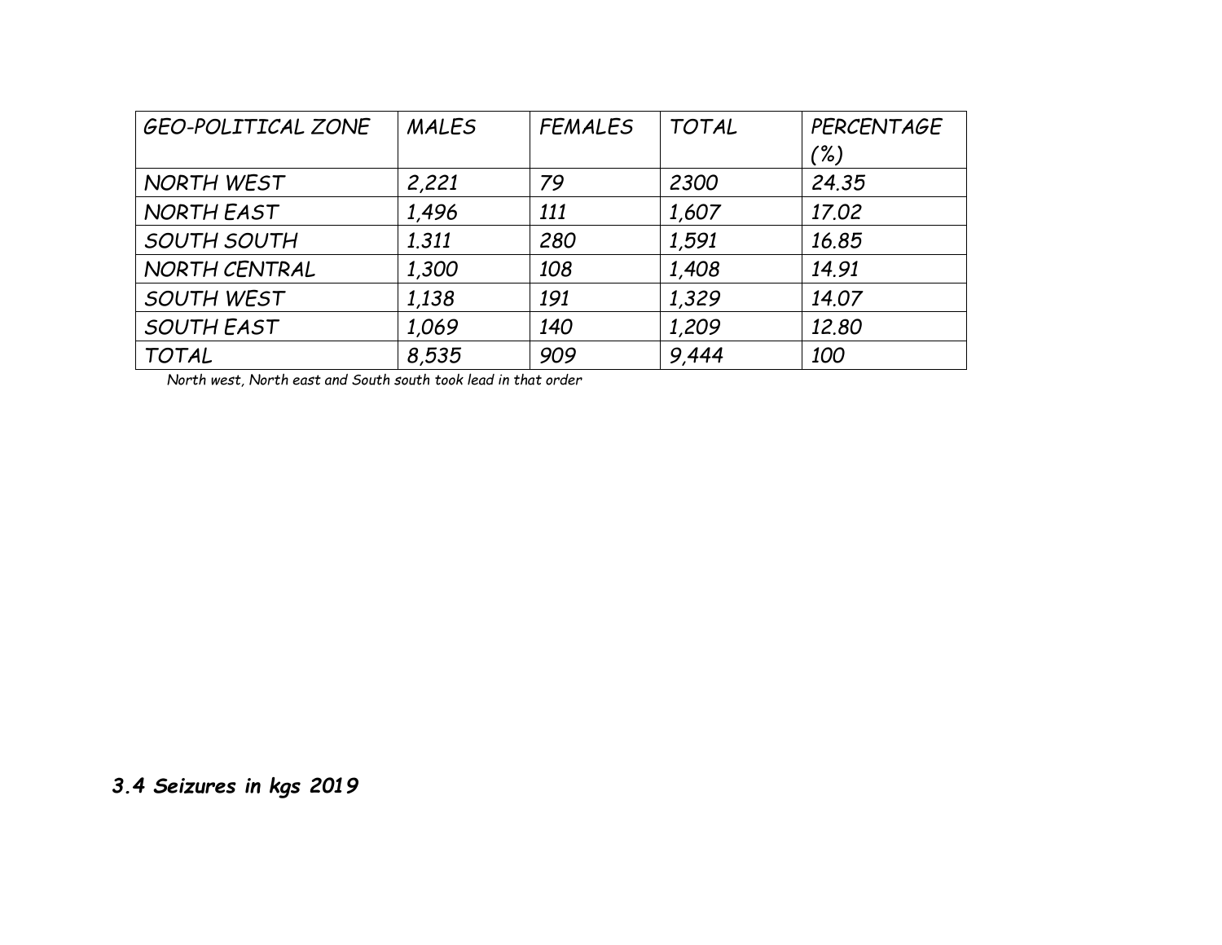| GEO-POLITICAL ZONE | MALES | FEMALES | TOTAL | PERCENTAGE (%) |
|---|---|---|---|---|
| NORTH WEST | 2,221 | 79 | 2300 | 24.35 |
| NORTH EAST | 1,496 | 111 | 1,607 | 17.02 |
| SOUTH SOUTH | 1.311 | 280 | 1,591 | 16.85 |
| NORTH CENTRAL | 1,300 | 108 | 1,408 | 14.91 |
| SOUTH WEST | 1,138 | 191 | 1,329 | 14.07 |
| SOUTH EAST | 1,069 | 140 | 1,209 | 12.80 |
| TOTAL | 8,535 | 909 | 9,444 | 100 |

*North west, North east and South south took lead in that order*

### *3.4 Seizures in kgs 2019*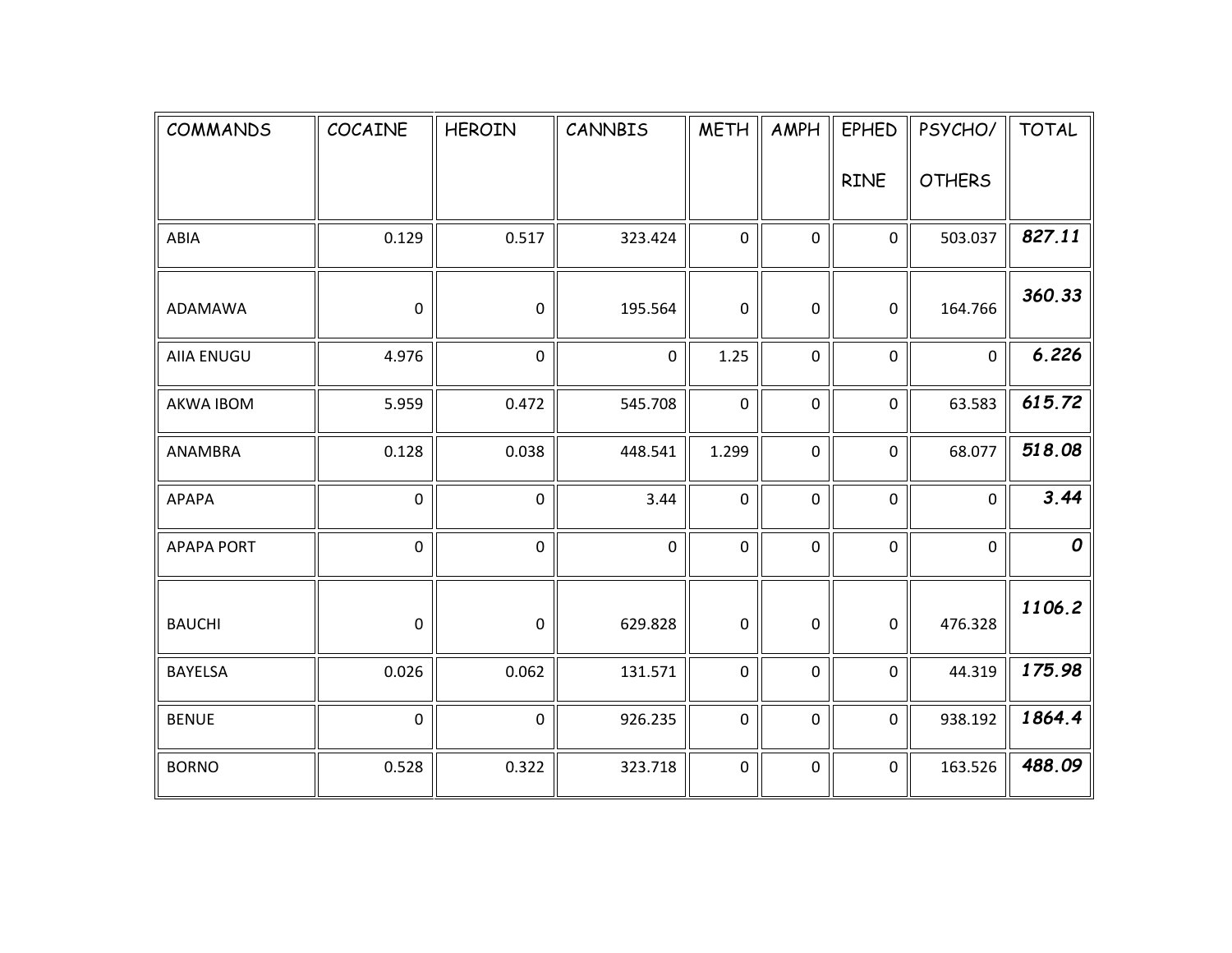| COMMANDS | COCAINE | HEROIN | CANNBIS | METH | AMPH | EPHED RINE | PSYCHO/ OTHERS | TOTAL |
|---|---|---|---|---|---|---|---|---|
| ABIA | 0.129 | 0.517 | 323.424 | 0 | 0 | 0 | 503.037 | ***827.11*** |
| ADAMAWA | 0 | 0 | 195.564 | 0 | 0 | 0 | 164.766 | ***360.33*** |
| AIIA ENUGU | 4.976 | 0 | 0 | 1.25 | 0 | 0 | 0 | ***6.226*** |
| AKWA IBOM | 5.959 | 0.472 | 545.708 | 0 | 0 | 0 | 63.583 | ***615.72*** |
| ANAMBRA | 0.128 | 0.038 | 448.541 | 1.299 | 0 | 0 | 68.077 | ***518.08*** |
| APAPA | 0 | 0 | 3.44 | 0 | 0 | 0 | 0 | ***3.44*** |
| APAPA PORT | 0 | 0 | 0 | 0 | 0 | 0 | 0 | ***0*** |
| BAUCHI | 0 | 0 | 629.828 | 0 | 0 | 0 | 476.328 | ***1106.2*** |
| BAYELSA | 0.026 | 0.062 | 131.571 | 0 | 0 | 0 | 44.319 | ***175.98*** |
| BENUE | 0 | 0 | 926.235 | 0 | 0 | 0 | 938.192 | ***1864.4*** |
| BORNO | 0.528 | 0.322 | 323.718 | 0 | 0 | 0 | 163.526 | ***488.09*** |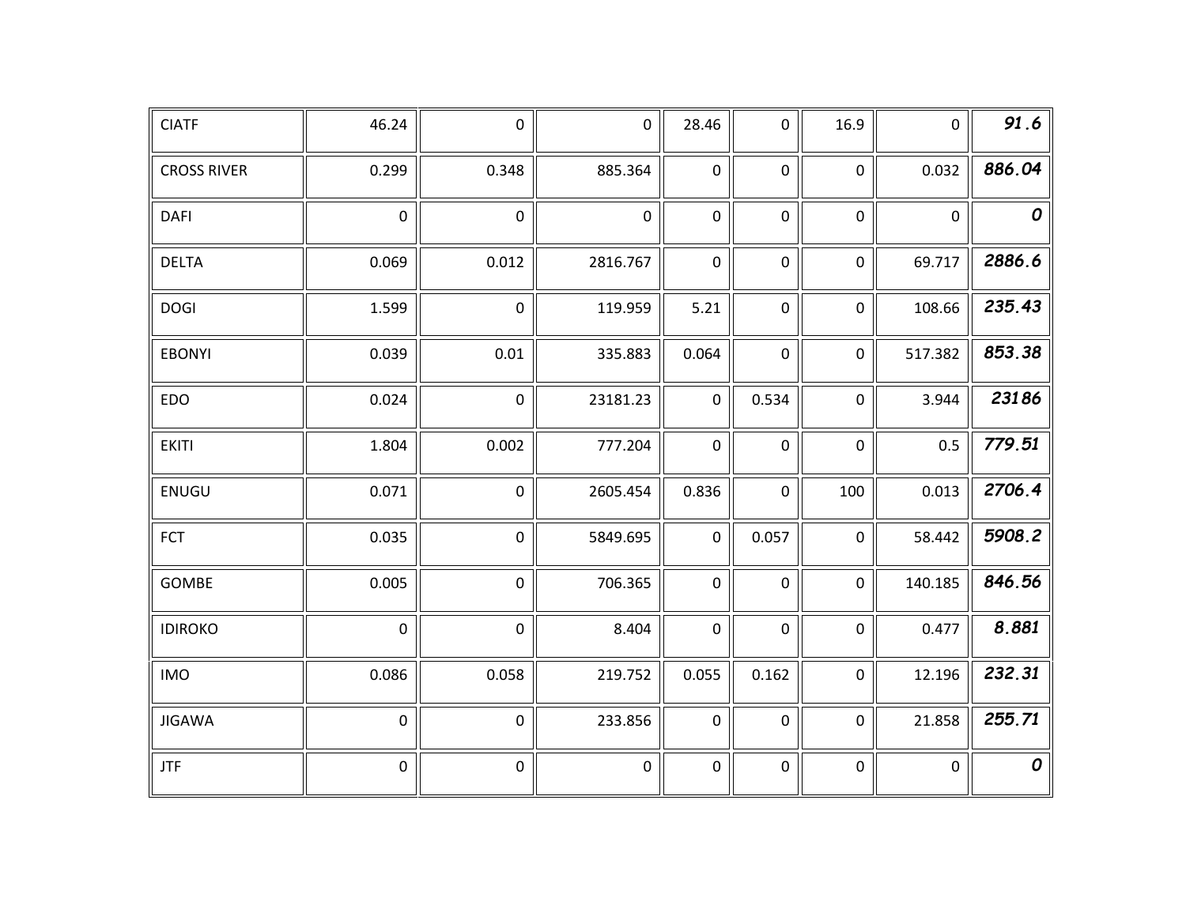| CIATF | 46.24 | 0 | 0 | 28.46 | 0 | 16.9 | 0 | ***91.6*** |
|---|---|---|---|---|---|---|---|---|
| CROSS RIVER | 0.299 | 0.348 | 885.364 | 0 | 0 | 0 | 0.032 | ***886.04*** |
| DAFI | 0 | 0 | 0 | 0 | 0 | 0 | 0 | ***0*** |
| DELTA | 0.069 | 0.012 | 2816.767 | 0 | 0 | 0 | 69.717 | ***2886.6*** |
| DOGI | 1.599 | 0 | 119.959 | 5.21 | 0 | 0 | 108.66 | ***235.43*** |
| EBONYI | 0.039 | 0.01 | 335.883 | 0.064 | 0 | 0 | 517.382 | ***853.38*** |
| EDO | 0.024 | 0 | 23181.23 | 0 | 0.534 | 0 | 3.944 | ***23186*** |
| EKITI | 1.804 | 0.002 | 777.204 | 0 | 0 | 0 | 0.5 | ***779.51*** |
| ENUGU | 0.071 | 0 | 2605.454 | 0.836 | 0 | 100 | 0.013 | ***2706.4*** |
| FCT | 0.035 | 0 | 5849.695 | 0 | 0.057 | 0 | 58.442 | ***5908.2*** |
| GOMBE | 0.005 | 0 | 706.365 | 0 | 0 | 0 | 140.185 | ***846.56*** |
| IDIROKO | 0 | 0 | 8.404 | 0 | 0 | 0 | 0.477 | ***8.881*** |
| IMO | 0.086 | 0.058 | 219.752 | 0.055 | 0.162 | 0 | 12.196 | ***232.31*** |
| JIGAWA | 0 | 0 | 233.856 | 0 | 0 | 0 | 21.858 | ***255.71*** |
| JTF | 0 | 0 | 0 | 0 | 0 | 0 | 0 | ***0*** |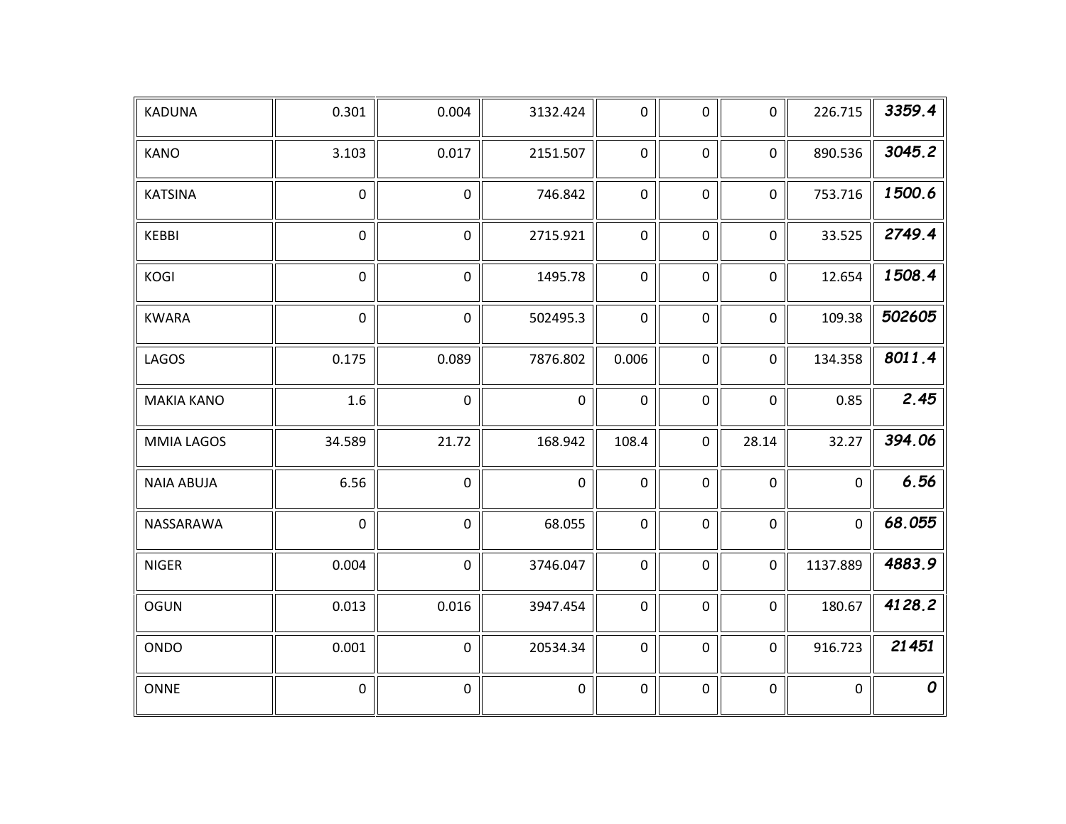| KADUNA | 0.301 | 0.004 | 3132.424 | 0 | 0 | 0 | 226.715 | ***3359.4*** |
|---|---|---|---|---|---|---|---|---|
| KANO | 3.103 | 0.017 | 2151.507 | 0 | 0 | 0 | 890.536 | ***3045.2*** |
| KATSINA | 0 | 0 | 746.842 | 0 | 0 | 0 | 753.716 | ***1500.6*** |
| KEBBI | 0 | 0 | 2715.921 | 0 | 0 | 0 | 33.525 | ***2749.4*** |
| KOGI | 0 | 0 | 1495.78 | 0 | 0 | 0 | 12.654 | ***1508.4*** |
| KWARA | 0 | 0 | 502495.3 | 0 | 0 | 0 | 109.38 | ***502605*** |
| LAGOS | 0.175 | 0.089 | 7876.802 | 0.006 | 0 | 0 | 134.358 | ***8011.4*** |
| MAKIA KANO | 1.6 | 0 | 0 | 0 | 0 | 0 | 0.85 | ***2.45*** |
| MMIA LAGOS | 34.589 | 21.72 | 168.942 | 108.4 | 0 | 28.14 | 32.27 | ***394.06*** |
| NAIA ABUJA | 6.56 | 0 | 0 | 0 | 0 | 0 | 0 | ***6.56*** |
| NASSARAWA | 0 | 0 | 68.055 | 0 | 0 | 0 | 0 | ***68.055*** |
| NIGER | 0.004 | 0 | 3746.047 | 0 | 0 | 0 | 1137.889 | ***4883.9*** |
| OGUN | 0.013 | 0.016 | 3947.454 | 0 | 0 | 0 | 180.67 | ***4128.2*** |
| ONDO | 0.001 | 0 | 20534.34 | 0 | 0 | 0 | 916.723 | ***21451*** |
| ONNE | 0 | 0 | 0 | 0 | 0 | 0 | 0 | ***0*** |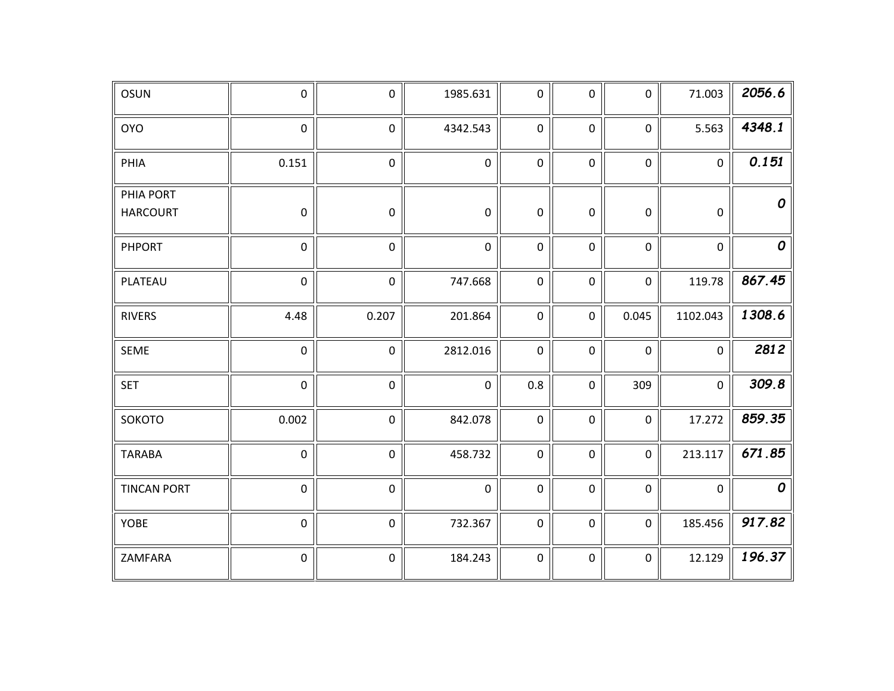| OSUN | 0 | 0 | 1985.631 | 0 | 0 | 0 | 71.003 | ***2056.6*** |
|---|---|---|---|---|---|---|---|---|
| OYO | 0 | 0 | 4342.543 | 0 | 0 | 0 | 5.563 | ***4348.1*** |
| PHIA | 0.151 | 0 | 0 | 0 | 0 | 0 | 0 | ***0.151*** |
| PHIA PORT HARCOURT | 0 | 0 | 0 | 0 | 0 | 0 | 0 | ***0*** |
| PHPORT | 0 | 0 | 0 | 0 | 0 | 0 | 0 | ***0*** |
| PLATEAU | 0 | 0 | 747.668 | 0 | 0 | 0 | 119.78 | ***867.45*** |
| RIVERS | 4.48 | 0.207 | 201.864 | 0 | 0 | 0.045 | 1102.043 | ***1308.6*** |
| SEME | 0 | 0 | 2812.016 | 0 | 0 | 0 | 0 | ***2812*** |
| SET | 0 | 0 | 0 | 0.8 | 0 | 309 | 0 | ***309.8*** |
| SOKOTO | 0.002 | 0 | 842.078 | 0 | 0 | 0 | 17.272 | ***859.35*** |
| TARABA | 0 | 0 | 458.732 | 0 | 0 | 0 | 213.117 | ***671.85*** |
| TINCAN PORT | 0 | 0 | 0 | 0 | 0 | 0 | 0 | ***0*** |
| YOBE | 0 | 0 | 732.367 | 0 | 0 | 0 | 185.456 | ***917.82*** |
| ZAMFARA | 0 | 0 | 184.243 | 0 | 0 | 0 | 12.129 | ***196.37*** |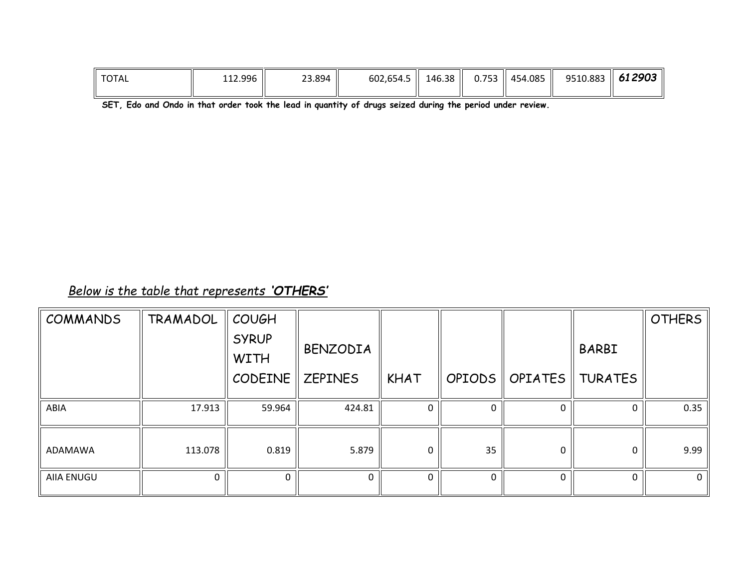| TOTAL | 112.996 | 23.894 | 602,654.5 | 146.38 | 0.753 | 454.085 | 9510.883 | ***612903*** |
|---|---|---|---|---|---|---|---|---|

**SET, Edo and Ondo in that order took the lead in quantity of drugs seized during the period under review.**

*Below is the table that represents '**OTHERS**'*

| COMMANDS | TRAMADOL | COUGH SYRUP WITH CODEINE | BENZODIA ZEPINES | KHAT | OPIODS | OPIATES | BARBI TURATES | OTHERS |
|---|---|---|---|---|---|---|---|---|
| ABIA | 17.913 | 59.964 | 424.81 | 0 | 0 | 0 | 0 | 0.35 |
| ADAMAWA | 113.078 | 0.819 | 5.879 | 0 | 35 | 0 | 0 | 9.99 |
| AIIA ENUGU | 0 | 0 | 0 | 0 | 0 | 0 | 0 | 0 |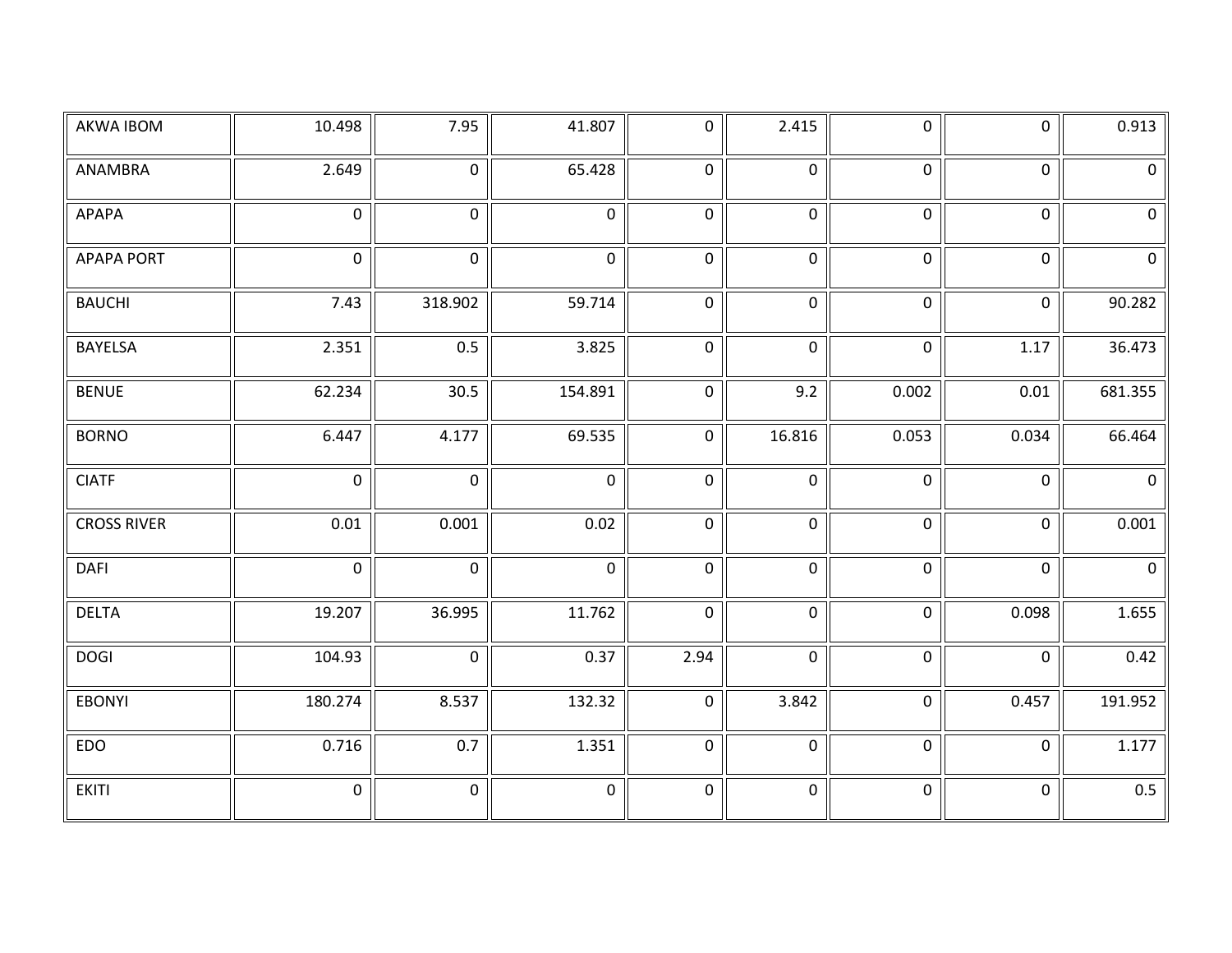| | | | | | | | | |
|---|---|---|---|---|---|---|---|---|
| AKWA IBOM | 10.498 | 7.95 | 41.807 | 0 | 2.415 | 0 | 0 | 0.913 |
| ANAMBRA | 2.649 | 0 | 65.428 | 0 | 0 | 0 | 0 | 0 |
| APAPA | 0 | 0 | 0 | 0 | 0 | 0 | 0 | 0 |
| APAPA PORT | 0 | 0 | 0 | 0 | 0 | 0 | 0 | 0 |
| BAUCHI | 7.43 | 318.902 | 59.714 | 0 | 0 | 0 | 0 | 90.282 |
| BAYELSA | 2.351 | 0.5 | 3.825 | 0 | 0 | 0 | 1.17 | 36.473 |
| BENUE | 62.234 | 30.5 | 154.891 | 0 | 9.2 | 0.002 | 0.01 | 681.355 |
| BORNO | 6.447 | 4.177 | 69.535 | 0 | 16.816 | 0.053 | 0.034 | 66.464 |
| CIATF | 0 | 0 | 0 | 0 | 0 | 0 | 0 | 0 |
| CROSS RIVER | 0.01 | 0.001 | 0.02 | 0 | 0 | 0 | 0 | 0.001 |
| DAFI | 0 | 0 | 0 | 0 | 0 | 0 | 0 | 0 |
| DELTA | 19.207 | 36.995 | 11.762 | 0 | 0 | 0 | 0.098 | 1.655 |
| DOGI | 104.93 | 0 | 0.37 | 2.94 | 0 | 0 | 0 | 0.42 |
| EBONYI | 180.274 | 8.537 | 132.32 | 0 | 3.842 | 0 | 0.457 | 191.952 |
| EDO | 0.716 | 0.7 | 1.351 | 0 | 0 | 0 | 0 | 1.177 |
| EKITI | 0 | 0 | 0 | 0 | 0 | 0 | 0 | 0.5 |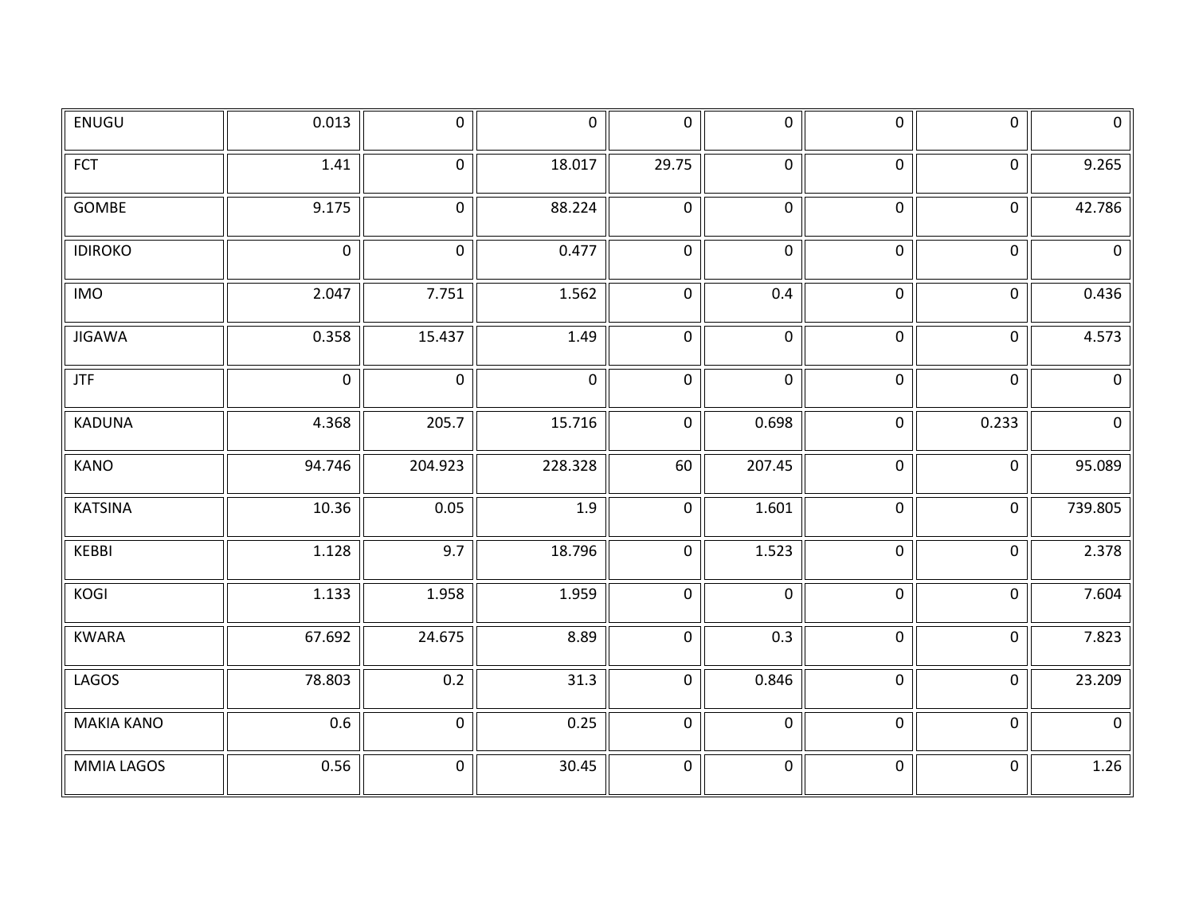| | | | | | | | | |
|---|---|---|---|---|---|---|---|---|
| ENUGU | 0.013 | 0 | 0 | 0 | 0 | 0 | 0 | 0 |
| FCT | 1.41 | 0 | 18.017 | 29.75 | 0 | 0 | 0 | 9.265 |
| GOMBE | 9.175 | 0 | 88.224 | 0 | 0 | 0 | 0 | 42.786 |
| IDIROKO | 0 | 0 | 0.477 | 0 | 0 | 0 | 0 | 0 |
| IMO | 2.047 | 7.751 | 1.562 | 0 | 0.4 | 0 | 0 | 0.436 |
| JIGAWA | 0.358 | 15.437 | 1.49 | 0 | 0 | 0 | 0 | 4.573 |
| JTF | 0 | 0 | 0 | 0 | 0 | 0 | 0 | 0 |
| KADUNA | 4.368 | 205.7 | 15.716 | 0 | 0.698 | 0 | 0.233 | 0 |
| KANO | 94.746 | 204.923 | 228.328 | 60 | 207.45 | 0 | 0 | 95.089 |
| KATSINA | 10.36 | 0.05 | 1.9 | 0 | 1.601 | 0 | 0 | 739.805 |
| KEBBI | 1.128 | 9.7 | 18.796 | 0 | 1.523 | 0 | 0 | 2.378 |
| KOGI | 1.133 | 1.958 | 1.959 | 0 | 0 | 0 | 0 | 7.604 |
| KWARA | 67.692 | 24.675 | 8.89 | 0 | 0.3 | 0 | 0 | 7.823 |
| LAGOS | 78.803 | 0.2 | 31.3 | 0 | 0.846 | 0 | 0 | 23.209 |
| MAKIA KANO | 0.6 | 0 | 0.25 | 0 | 0 | 0 | 0 | 0 |
| MMIA LAGOS | 0.56 | 0 | 30.45 | 0 | 0 | 0 | 0 | 1.26 |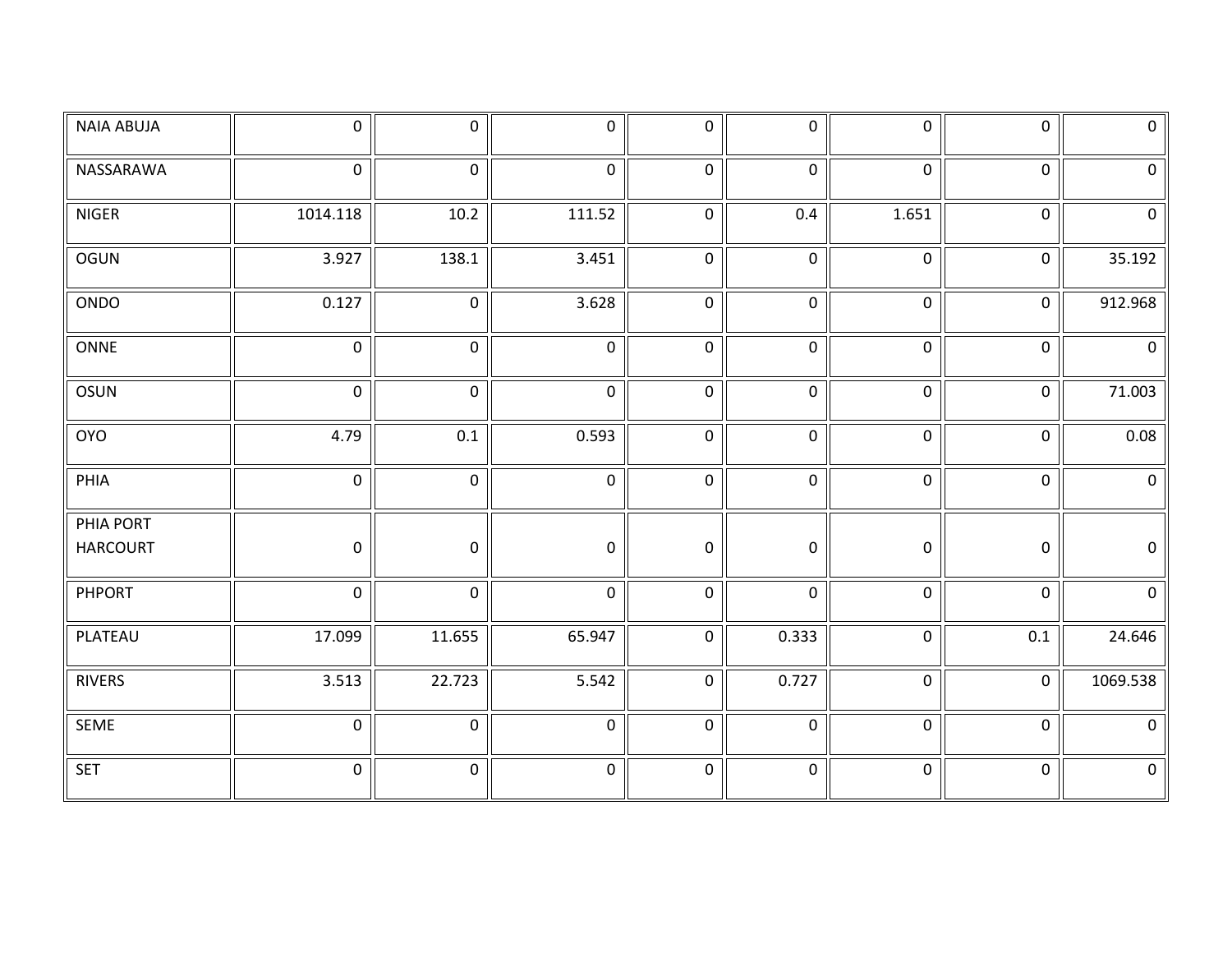| | | | | | | | | |
|---|---|---|---|---|---|---|---|---|
| NAIA ABUJA | 0 | 0 | 0 | 0 | 0 | 0 | 0 | 0 |
| NASSARAWA | 0 | 0 | 0 | 0 | 0 | 0 | 0 | 0 |
| NIGER | 1014.118 | 10.2 | 111.52 | 0 | 0.4 | 1.651 | 0 | 0 |
| OGUN | 3.927 | 138.1 | 3.451 | 0 | 0 | 0 | 0 | 35.192 |
| ONDO | 0.127 | 0 | 3.628 | 0 | 0 | 0 | 0 | 912.968 |
| ONNE | 0 | 0 | 0 | 0 | 0 | 0 | 0 | 0 |
| OSUN | 0 | 0 | 0 | 0 | 0 | 0 | 0 | 71.003 |
| OYO | 4.79 | 0.1 | 0.593 | 0 | 0 | 0 | 0 | 0.08 |
| PHIA | 0 | 0 | 0 | 0 | 0 | 0 | 0 | 0 |
| PHIA PORT HARCOURT | 0 | 0 | 0 | 0 | 0 | 0 | 0 | 0 |
| PHPORT | 0 | 0 | 0 | 0 | 0 | 0 | 0 | 0 |
| PLATEAU | 17.099 | 11.655 | 65.947 | 0 | 0.333 | 0 | 0.1 | 24.646 |
| RIVERS | 3.513 | 22.723 | 5.542 | 0 | 0.727 | 0 | 0 | 1069.538 |
| SEME | 0 | 0 | 0 | 0 | 0 | 0 | 0 | 0 |
| SET | 0 | 0 | 0 | 0 | 0 | 0 | 0 | 0 |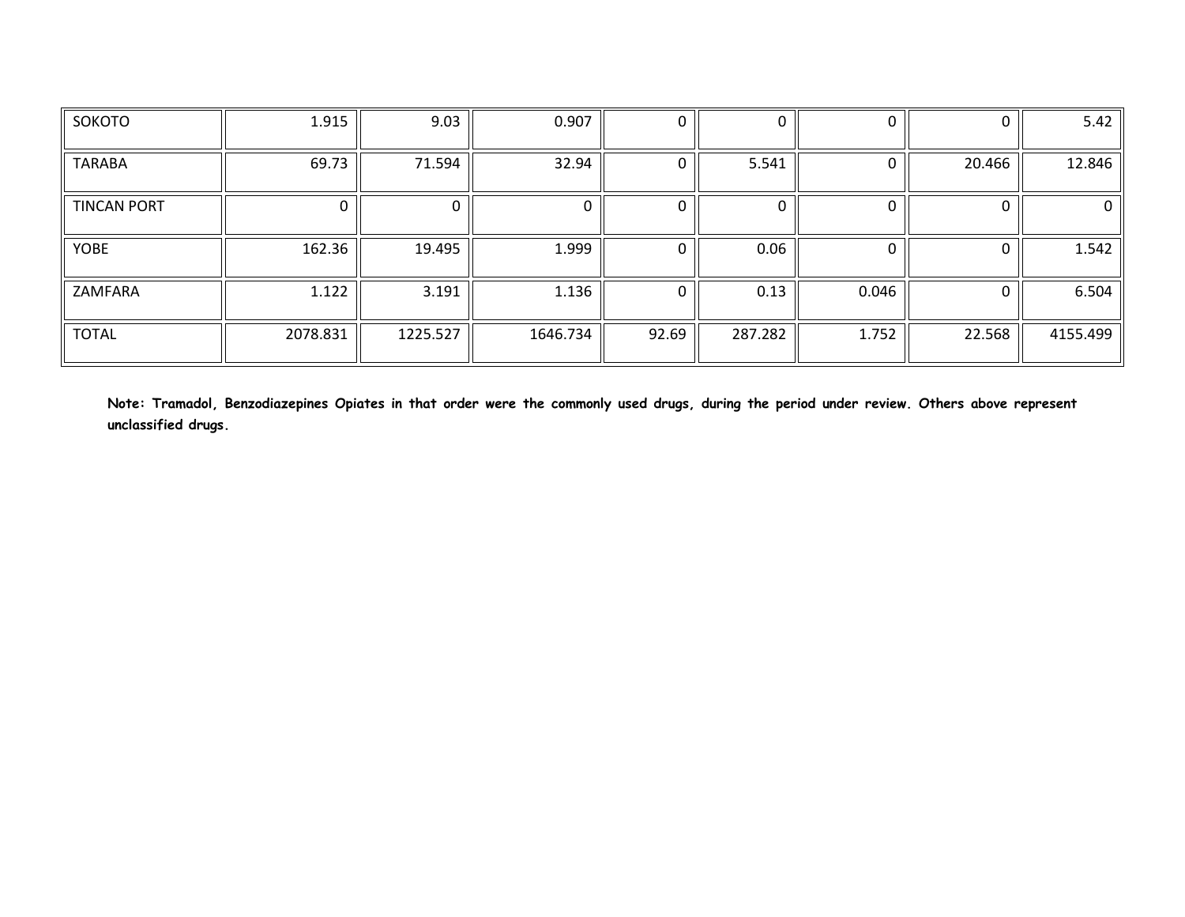| | | | | | | | | |
|---|---|---|---|---|---|---|---|---|
| SOKOTO | 1.915 | 9.03 | 0.907 | 0 | 0 | 0 | 0 | 5.42 |
| TARABA | 69.73 | 71.594 | 32.94 | 0 | 5.541 | 0 | 20.466 | 12.846 |
| TINCAN PORT | 0 | 0 | 0 | 0 | 0 | 0 | 0 | 0 |
| YOBE | 162.36 | 19.495 | 1.999 | 0 | 0.06 | 0 | 0 | 1.542 |
| ZAMFARA | 1.122 | 3.191 | 1.136 | 0 | 0.13 | 0.046 | 0 | 6.504 |
| TOTAL | 2078.831 | 1225.527 | 1646.734 | 92.69 | 287.282 | 1.752 | 22.568 | 4155.499 |

**Note: Tramadol, Benzodiazepines Opiates in that order were the commonly used drugs, during the period under review. Others above represent unclassified drugs.**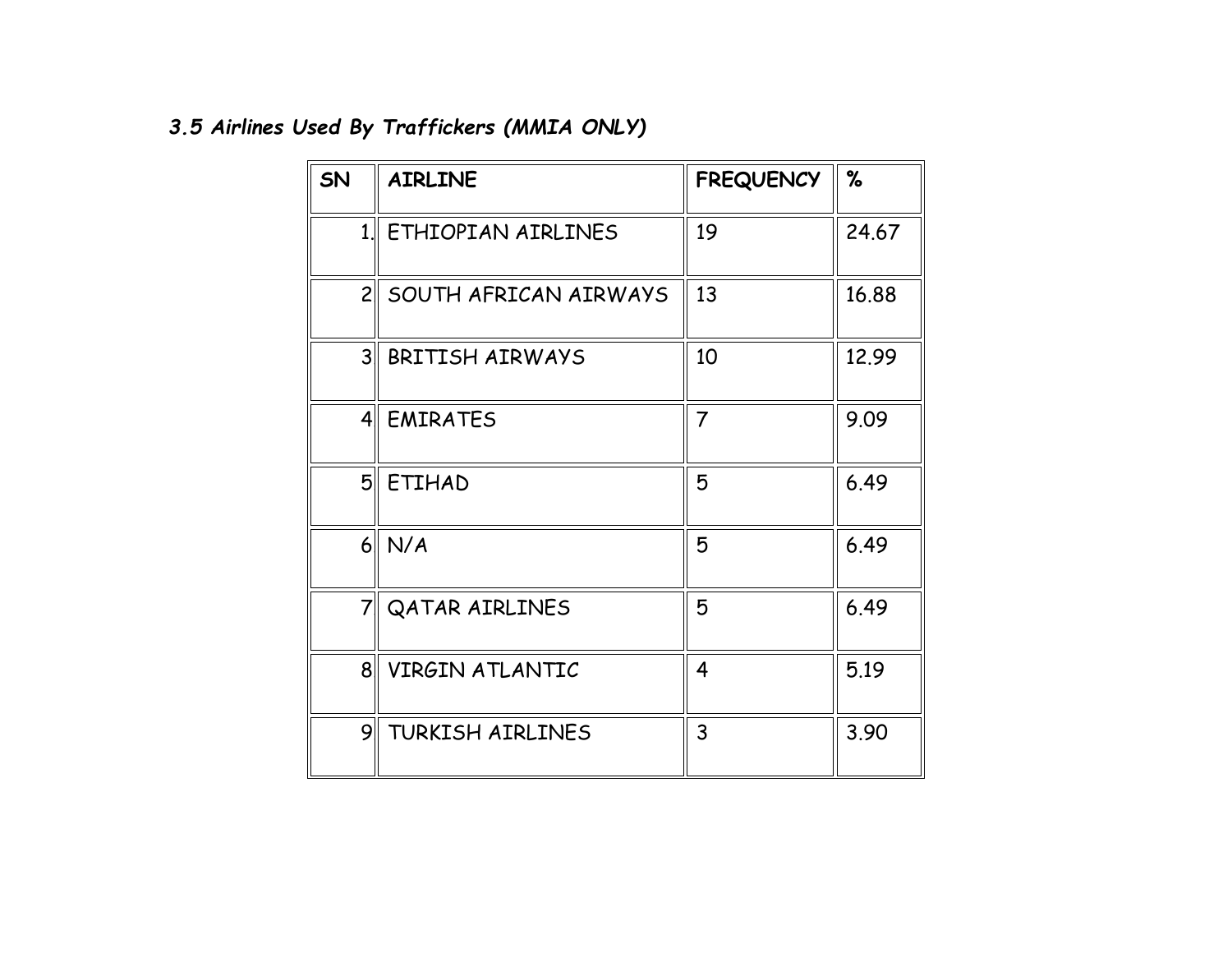### *3.5 Airlines Used By Traffickers (MMIA ONLY)*

| SN | AIRLINE | FREQUENCY | % |
|---|---|---|---|
| 1. | ETHIOPIAN AIRLINES | 19 | 24.67 |
| 2 | SOUTH AFRICAN AIRWAYS | 13 | 16.88 |
| 3 | BRITISH AIRWAYS | 10 | 12.99 |
| 4 | EMIRATES | 7 | 9.09 |
| 5 | ETIHAD | 5 | 6.49 |
| 6 | N/A | 5 | 6.49 |
| 7 | QATAR AIRLINES | 5 | 6.49 |
| 8 | VIRGIN ATLANTIC | 4 | 5.19 |
| 9 | TURKISH AIRLINES | 3 | 3.90 |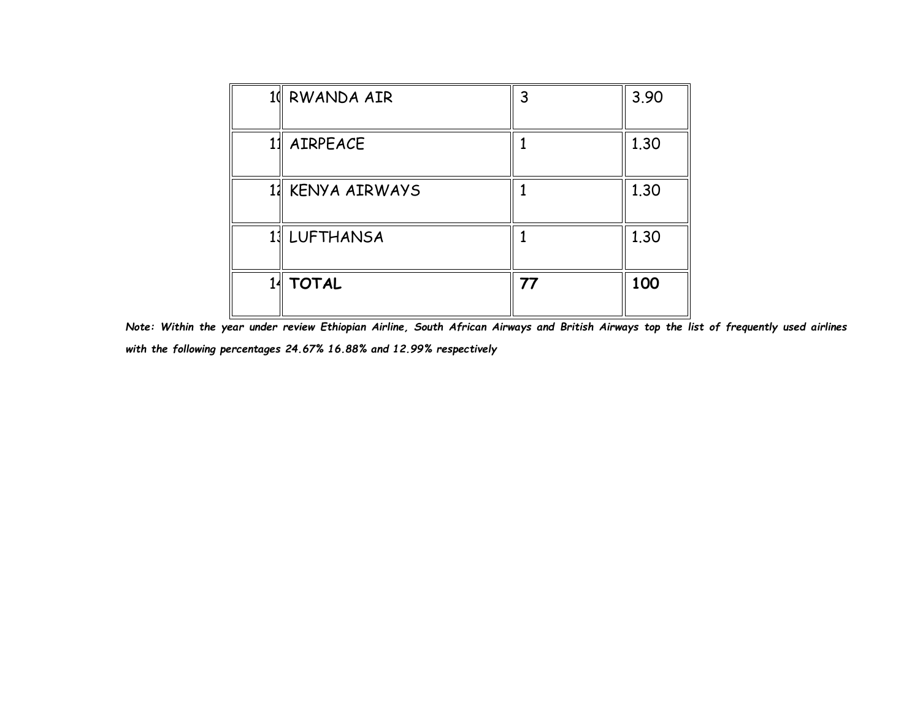| 10 | RWANDA AIR | 3 | 3.90 |
|---|---|---|---|
| 11 | AIRPEACE | 1 | 1.30 |
| 12 | KENYA AIRWAYS | 1 | 1.30 |
| 13 | LUFTHANSA | 1 | 1.30 |
| 14 | **TOTAL** | **77** | **100** |

***Note: Within the year under review Ethiopian Airline, South African Airways and British Airways top the list of frequently used airlines with the following percentages 24.67% 16.88% and 12.99% respectively***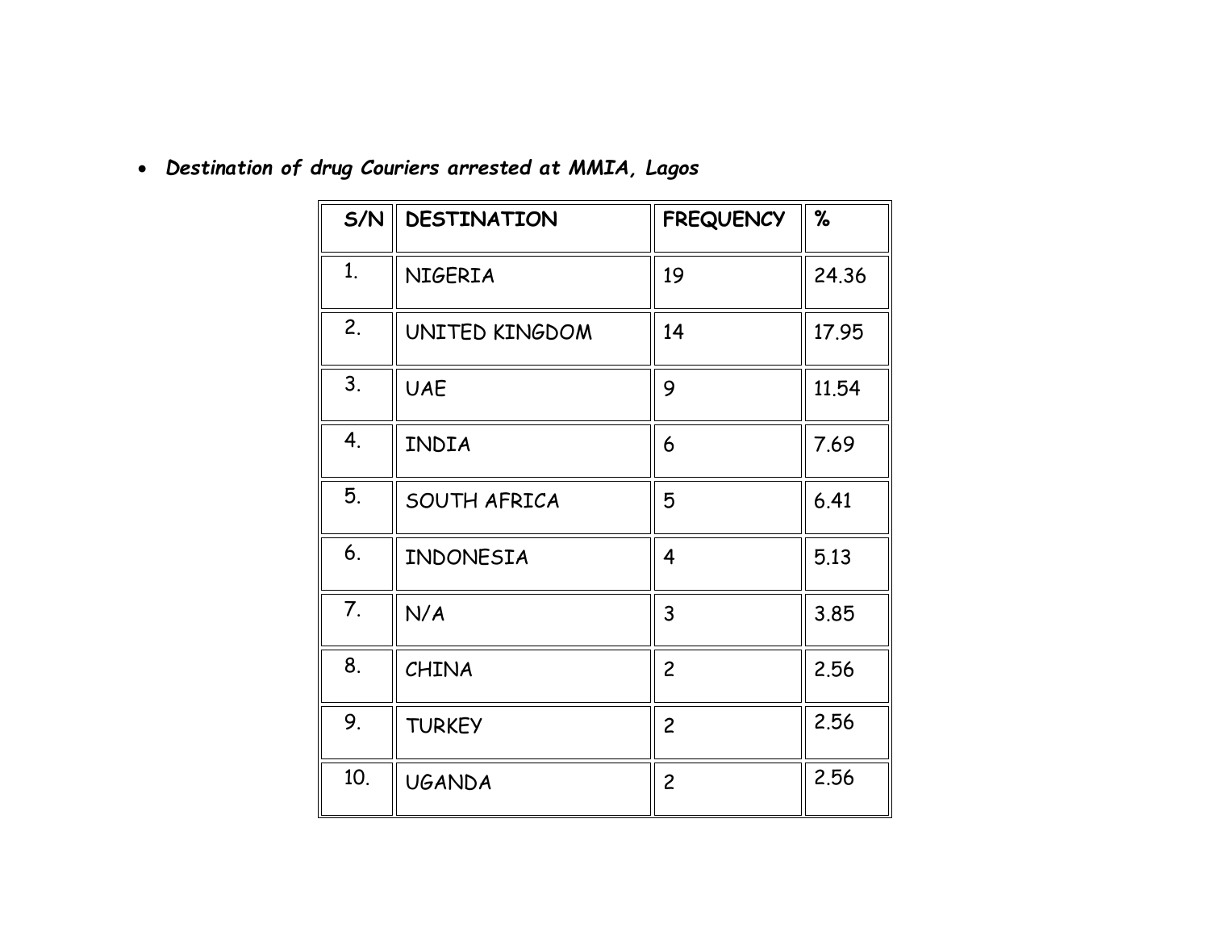- ***Destination of drug Couriers arrested at MMIA, Lagos***

| S/N | DESTINATION | FREQUENCY | % |
|---|---|---|---|
| 1. | NIGERIA | 19 | 24.36 |
| 2. | UNITED KINGDOM | 14 | 17.95 |
| 3. | UAE | 9 | 11.54 |
| 4. | INDIA | 6 | 7.69 |
| 5. | SOUTH AFRICA | 5 | 6.41 |
| 6. | INDONESIA | 4 | 5.13 |
| 7. | N/A | 3 | 3.85 |
| 8. | CHINA | 2 | 2.56 |
| 9. | TURKEY | 2 | 2.56 |
| 10. | UGANDA | 2 | 2.56 |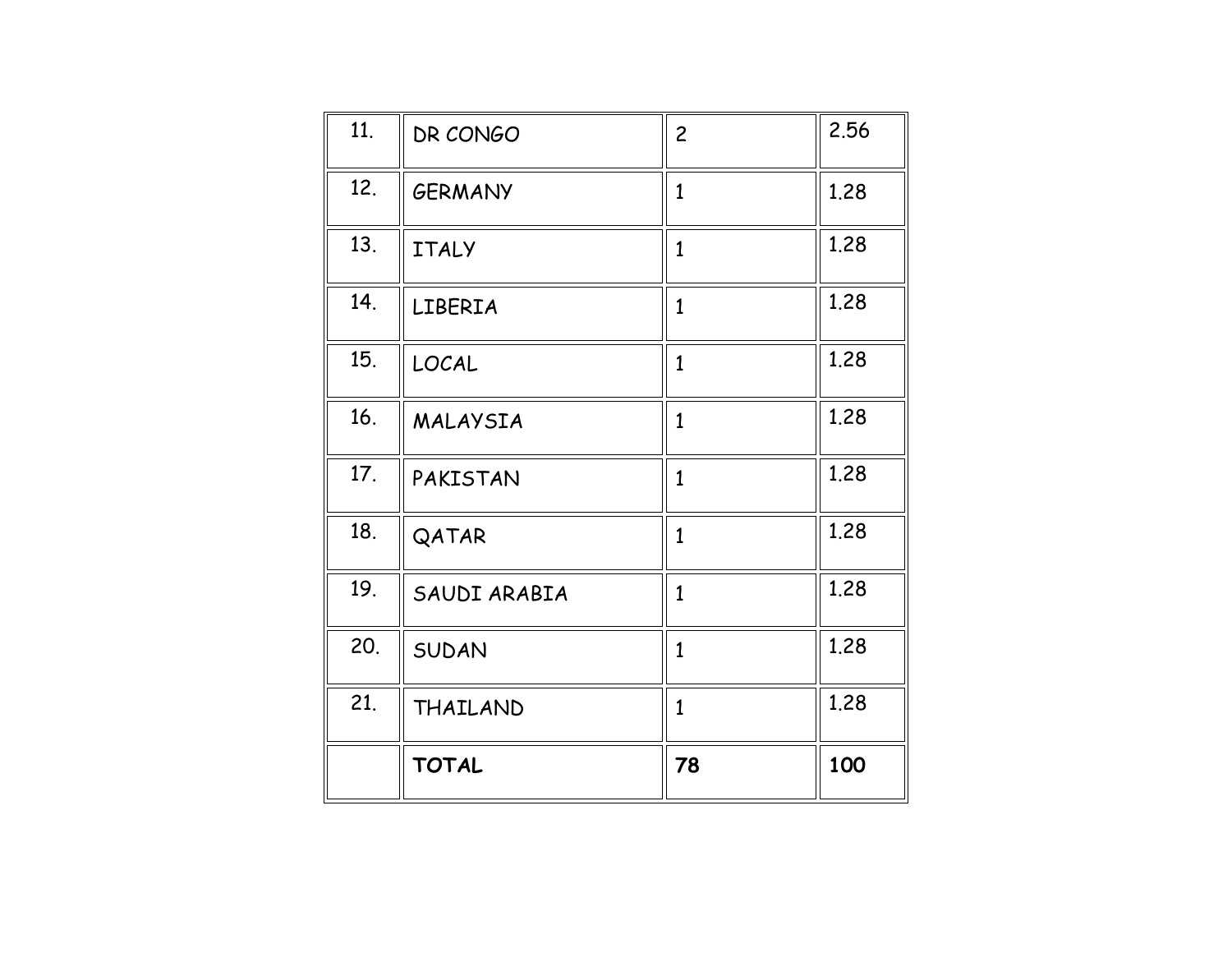| | | | |
|---|---|---|---|
| 11. | DR CONGO | 2 | 2.56 |
| 12. | GERMANY | 1 | 1.28 |
| 13. | ITALY | 1 | 1.28 |
| 14. | LIBERIA | 1 | 1.28 |
| 15. | LOCAL | 1 | 1.28 |
| 16. | MALAYSIA | 1 | 1.28 |
| 17. | PAKISTAN | 1 | 1.28 |
| 18. | QATAR | 1 | 1.28 |
| 19. | SAUDI ARABIA | 1 | 1.28 |
| 20. | SUDAN | 1 | 1.28 |
| 21. | THAILAND | 1 | 1.28 |
| | **TOTAL** | **78** | **100** |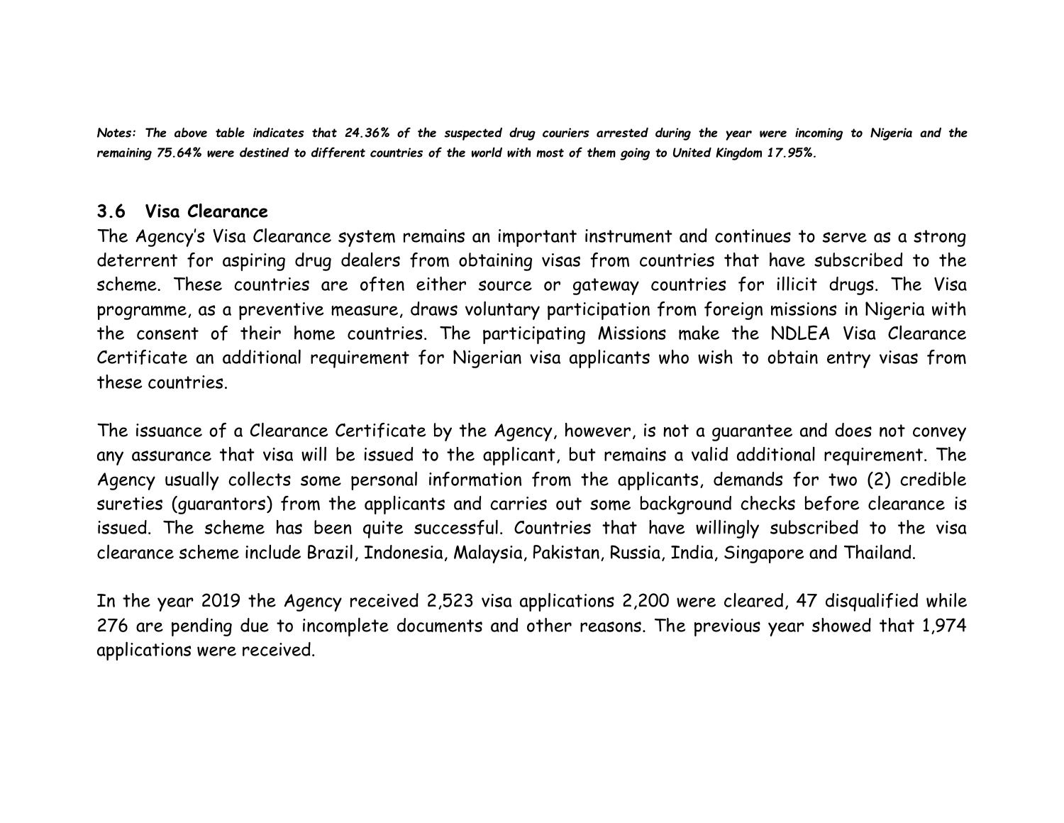***Notes: The above table indicates that 24.36% of the suspected drug couriers arrested during the year were incoming to Nigeria and the remaining 75.64% were destined to different countries of the world with most of them going to United Kingdom 17.95%.***

### 3.6 Visa Clearance

The Agency's Visa Clearance system remains an important instrument and continues to serve as a strong deterrent for aspiring drug dealers from obtaining visas from countries that have subscribed to the scheme. These countries are often either source or gateway countries for illicit drugs. The Visa programme, as a preventive measure, draws voluntary participation from foreign missions in Nigeria with the consent of their home countries. The participating Missions make the NDLEA Visa Clearance Certificate an additional requirement for Nigerian visa applicants who wish to obtain entry visas from these countries.

The issuance of a Clearance Certificate by the Agency, however, is not a guarantee and does not convey any assurance that visa will be issued to the applicant, but remains a valid additional requirement. The Agency usually collects some personal information from the applicants, demands for two (2) credible sureties (guarantors) from the applicants and carries out some background checks before clearance is issued. The scheme has been quite successful. Countries that have willingly subscribed to the visa clearance scheme include Brazil, Indonesia, Malaysia, Pakistan, Russia, India, Singapore and Thailand.

In the year 2019 the Agency received 2,523 visa applications 2,200 were cleared, 47 disqualified while 276 are pending due to incomplete documents and other reasons. The previous year showed that 1,974 applications were received.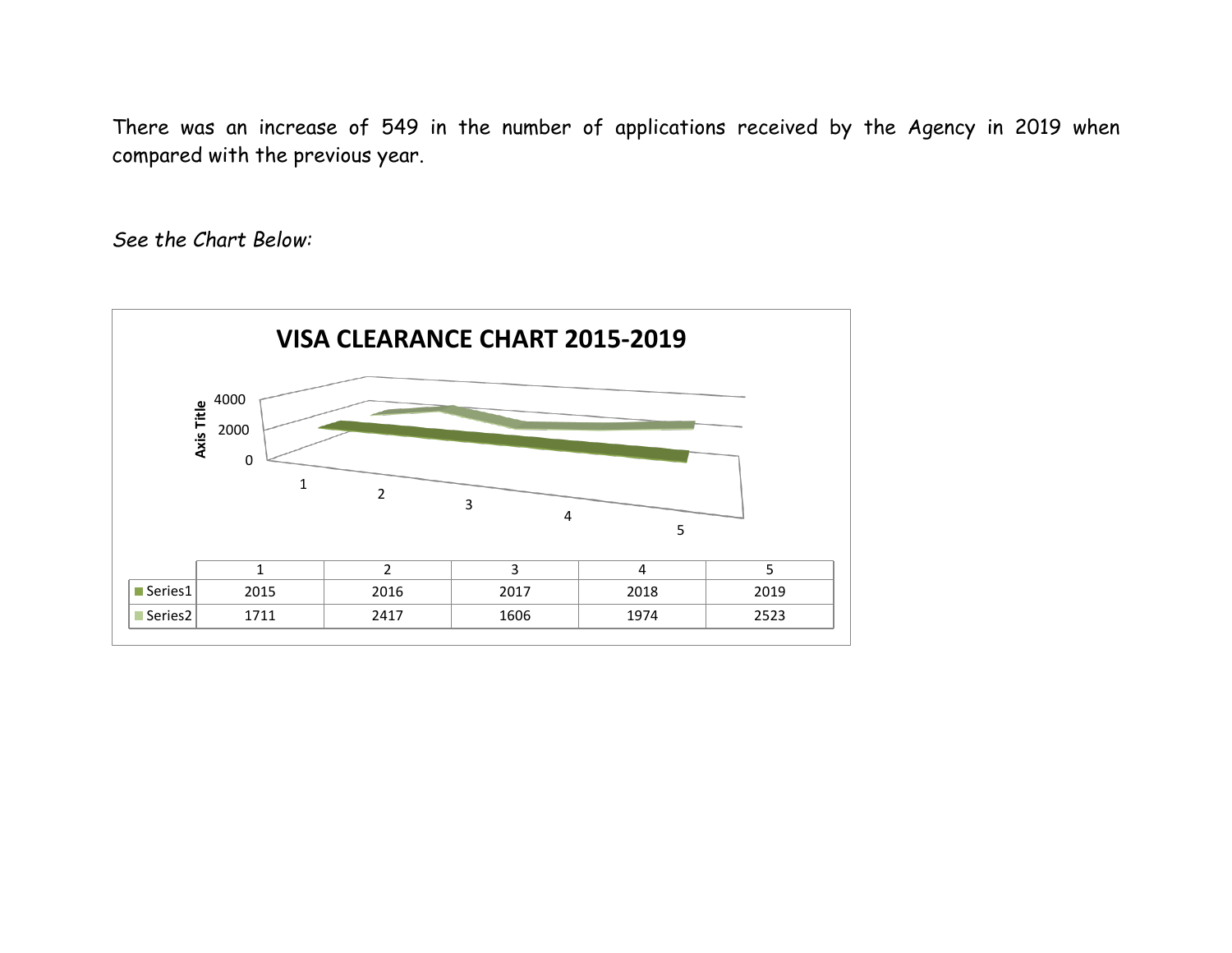There was an increase of 549 in the number of applications received by the Agency in 2019 when compared with the previous year.

*See the Chart Below:*

**VISA CLEARANCE CHART 2015-2019**

| | 1 | 2 | 3 | 4 | 5 |
|---|---|---|---|---|---|
| Series1 | 2015 | 2016 | 2017 | 2018 | 2019 |
| Series2 | 1711 | 2417 | 1606 | 1974 | 2523 |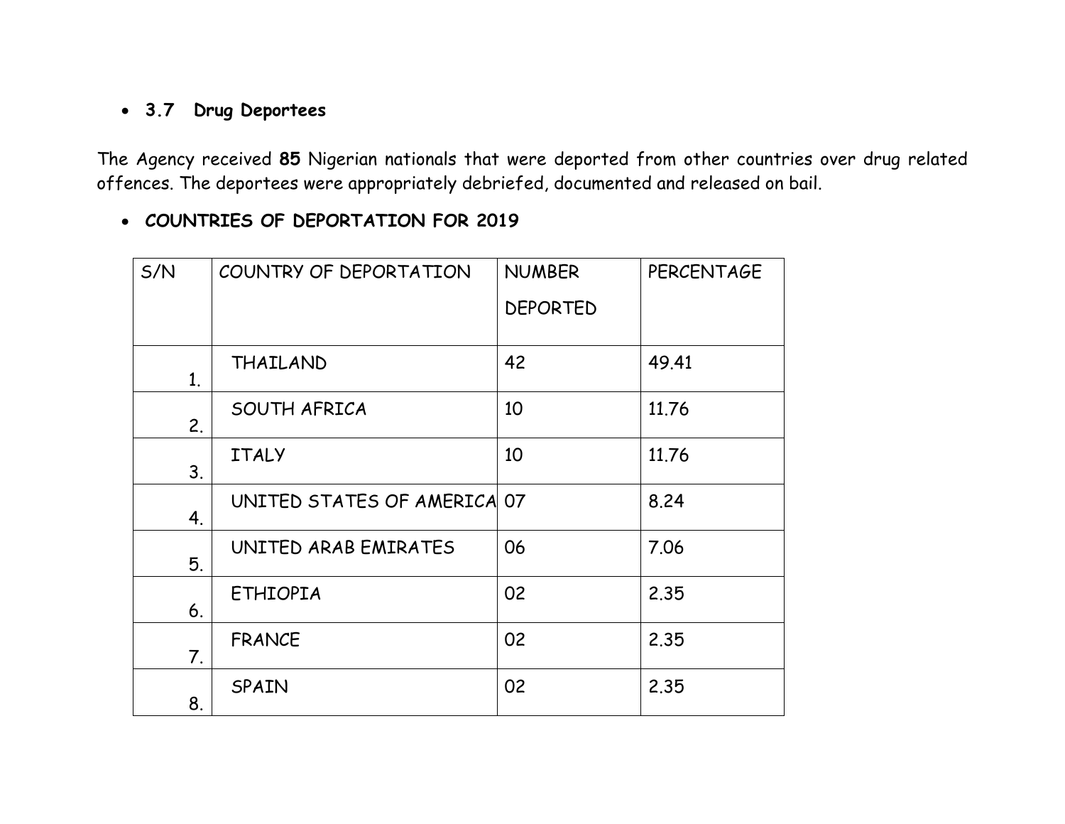- **3.7 Drug Deportees**

The Agency received **85** Nigerian nationals that were deported from other countries over drug related offences. The deportees were appropriately debriefed, documented and released on bail.

- ***COUNTRIES OF DEPORTATION FOR 2019***

| S/N | COUNTRY OF DEPORTATION | NUMBER DEPORTED | PERCENTAGE |
|---|---|---|---|
| 1. | THAILAND | 42 | 49.41 |
| 2. | SOUTH AFRICA | 10 | 11.76 |
| 3. | ITALY | 10 | 11.76 |
| 4. | UNITED STATES OF AMERICA | 07 | 8.24 |
| 5. | UNITED ARAB EMIRATES | 06 | 7.06 |
| 6. | ETHIOPIA | 02 | 2.35 |
| 7. | FRANCE | 02 | 2.35 |
| 8. | SPAIN | 02 | 2.35 |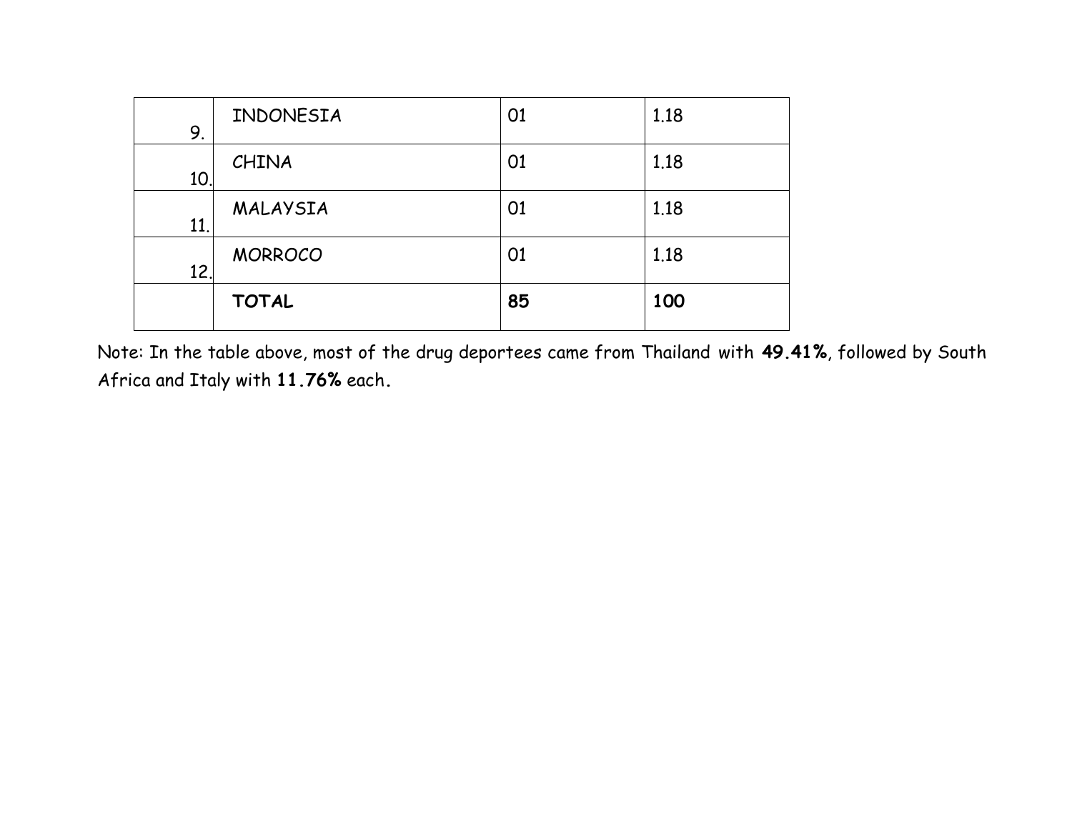| | | | |
|---|---|---|---|
| 9. | INDONESIA | 01 | 1.18 |
| 10. | CHINA | 01 | 1.18 |
| 11. | MALAYSIA | 01 | 1.18 |
| 12. | MORROCO | 01 | 1.18 |
| | **TOTAL** | **85** | **100** |

Note: In the table above, most of the drug deportees came from Thailand with **49.41%**, followed by South Africa and Italy with **11.76%** each.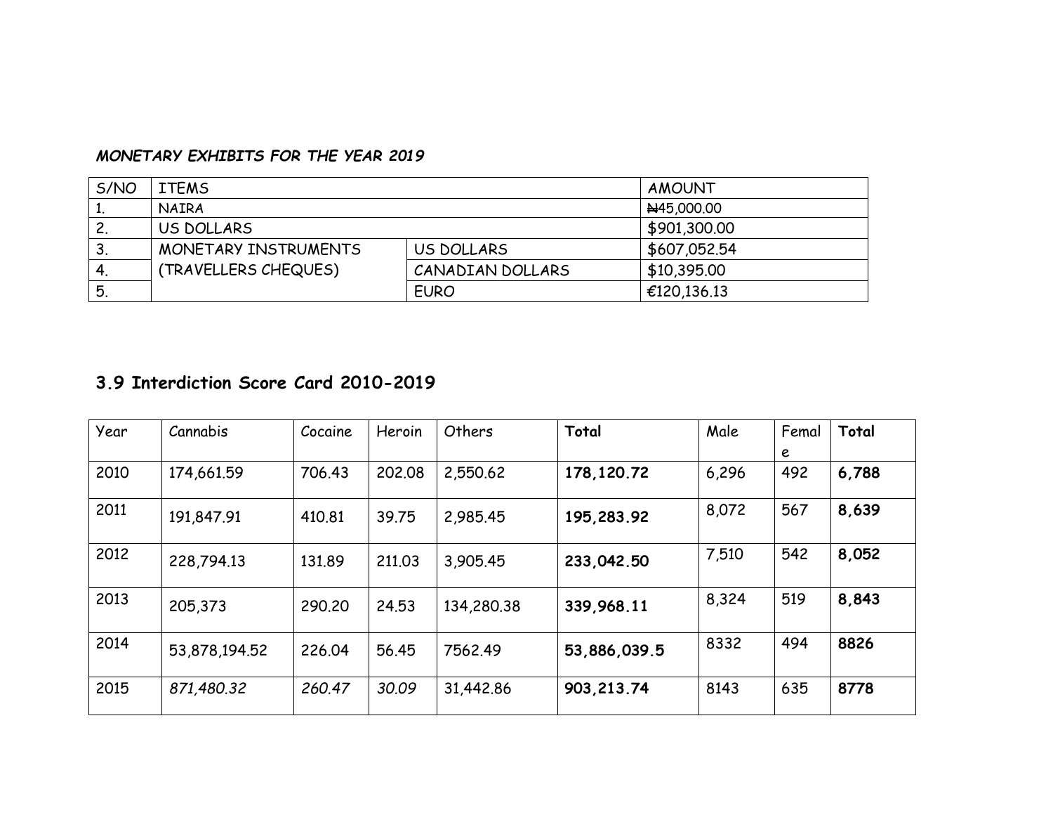***MONETARY EXHIBITS FOR THE YEAR 2019***

| S/NO | ITEMS | | AMOUNT |
|---|---|---|---|
| 1. | NAIRA | | ₦45,000.00 |
| 2. | US DOLLARS | | $901,300.00 |
| 3. | MONETARY INSTRUMENTS (TRAVELLERS CHEQUES) | US DOLLARS | $607,052.54 |
| 4. | | CANADIAN DOLLARS | $10,395.00 |
| 5. | | EURO | €120,136.13 |

## 3.9 Interdiction Score Card 2010-2019

| Year | Cannabis | Cocaine | Heroin | Others | **Total** | Male | Female | **Total** |
|---|---|---|---|---|---|---|---|---|
| 2010 | 174,661.59 | 706.43 | 202.08 | 2,550.62 | **178,120.72** | 6,296 | 492 | **6,788** |
| 2011 | 191,847.91 | 410.81 | 39.75 | 2,985.45 | **195,283.92** | 8,072 | 567 | **8,639** |
| 2012 | 228,794.13 | 131.89 | 211.03 | 3,905.45 | **233,042.50** | 7,510 | 542 | **8,052** |
| 2013 | 205,373 | 290.20 | 24.53 | 134,280.38 | **339,968.11** | 8,324 | 519 | **8,843** |
| 2014 | 53,878,194.52 | 226.04 | 56.45 | 7562.49 | **53,886,039.5** | 8332 | 494 | **8826** |
| 2015 | *871,480.32* | *260.47* | *30.09* | 31,442.86 | **903,213.74** | 8143 | 635 | **8778** |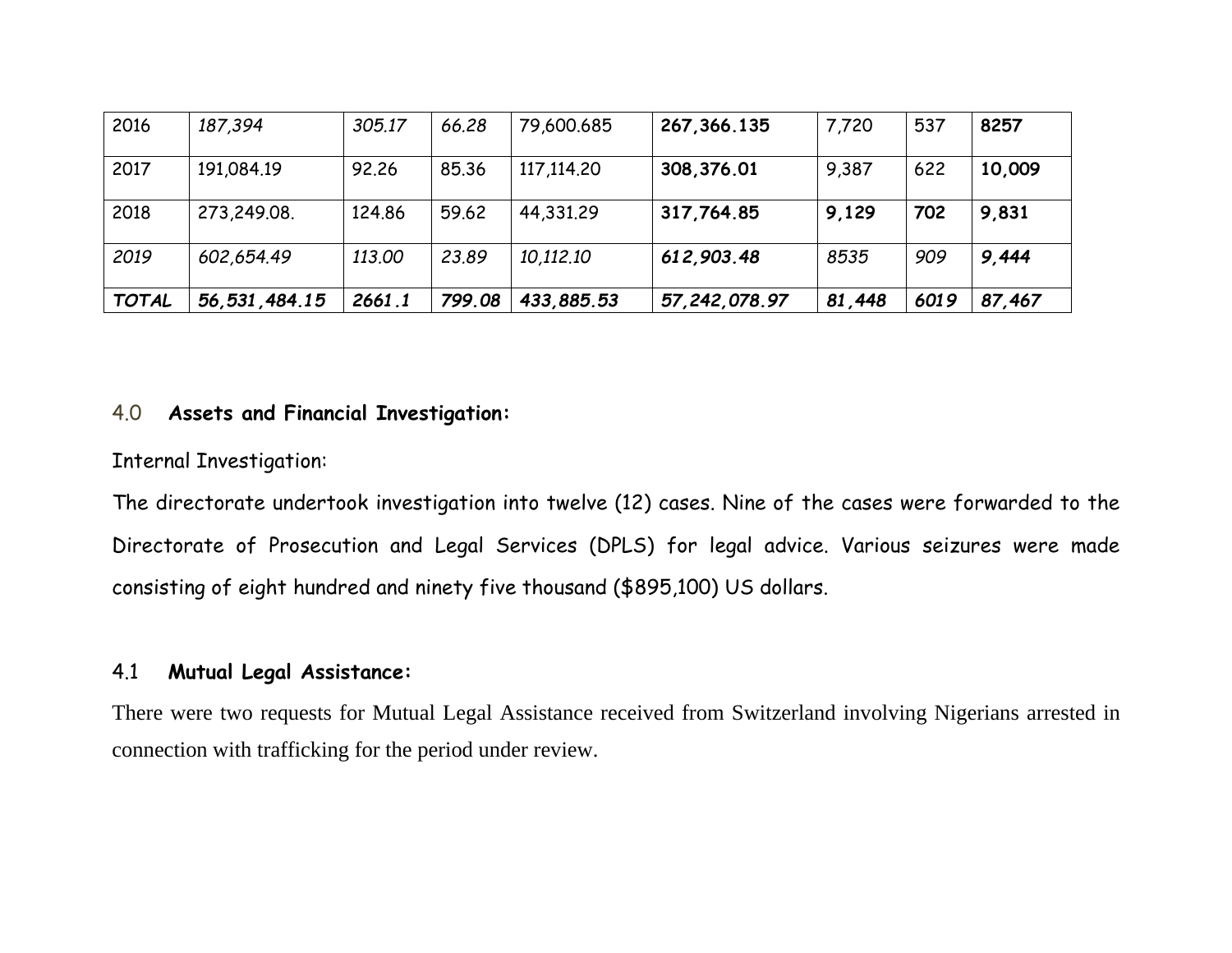| | | | | | | | | |
|---|---|---|---|---|---|---|---|---|
| *2016* | *187,394* | *305.17* | *66.28* | 79,600.685 | **267,366.135** | 7,720 | 537 | **8257** |
| 2017 | 191,084.19 | 92.26 | 85.36 | 117,114.20 | **308,376.01** | 9,387 | 622 | **10,009** |
| 2018 | 273,249.08. | 124.86 | 59.62 | 44,331.29 | **317,764.85** | **9,129** | **702** | **9,831** |
| *2019* | *602,654.49* | *113.00* | *23.89* | *10,112.10* | ***612,903.48*** | *8535* | *909* | ***9,444*** |
| ***TOTAL*** | ***56,531,484.15*** | ***2661.1*** | ***799.08*** | ***433,885.53*** | ***57,242,078.97*** | ***81,448*** | ***6019*** | ***87,467*** |

## 4.0 **Assets and Financial Investigation:**

Internal Investigation:

The directorate undertook investigation into twelve (12) cases. Nine of the cases were forwarded to the Directorate of Prosecution and Legal Services (DPLS) for legal advice. Various seizures were made consisting of eight hundred and ninety five thousand ($895,100) US dollars.

## 4.1 **Mutual Legal Assistance:**

There were two requests for Mutual Legal Assistance received from Switzerland involving Nigerians arrested in connection with trafficking for the period under review.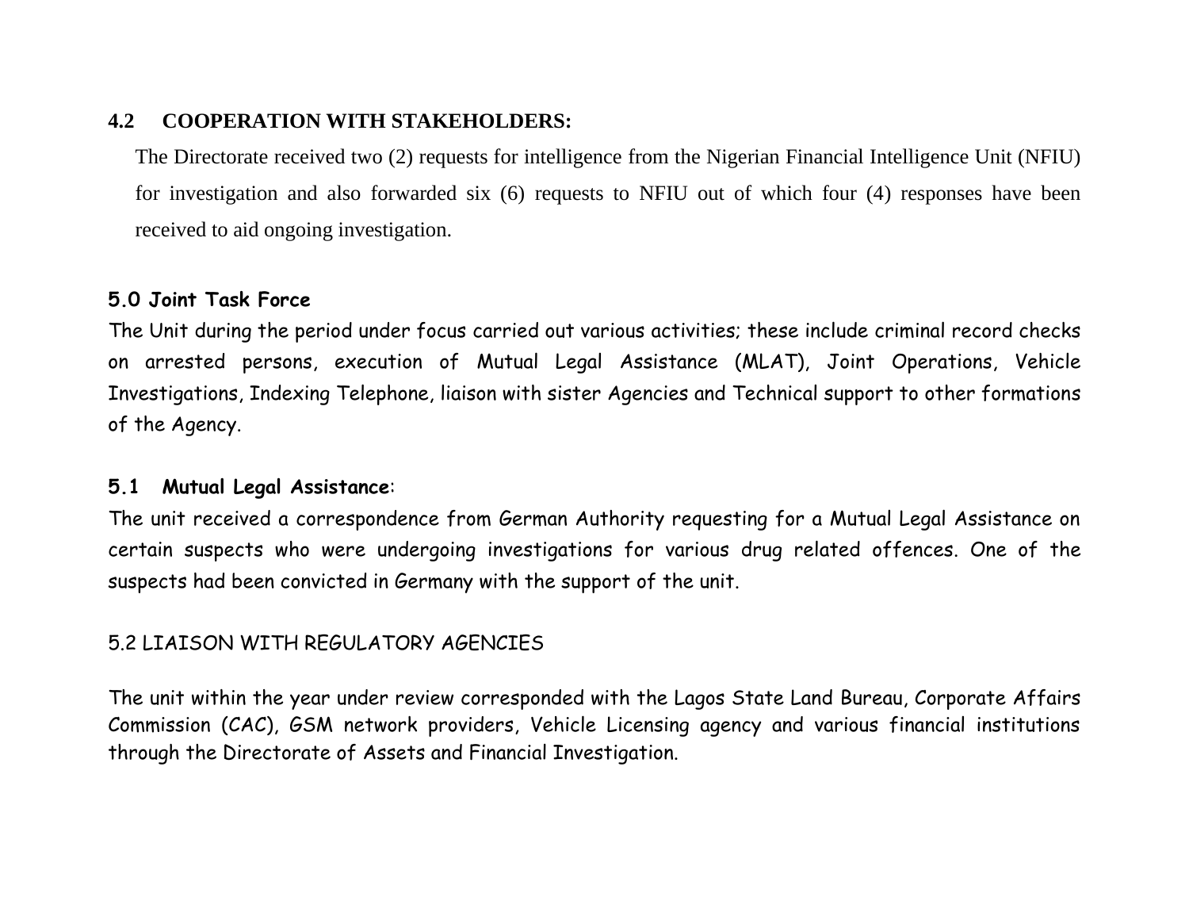## 4.2 COOPERATION WITH STAKEHOLDERS:

The Directorate received two (2) requests for intelligence from the Nigerian Financial Intelligence Unit (NFIU) for investigation and also forwarded six (6) requests to NFIU out of which four (4) responses have been received to aid ongoing investigation.

## 5.0 Joint Task Force

The Unit during the period under focus carried out various activities; these include criminal record checks on arrested persons, execution of Mutual Legal Assistance (MLAT), Joint Operations, Vehicle Investigations, Indexing Telephone, liaison with sister Agencies and Technical support to other formations of the Agency.

### 5.1 Mutual Legal Assistance:

The unit received a correspondence from German Authority requesting for a Mutual Legal Assistance on certain suspects who were undergoing investigations for various drug related offences. One of the suspects had been convicted in Germany with the support of the unit.

### 5.2 LIAISON WITH REGULATORY AGENCIES

The unit within the year under review corresponded with the Lagos State Land Bureau, Corporate Affairs Commission (CAC), GSM network providers, Vehicle Licensing agency and various financial institutions through the Directorate of Assets and Financial Investigation.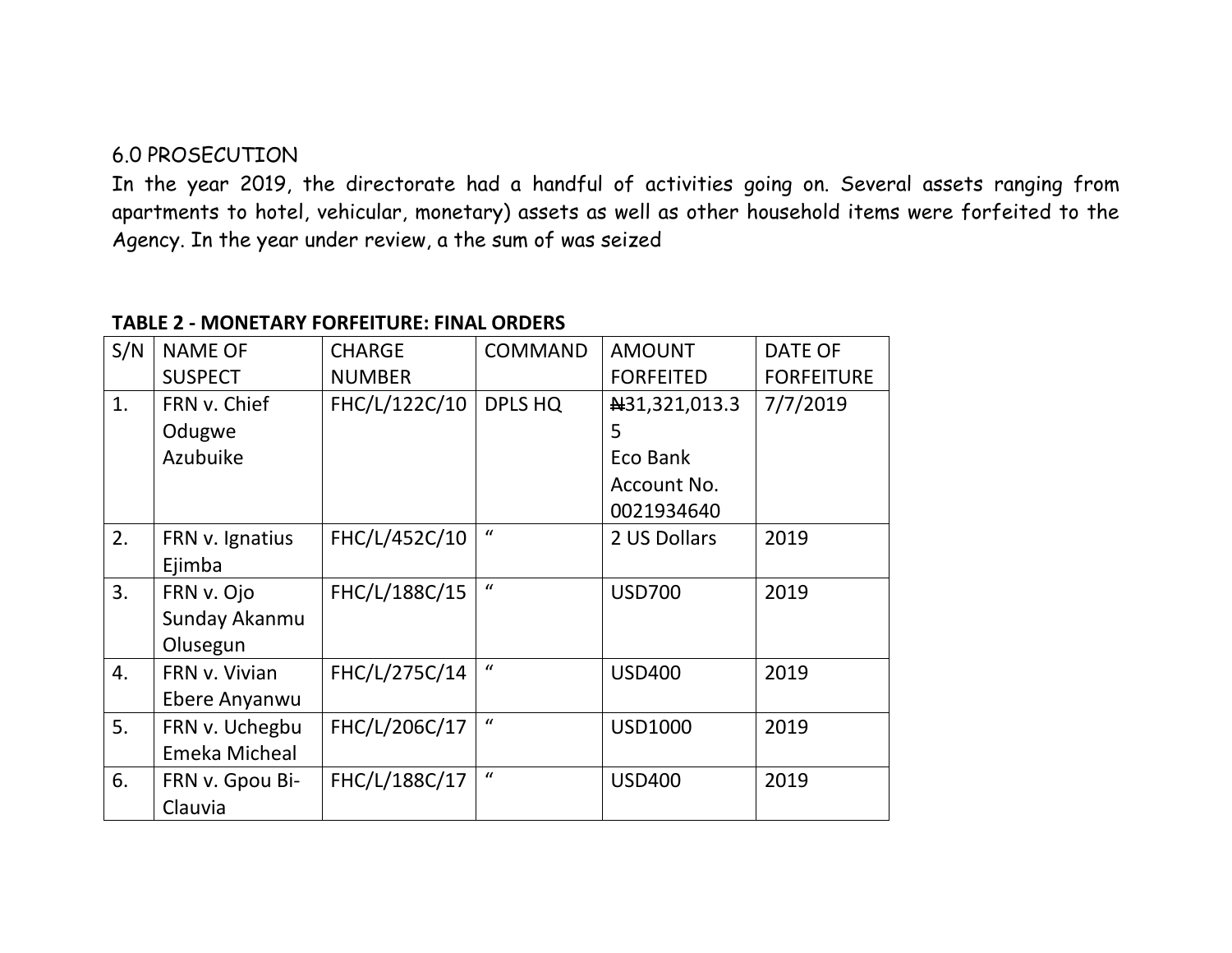## 6.0 PROSECUTION

In the year 2019, the directorate had a handful of activities going on. Several assets ranging from apartments to hotel, vehicular, monetary) assets as well as other household items were forfeited to the Agency. In the year under review, a the sum of was seized

**TABLE 2 - MONETARY FORFEITURE: FINAL ORDERS**

| S/N | NAME OF SUSPECT | CHARGE NUMBER | COMMAND | AMOUNT FORFEITED | DATE OF FORFEITURE |
|---|---|---|---|---|---|
| 1. | FRN v. Chief Odugwe Azubuike | FHC/L/122C/10 | DPLS HQ | ₦31,321,013.35 Eco Bank Account No. 0021934640 | 7/7/2019 |
| 2. | FRN v. Ignatius Ejimba | FHC/L/452C/10 | " | 2 US Dollars | 2019 |
| 3. | FRN v. Ojo Sunday Akanmu Olusegun | FHC/L/188C/15 | " | USD700 | 2019 |
| 4. | FRN v. Vivian Ebere Anyanwu | FHC/L/275C/14 | " | USD400 | 2019 |
| 5. | FRN v. Uchegbu Emeka Micheal | FHC/L/206C/17 | " | USD1000 | 2019 |
| 6. | FRN v. Gpou Bi-Clauvia | FHC/L/188C/17 | " | USD400 | 2019 |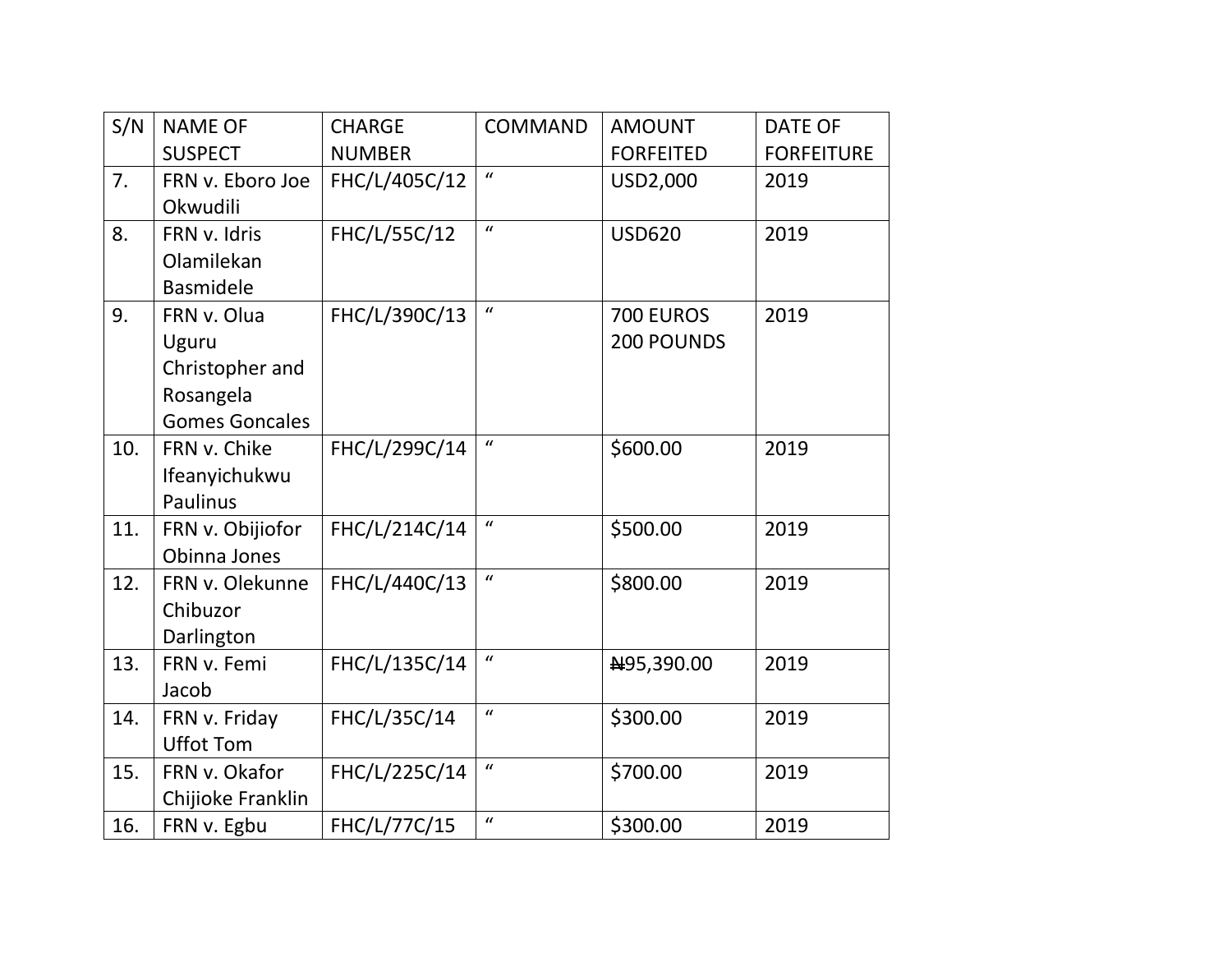| S/N | NAME OF SUSPECT | CHARGE NUMBER | COMMAND | AMOUNT FORFEITED | DATE OF FORFEITURE |
|---|---|---|---|---|---|
| 7. | FRN v. Eboro Joe Okwudili | FHC/L/405C/12 | " | USD2,000 | 2019 |
| 8. | FRN v. Idris Olamilekan Basmidele | FHC/L/55C/12 | " | USD620 | 2019 |
| 9. | FRN v. Olua Uguru Christopher and Rosangela Gomes Goncales | FHC/L/390C/13 | " | 700 EUROS 200 POUNDS | 2019 |
| 10. | FRN v. Chike Ifeanyichukwu Paulinus | FHC/L/299C/14 | " | $600.00 | 2019 |
| 11. | FRN v. Obijiofor Obinna Jones | FHC/L/214C/14 | " | $500.00 | 2019 |
| 12. | FRN v. Olekunne Chibuzor Darlington | FHC/L/440C/13 | " | $800.00 | 2019 |
| 13. | FRN v. Femi Jacob | FHC/L/135C/14 | " | ₦95,390.00 | 2019 |
| 14. | FRN v. Friday Uffot Tom | FHC/L/35C/14 | " | $300.00 | 2019 |
| 15. | FRN v. Okafor Chijioke Franklin | FHC/L/225C/14 | " | $700.00 | 2019 |
| 16. | FRN v. Egbu | FHC/L/77C/15 | " | $300.00 | 2019 |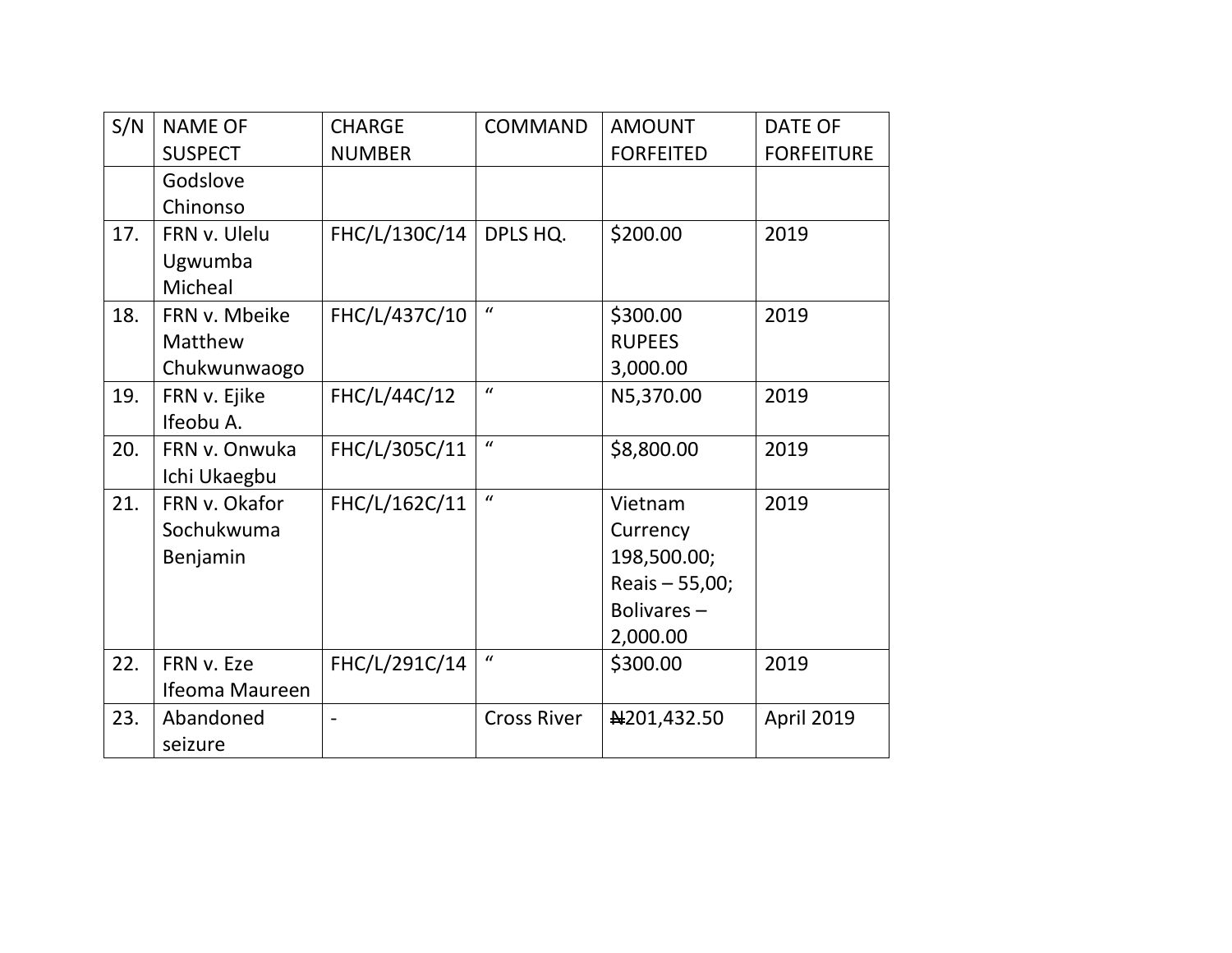| S/N | NAME OF SUSPECT | CHARGE NUMBER | COMMAND | AMOUNT FORFEITED | DATE OF FORFEITURE |
|---|---|---|---|---|---|
| | Godslove Chinonso | | | | |
| 17. | FRN v. Ulelu Ugwumba Micheal | FHC/L/130C/14 | DPLS HQ. | $200.00 | 2019 |
| 18. | FRN v. Mbeike Matthew Chukwunwaogo | FHC/L/437C/10 | " | $300.00 RUPEES 3,000.00 | 2019 |
| 19. | FRN v. Ejike Ifeobu A. | FHC/L/44C/12 | " | N5,370.00 | 2019 |
| 20. | FRN v. Onwuka Ichi Ukaegbu | FHC/L/305C/11 | " | $8,800.00 | 2019 |
| 21. | FRN v. Okafor Sochukwuma Benjamin | FHC/L/162C/11 | " | Vietnam Currency 198,500.00; Reais – 55,00; Bolivares – 2,000.00 | 2019 |
| 22. | FRN v. Eze Ifeoma Maureen | FHC/L/291C/14 | " | $300.00 | 2019 |
| 23. | Abandoned seizure | - | Cross River | ₦201,432.50 | April 2019 |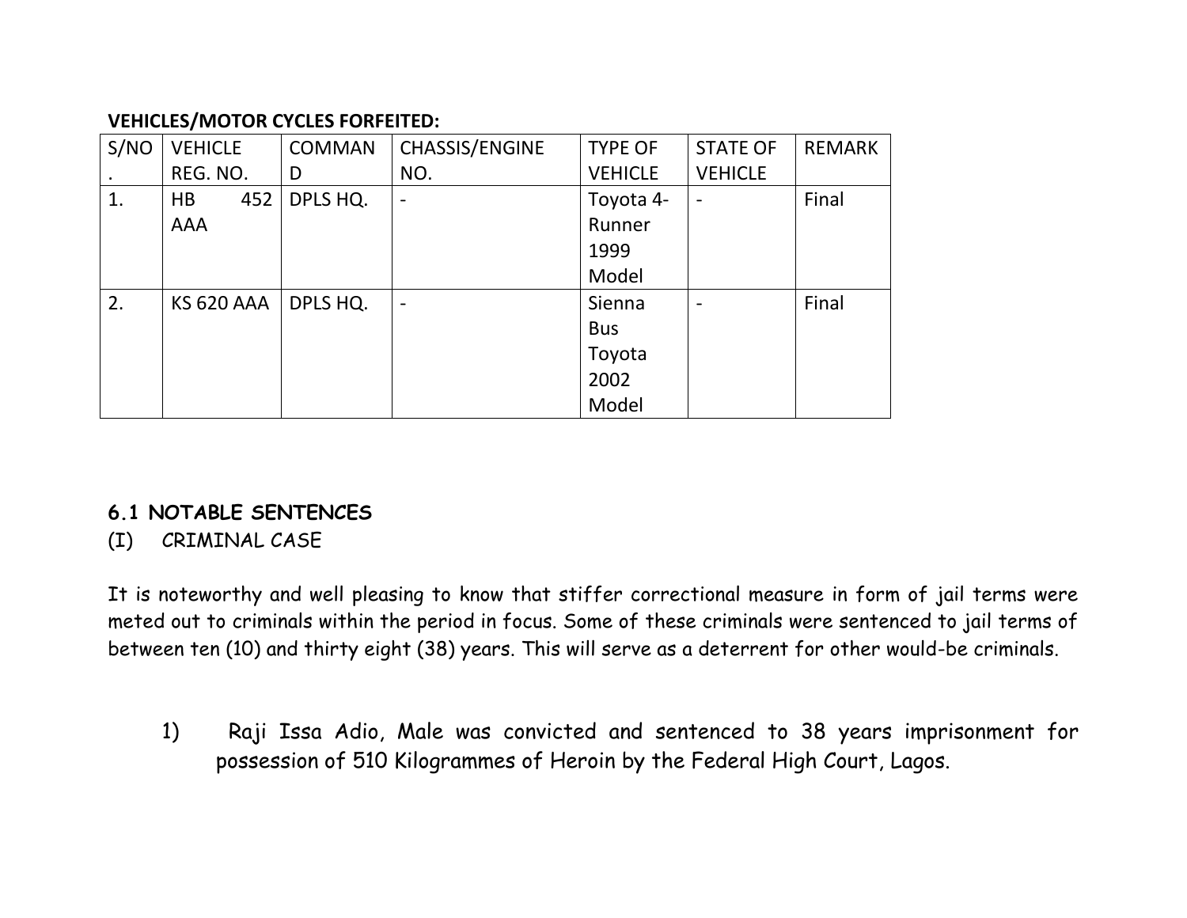**VEHICLES/MOTOR CYCLES FORFEITED:**

| S/NO. | VEHICLE REG. NO. | COMMAND | CHASSIS/ENGINE NO. | TYPE OF VEHICLE | STATE OF VEHICLE | REMARK |
|---|---|---|---|---|---|---|
| 1. | HB 452 AAA | DPLS HQ. | - | Toyota 4-Runner 1999 Model | - | Final |
| 2. | KS 620 AAA | DPLS HQ. | - | Sienna Bus Toyota 2002 Model | - | Final |

### 6.1 NOTABLE SENTENCES

(I) CRIMINAL CASE

It is noteworthy and well pleasing to know that stiffer correctional measure in form of jail terms were meted out to criminals within the period in focus. Some of these criminals were sentenced to jail terms of between ten (10) and thirty eight (38) years. This will serve as a deterrent for other would-be criminals.

1) Raji Issa Adio, Male was convicted and sentenced to 38 years imprisonment for possession of 510 Kilogrammes of Heroin by the Federal High Court, Lagos.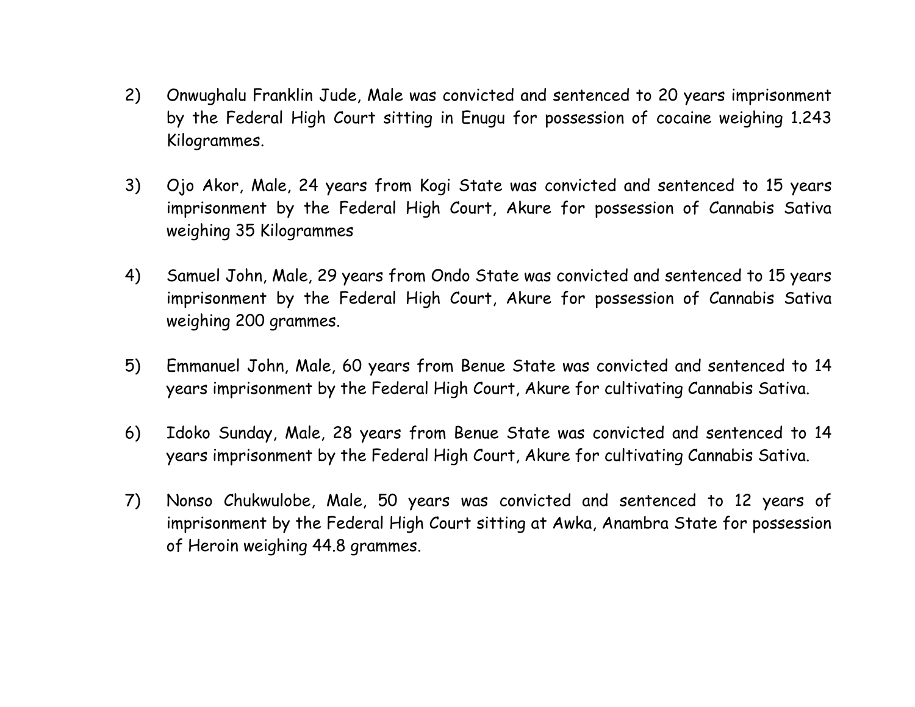2) Onwughalu Franklin Jude, Male was convicted and sentenced to 20 years imprisonment by the Federal High Court sitting in Enugu for possession of cocaine weighing 1.243 Kilogrammes.

3) Ojo Akor, Male, 24 years from Kogi State was convicted and sentenced to 15 years imprisonment by the Federal High Court, Akure for possession of Cannabis Sativa weighing 35 Kilogrammes

4) Samuel John, Male, 29 years from Ondo State was convicted and sentenced to 15 years imprisonment by the Federal High Court, Akure for possession of Cannabis Sativa weighing 200 grammes.

5) Emmanuel John, Male, 60 years from Benue State was convicted and sentenced to 14 years imprisonment by the Federal High Court, Akure for cultivating Cannabis Sativa.

6) Idoko Sunday, Male, 28 years from Benue State was convicted and sentenced to 14 years imprisonment by the Federal High Court, Akure for cultivating Cannabis Sativa.

7) Nonso Chukwulobe, Male, 50 years was convicted and sentenced to 12 years of imprisonment by the Federal High Court sitting at Awka, Anambra State for possession of Heroin weighing 44.8 grammes.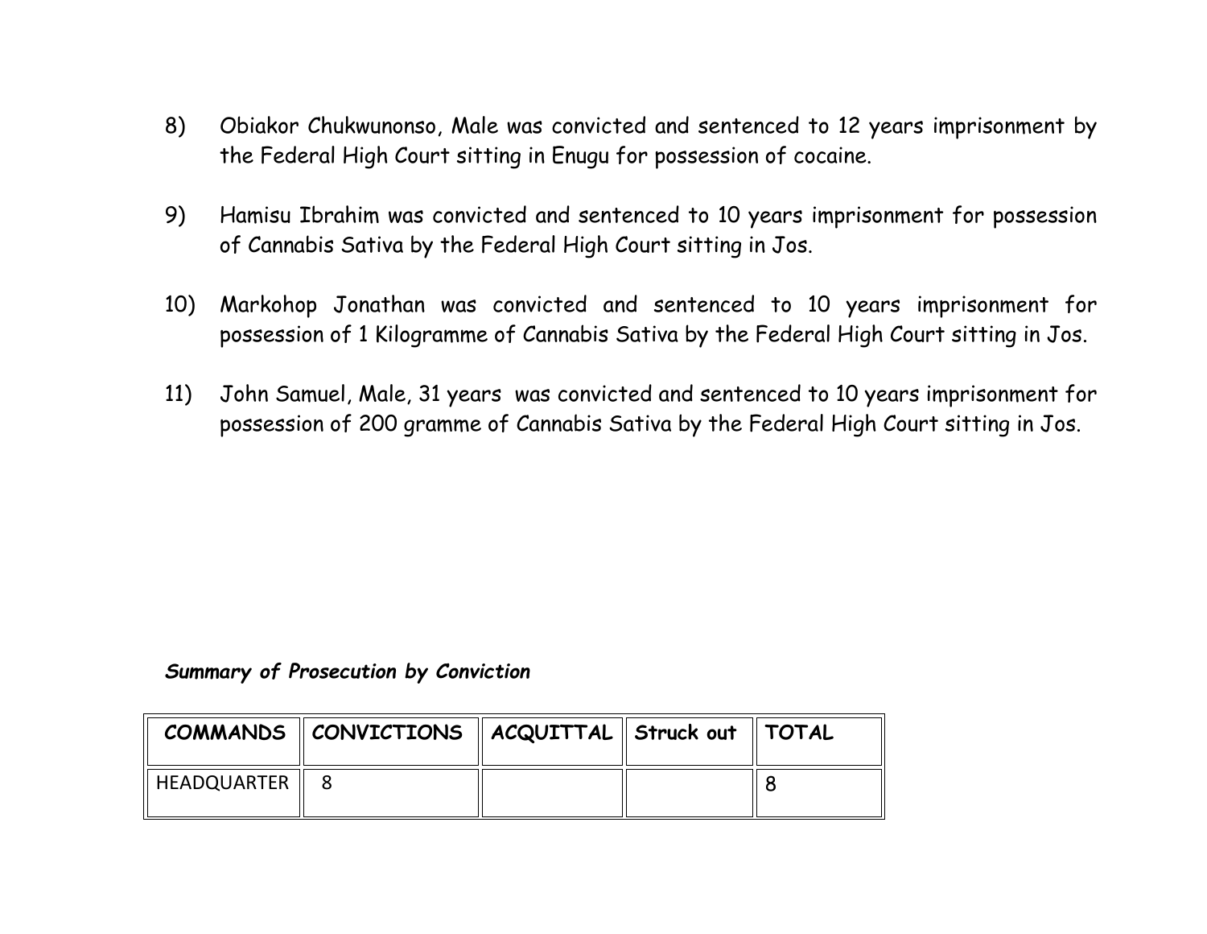8) Obiakor Chukwunonso, Male was convicted and sentenced to 12 years imprisonment by the Federal High Court sitting in Enugu for possession of cocaine.

9) Hamisu Ibrahim was convicted and sentenced to 10 years imprisonment for possession of Cannabis Sativa by the Federal High Court sitting in Jos.

10) Markohop Jonathan was convicted and sentenced to 10 years imprisonment for possession of 1 Kilogramme of Cannabis Sativa by the Federal High Court sitting in Jos.

11) John Samuel, Male, 31 years was convicted and sentenced to 10 years imprisonment for possession of 200 gramme of Cannabis Sativa by the Federal High Court sitting in Jos.

***Summary of Prosecution by Conviction***

| COMMANDS | CONVICTIONS | ACQUITTAL | Struck out | TOTAL |
|---|---|---|---|---|
| HEADQUARTER | 8 | | | 8 |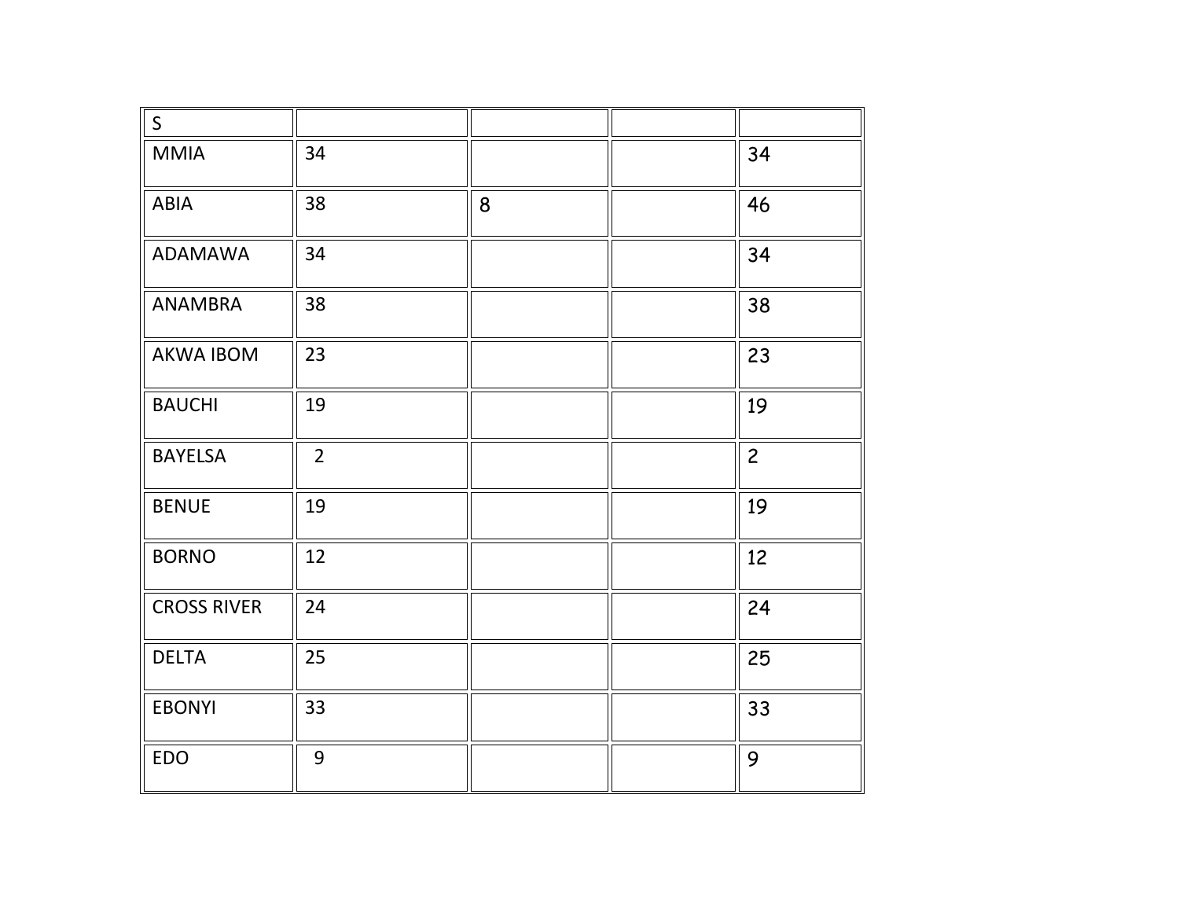| S | | | | |
|---|---|---|---|---|
| MMIA | 34 | | | 34 |
| ABIA | 38 | 8 | | 46 |
| ADAMAWA | 34 | | | 34 |
| ANAMBRA | 38 | | | 38 |
| AKWA IBOM | 23 | | | 23 |
| BAUCHI | 19 | | | 19 |
| BAYELSA | 2 | | | 2 |
| BENUE | 19 | | | 19 |
| BORNO | 12 | | | 12 |
| CROSS RIVER | 24 | | | 24 |
| DELTA | 25 | | | 25 |
| EBONYI | 33 | | | 33 |
| EDO | 9 | | | 9 |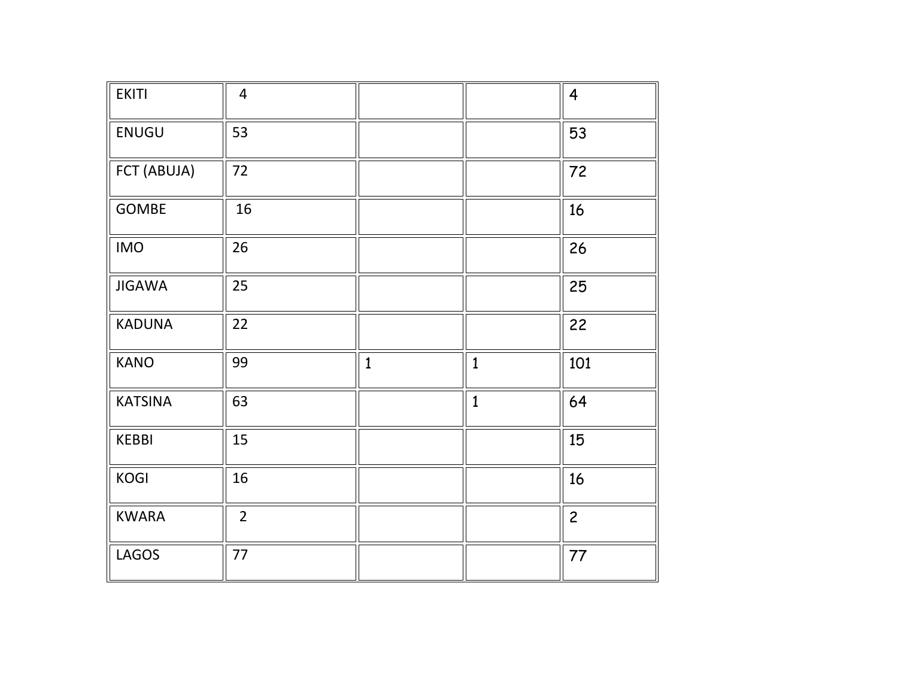| | | | | |
|---|---|---|---|---|
| EKITI | 4 | | | 4 |
| ENUGU | 53 | | | 53 |
| FCT (ABUJA) | 72 | | | 72 |
| GOMBE | 16 | | | 16 |
| IMO | 26 | | | 26 |
| JIGAWA | 25 | | | 25 |
| KADUNA | 22 | | | 22 |
| KANO | 99 | 1 | 1 | 101 |
| KATSINA | 63 | | 1 | 64 |
| KEBBI | 15 | | | 15 |
| KOGI | 16 | | | 16 |
| KWARA | 2 | | | 2 |
| LAGOS | 77 | | | 77 |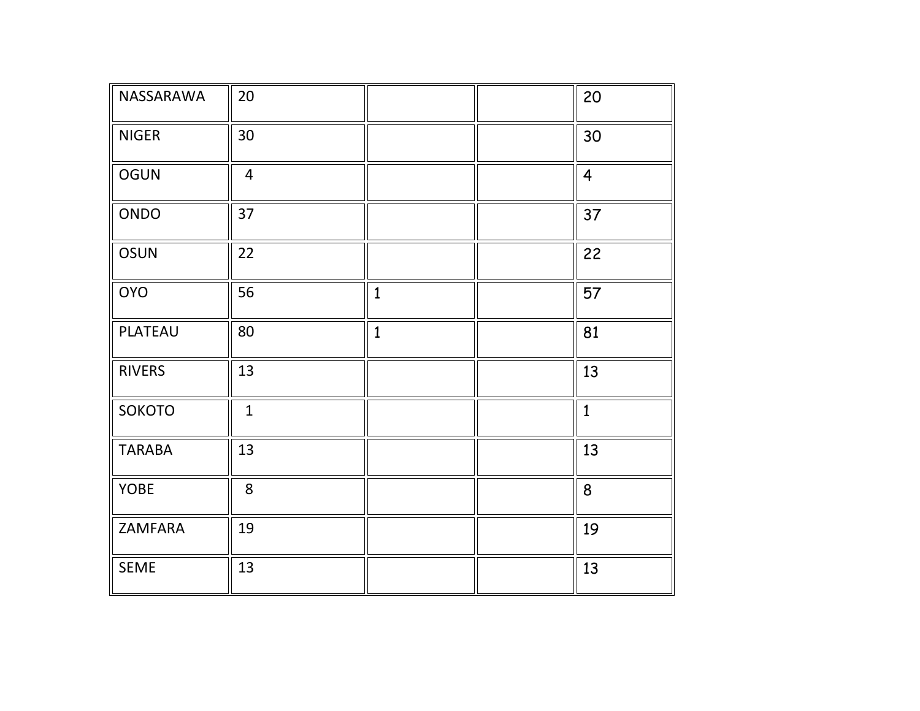| | | | | |
|---|---|---|---|---|
| NASSARAWA | 20 | | | 20 |
| NIGER | 30 | | | 30 |
| OGUN | 4 | | | 4 |
| ONDO | 37 | | | 37 |
| OSUN | 22 | | | 22 |
| OYO | 56 | 1 | | 57 |
| PLATEAU | 80 | 1 | | 81 |
| RIVERS | 13 | | | 13 |
| SOKOTO | 1 | | | 1 |
| TARABA | 13 | | | 13 |
| YOBE | 8 | | | 8 |
| ZAMFARA | 19 | | | 19 |
| SEME | 13 | | | 13 |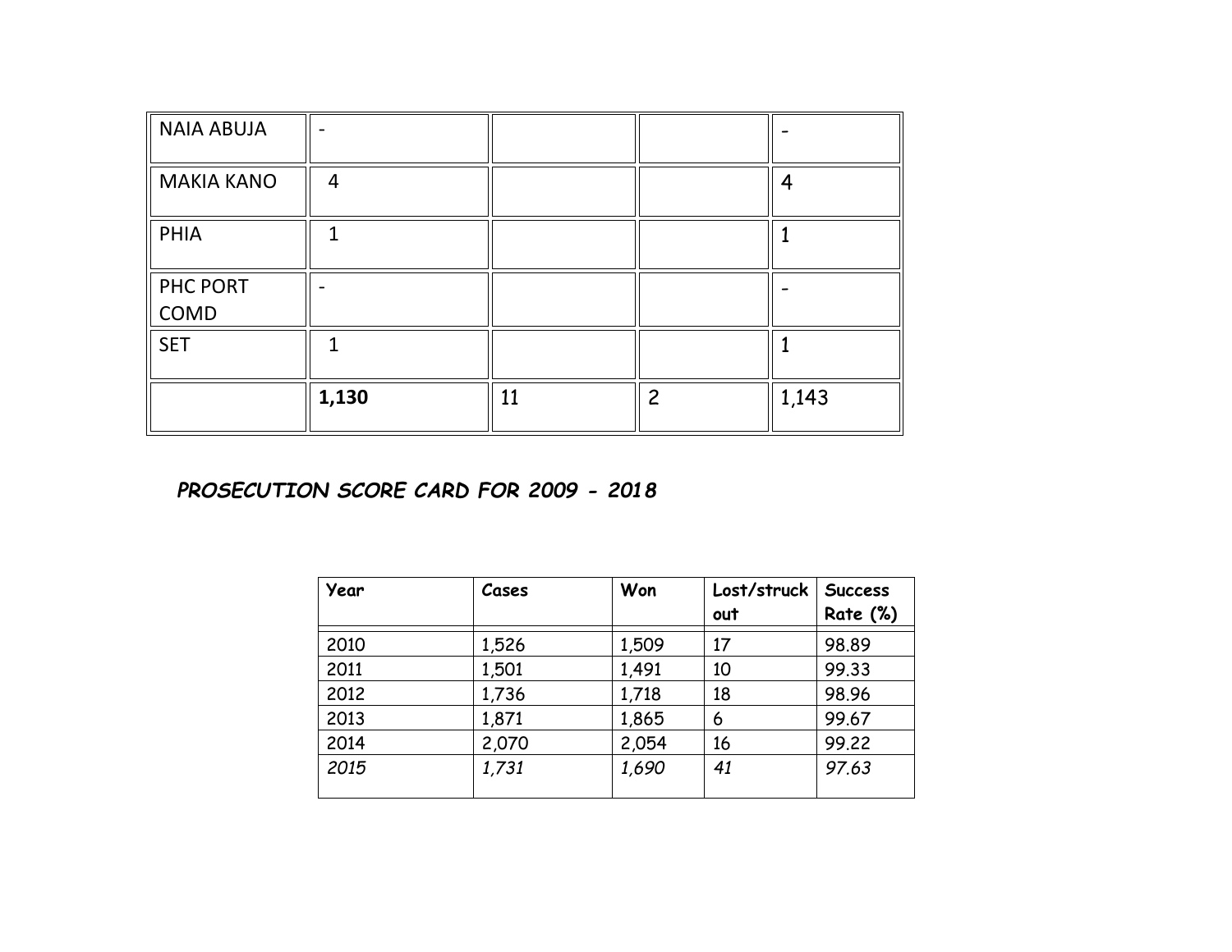| | | | | |
|---|---|---|---|---|
| NAIA ABUJA | - | | | - |
| MAKIA KANO | 4 | | | 4 |
| PHIA | 1 | | | 1 |
| PHC PORT COMD | - | | | - |
| SET | 1 | | | 1 |
| | **1,130** | 11 | 2 | 1,143 |

***PROSECUTION SCORE CARD FOR 2009 - 2018***

| Year | Cases | Won | Lost/struck out | Success Rate (%) |
|---|---|---|---|---|
| 2010 | 1,526 | 1,509 | 17 | 98.89 |
| 2011 | 1,501 | 1,491 | 10 | 99.33 |
| 2012 | 1,736 | 1,718 | 18 | 98.96 |
| 2013 | 1,871 | 1,865 | 6 | 99.67 |
| 2014 | 2,070 | 2,054 | 16 | 99.22 |
| *2015* | *1,731* | *1,690* | *41* | *97.63* |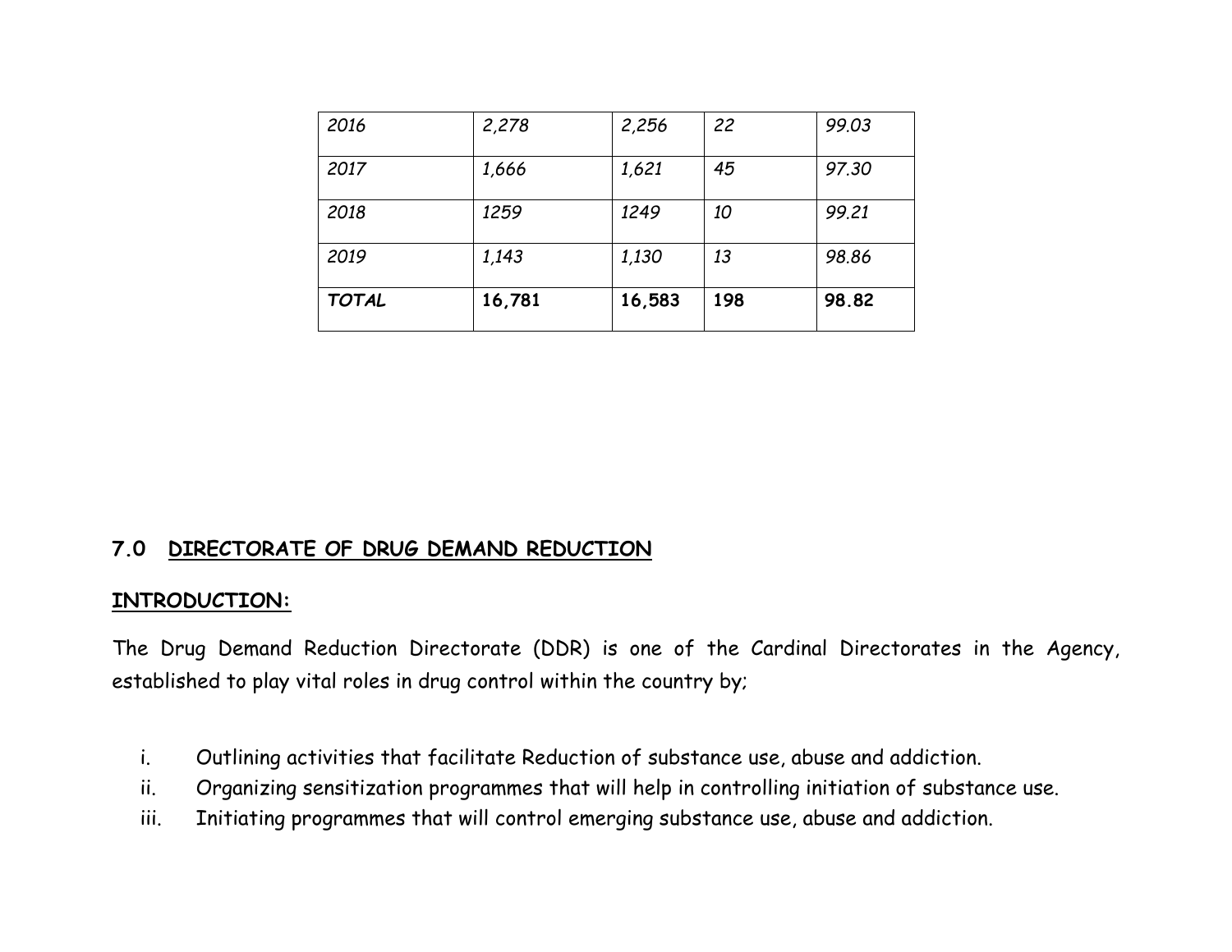| *2016* | *2,278* | *2,256* | *22* | *99.03* |
|---|---|---|---|---|
| *2017* | *1,666* | *1,621* | *45* | *97.30* |
| *2018* | *1259* | *1249* | *10* | *99.21* |
| *2019* | *1,143* | *1,130* | *13* | *98.86* |
| ***TOTAL*** | **16,781** | **16,583** | **198** | **98.82** |

## 7.0 DIRECTORATE OF DRUG DEMAND REDUCTION

### INTRODUCTION:

The Drug Demand Reduction Directorate (DDR) is one of the Cardinal Directorates in the Agency, established to play vital roles in drug control within the country by;

i. Outlining activities that facilitate Reduction of substance use, abuse and addiction.
ii. Organizing sensitization programmes that will help in controlling initiation of substance use.
iii. Initiating programmes that will control emerging substance use, abuse and addiction.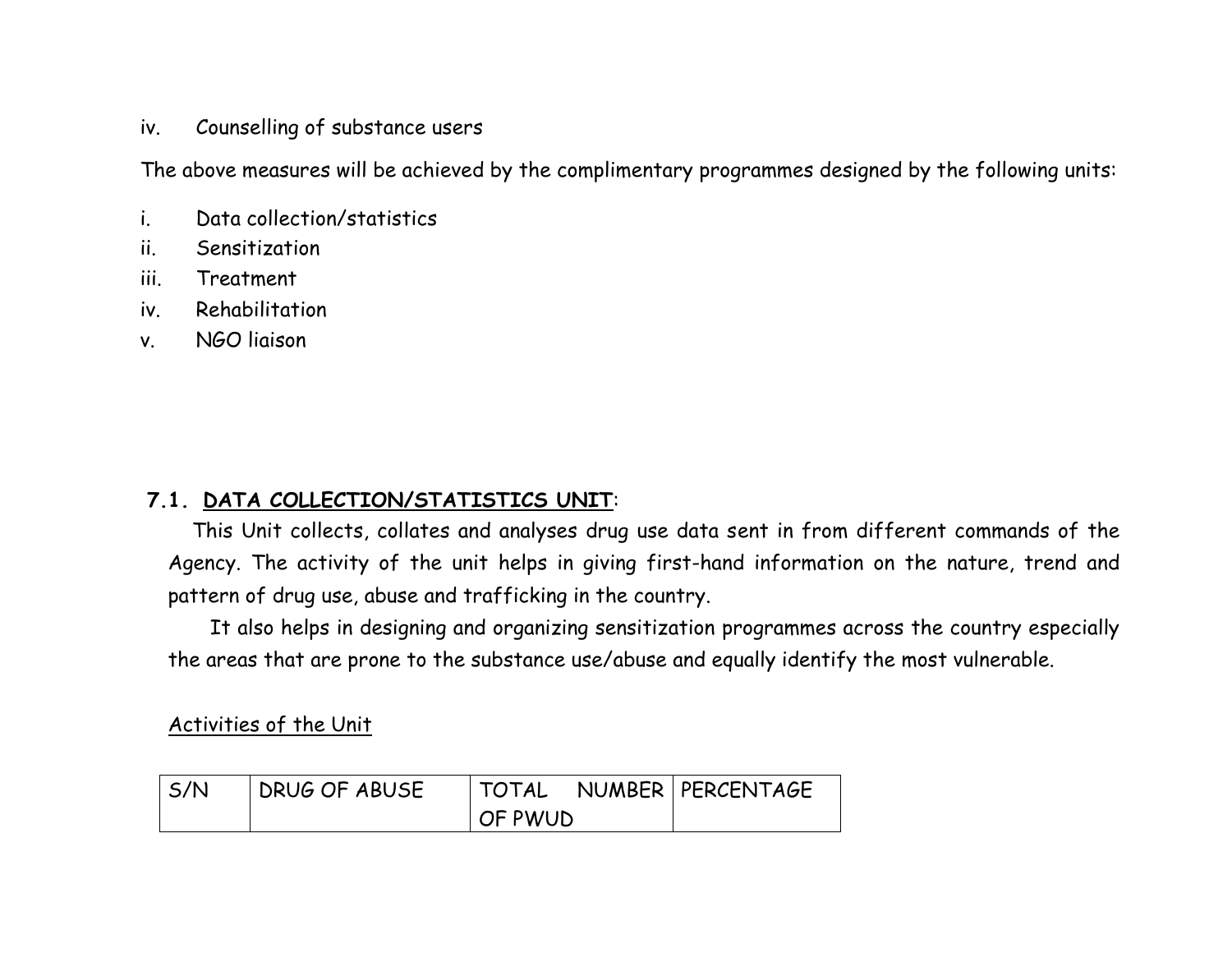iv. Counselling of substance users

The above measures will be achieved by the complimentary programmes designed by the following units:

i. Data collection/statistics
ii. Sensitization
iii. Treatment
iv. Rehabilitation
v. NGO liaison

### 7.1. <u>DATA COLLECTION/STATISTICS UNIT</u>:

This Unit collects, collates and analyses drug use data sent in from different commands of the Agency. The activity of the unit helps in giving first-hand information on the nature, trend and pattern of drug use, abuse and trafficking in the country.

It also helps in designing and organizing sensitization programmes across the country especially the areas that are prone to the substance use/abuse and equally identify the most vulnerable.

<u>Activities of the Unit</u>

| S/N | DRUG OF ABUSE | TOTAL NUMBER OF PWUD | PERCENTAGE |
|---|---|---|---|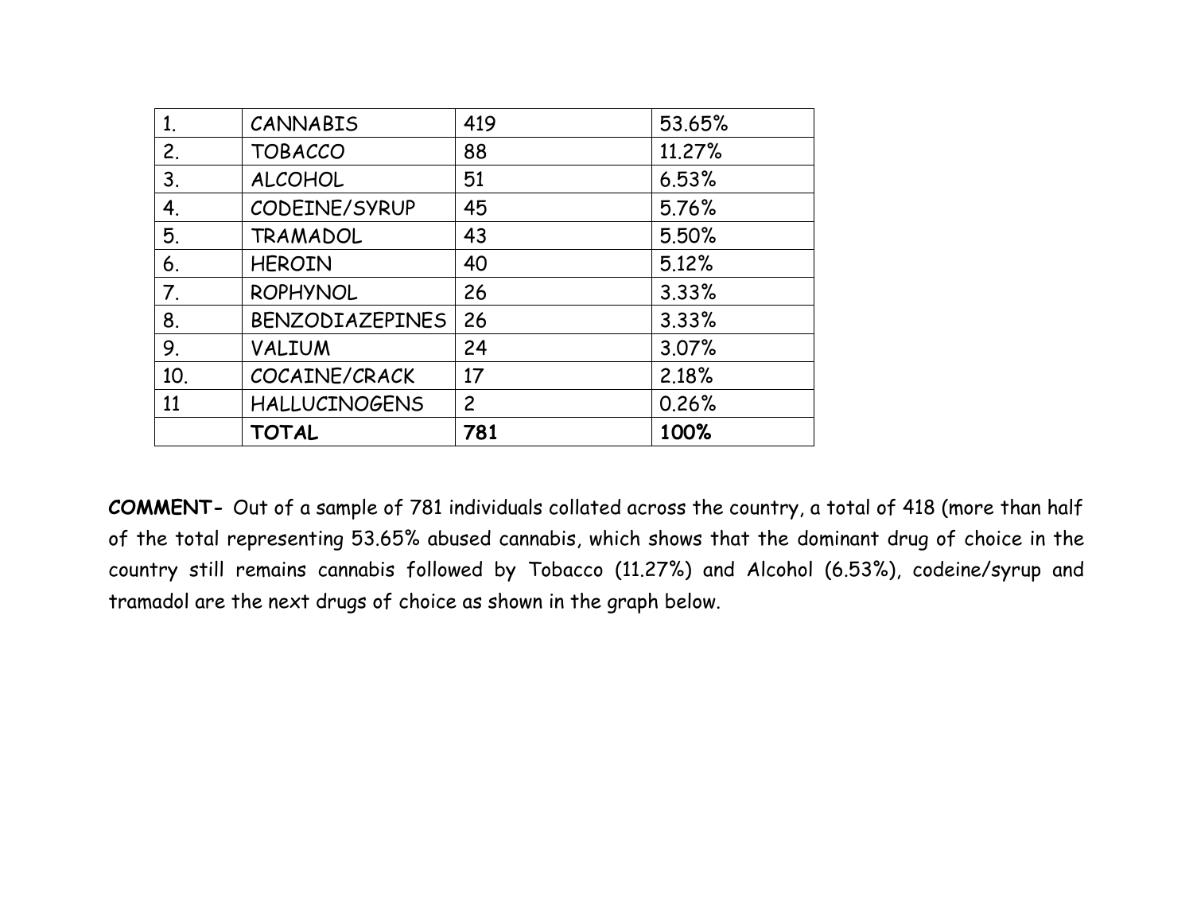| 1. | CANNABIS | 419 | 53.65% |
|---|---|---|---|
| 2. | TOBACCO | 88 | 11.27% |
| 3. | ALCOHOL | 51 | 6.53% |
| 4. | CODEINE/SYRUP | 45 | 5.76% |
| 5. | TRAMADOL | 43 | 5.50% |
| 6. | HEROIN | 40 | 5.12% |
| 7. | ROPHYNOL | 26 | 3.33% |
| 8. | BENZODIAZEPINES | 26 | 3.33% |
| 9. | VALIUM | 24 | 3.07% |
| 10. | COCAINE/CRACK | 17 | 2.18% |
| 11 | HALLUCINOGENS | 2 | 0.26% |
| | **TOTAL** | **781** | **100%** |

**COMMENT-** Out of a sample of 781 individuals collated across the country, a total of 418 (more than half of the total representing 53.65% abused cannabis, which shows that the dominant drug of choice in the country still remains cannabis followed by Tobacco (11.27%) and Alcohol (6.53%), codeine/syrup and tramadol are the next drugs of choice as shown in the graph below.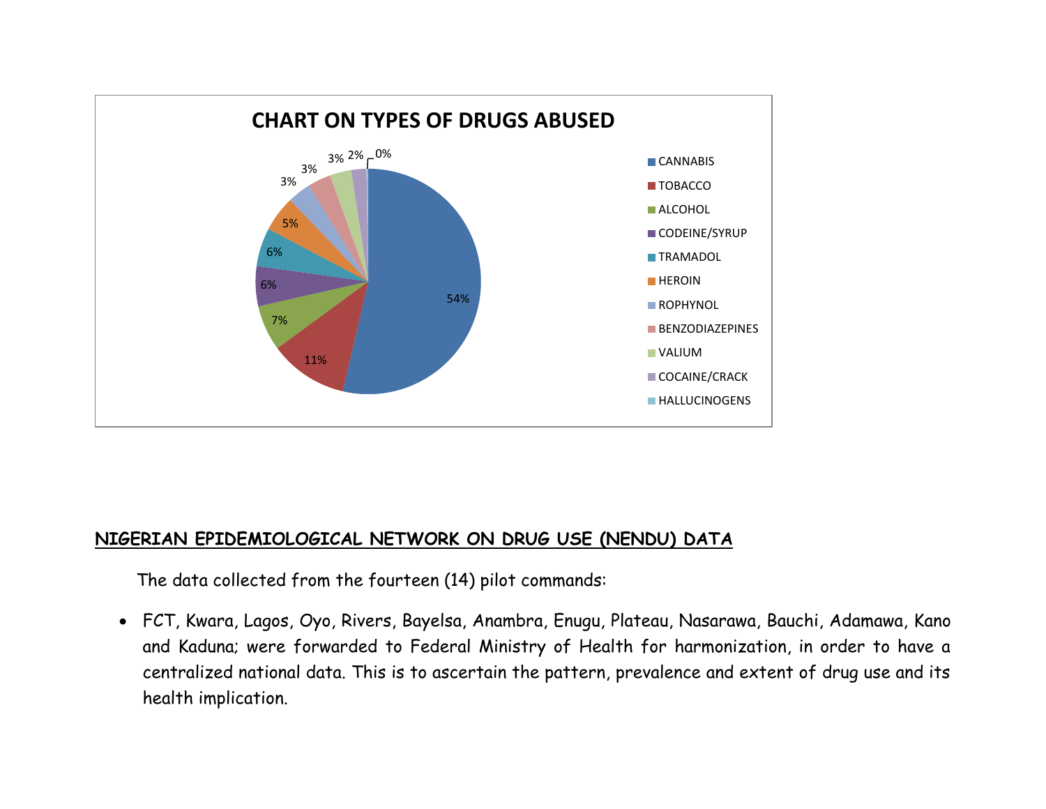**CHART ON TYPES OF DRUGS ABUSED**

| Drug | Percentage |
|---|---|
| CANNABIS | 54% |
| TOBACCO | 11% |
| ALCOHOL | 7% |
| CODEINE/SYRUP | 6% |
| TRAMADOL | 6% |
| HEROIN | 5% |
| ROPHYNOL | 3% |
| BENZODIAZEPINES | 3% |
| VALIUM | 3% |
| COCAINE/CRACK | 2% |
| HALLUCINOGENS | 0% |

## NIGERIAN EPIDEMIOLOGICAL NETWORK ON DRUG USE (NENDU) DATA

The data collected from the fourteen (14) pilot commands:

- FCT, Kwara, Lagos, Oyo, Rivers, Bayelsa, Anambra, Enugu, Plateau, Nasarawa, Bauchi, Adamawa, Kano and Kaduna; were forwarded to Federal Ministry of Health for harmonization, in order to have a centralized national data. This is to ascertain the pattern, prevalence and extent of drug use and its health implication.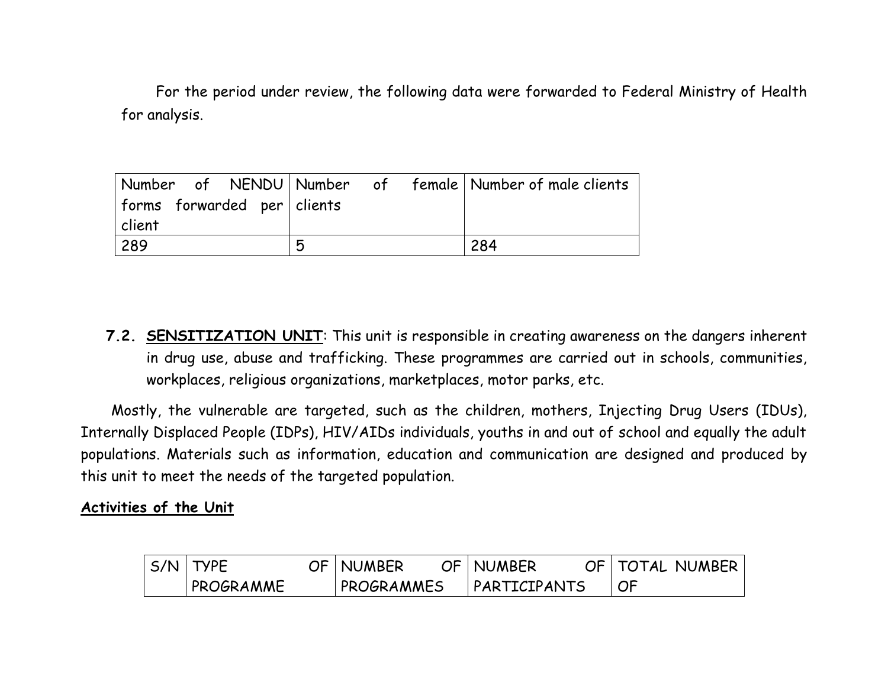For the period under review, the following data were forwarded to Federal Ministry of Health for analysis.

| Number of NENDU forms forwarded per client | Number of female clients | Number of male clients |
|---|---|---|
| 289 | 5 | 284 |

**7.2. SENSITIZATION UNIT**: This unit is responsible in creating awareness on the dangers inherent in drug use, abuse and trafficking. These programmes are carried out in schools, communities, workplaces, religious organizations, marketplaces, motor parks, etc.

Mostly, the vulnerable are targeted, such as the children, mothers, Injecting Drug Users (IDUs), Internally Displaced People (IDPs), HIV/AIDs individuals, youths in and out of school and equally the adult populations. Materials such as information, education and communication are designed and produced by this unit to meet the needs of the targeted population.

**Activities of the Unit**

| S/N | TYPE OF PROGRAMME | NUMBER OF PROGRAMMES | NUMBER OF PARTICIPANTS | TOTAL NUMBER OF |
|---|---|---|---|---|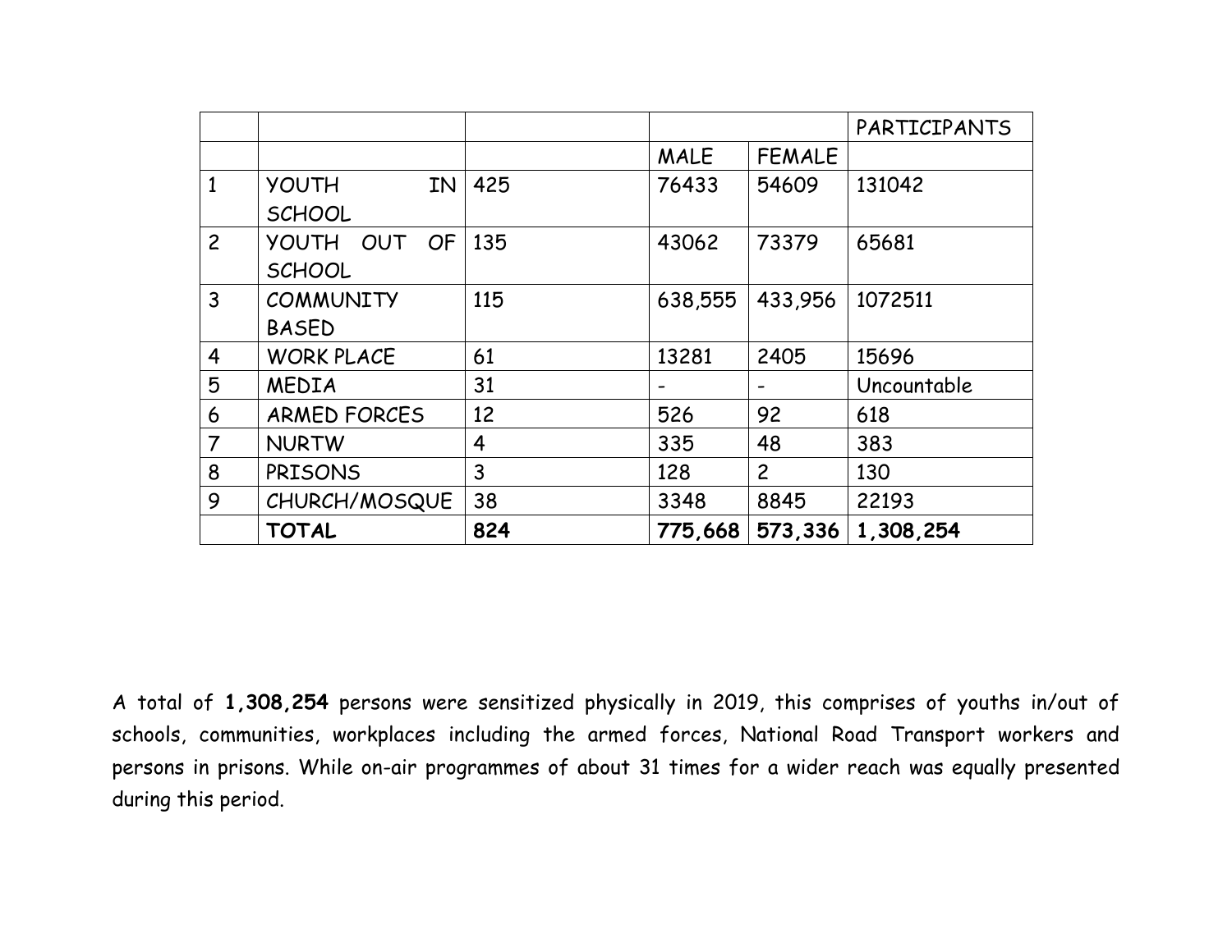| | | | | | PARTICIPANTS |
|---|---|---|---|---|---|
| | | | MALE | FEMALE | |
| 1 | YOUTH IN SCHOOL | 425 | 76433 | 54609 | 131042 |
| 2 | YOUTH OUT OF SCHOOL | 135 | 43062 | 73379 | 65681 |
| 3 | COMMUNITY BASED | 115 | 638,555 | 433,956 | 1072511 |
| 4 | WORK PLACE | 61 | 13281 | 2405 | 15696 |
| 5 | MEDIA | 31 | - | - | Uncountable |
| 6 | ARMED FORCES | 12 | 526 | 92 | 618 |
| 7 | NURTW | 4 | 335 | 48 | 383 |
| 8 | PRISONS | 3 | 128 | 2 | 130 |
| 9 | CHURCH/MOSQUE | 38 | 3348 | 8845 | 22193 |
| | **TOTAL** | **824** | **775,668** | **573,336** | **1,308,254** |

A total of **1,308,254** persons were sensitized physically in 2019, this comprises of youths in/out of schools, communities, workplaces including the armed forces, National Road Transport workers and persons in prisons. While on-air programmes of about 31 times for a wider reach was equally presented during this period.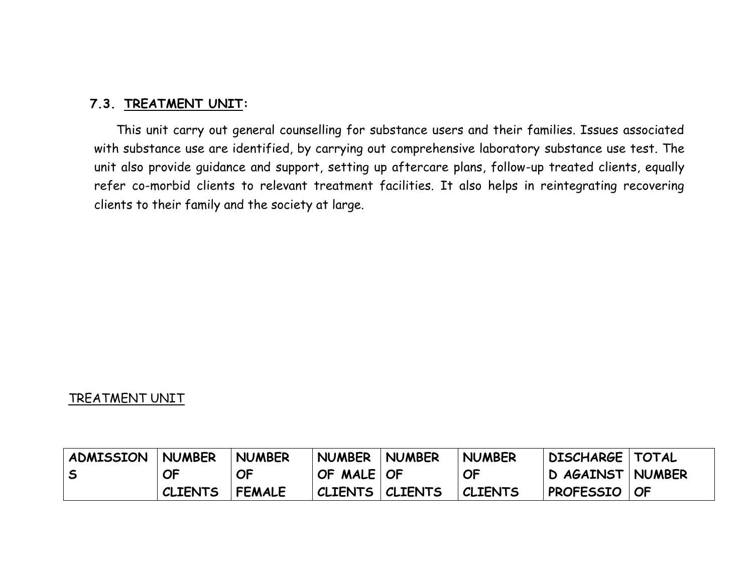### 7.3. TREATMENT UNIT:

This unit carry out general counselling for substance users and their families. Issues associated with substance use are identified, by carrying out comprehensive laboratory substance use test. The unit also provide guidance and support, setting up aftercare plans, follow-up treated clients, equally refer co-morbid clients to relevant treatment facilities. It also helps in reintegrating recovering clients to their family and the society at large.

TREATMENT UNIT

| ADMISSIONS | NUMBER OF CLIENTS | NUMBER OF FEMALE | NUMBER OF MALE CLIENTS | NUMBER OF CLIENTS | NUMBER OF CLIENTS | DISCHARGED AGAINST PROFESSIO | TOTAL NUMBER OF |
|---|---|---|---|---|---|---|---|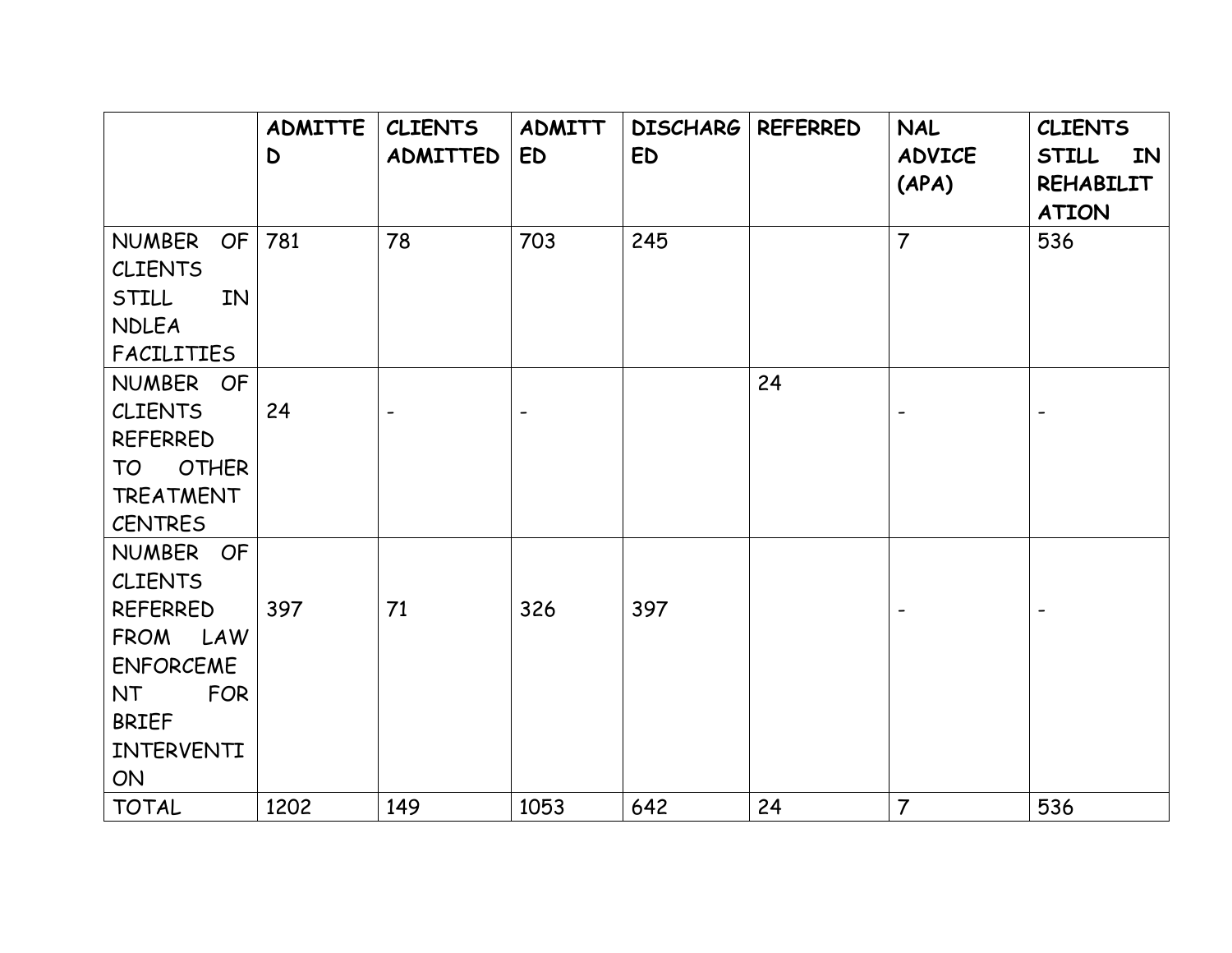| | ADMITTED | CLIENTS ADMITTED | ADMITTED | DISCHARGED | REFERRED | NAL ADVICE (APA) | CLIENTS STILL IN REHABILITATION |
|---|---|---|---|---|---|---|---|
| NUMBER OF CLIENTS STILL IN NDLEA FACILITIES | 781 | 78 | 703 | 245 | | 7 | 536 |
| NUMBER OF CLIENTS REFERRED TO OTHER TREATMENT CENTRES | 24 | - | - | | 24 | - | - |
| NUMBER OF CLIENTS REFERRED FROM LAW ENFORCEMENT FOR BRIEF INTERVENTION | 397 | 71 | 326 | 397 | | - | - |
| TOTAL | 1202 | 149 | 1053 | 642 | 24 | 7 | 536 |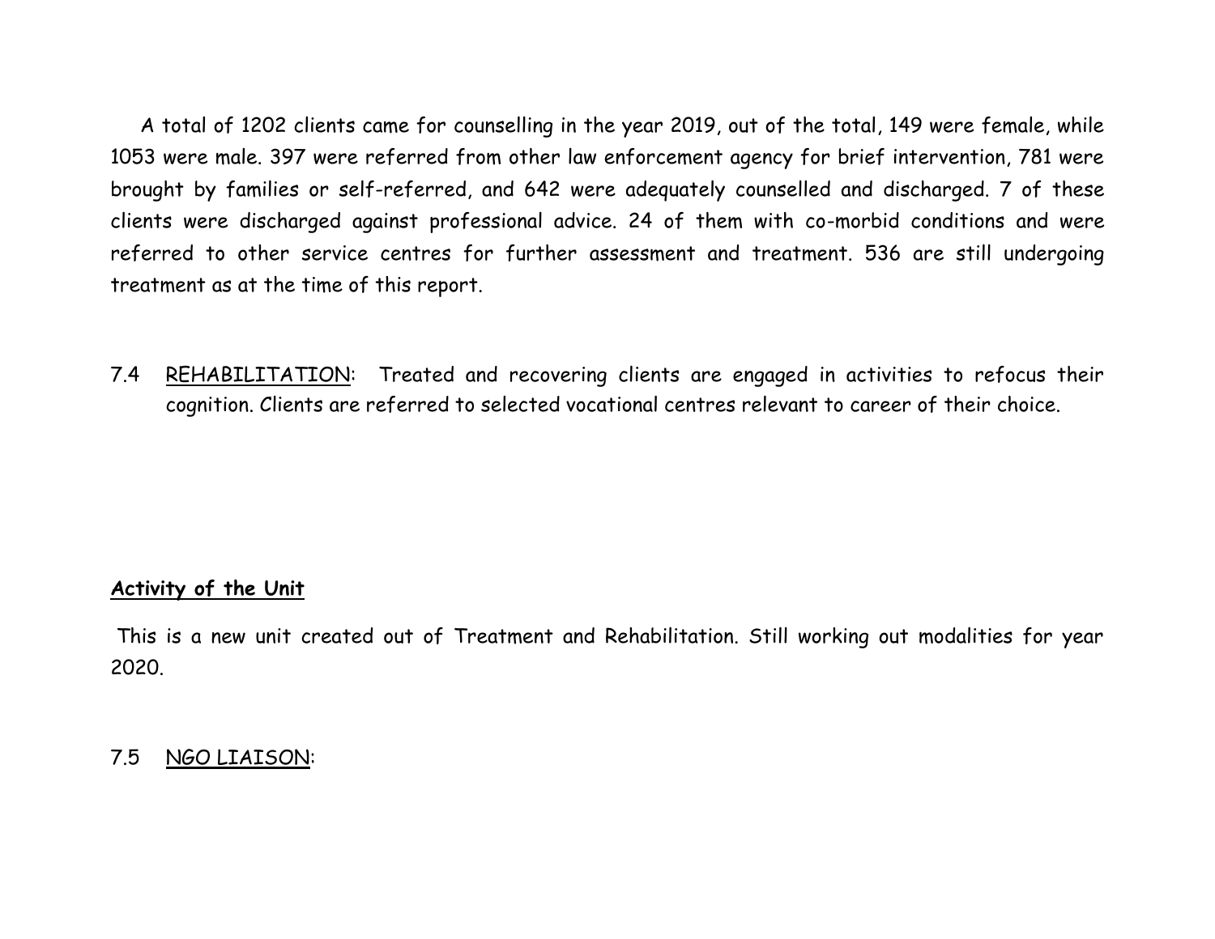A total of 1202 clients came for counselling in the year 2019, out of the total, 149 were female, while 1053 were male. 397 were referred from other law enforcement agency for brief intervention, 781 were brought by families or self-referred, and 642 were adequately counselled and discharged. 7 of these clients were discharged against professional advice. 24 of them with co-morbid conditions and were referred to other service centres for further assessment and treatment. 536 are still undergoing treatment as at the time of this report.

7.4 REHABILITATION: Treated and recovering clients are engaged in activities to refocus their cognition. Clients are referred to selected vocational centres relevant to career of their choice.

**Activity of the Unit**

This is a new unit created out of Treatment and Rehabilitation. Still working out modalities for year 2020.

7.5 NGO LIAISON: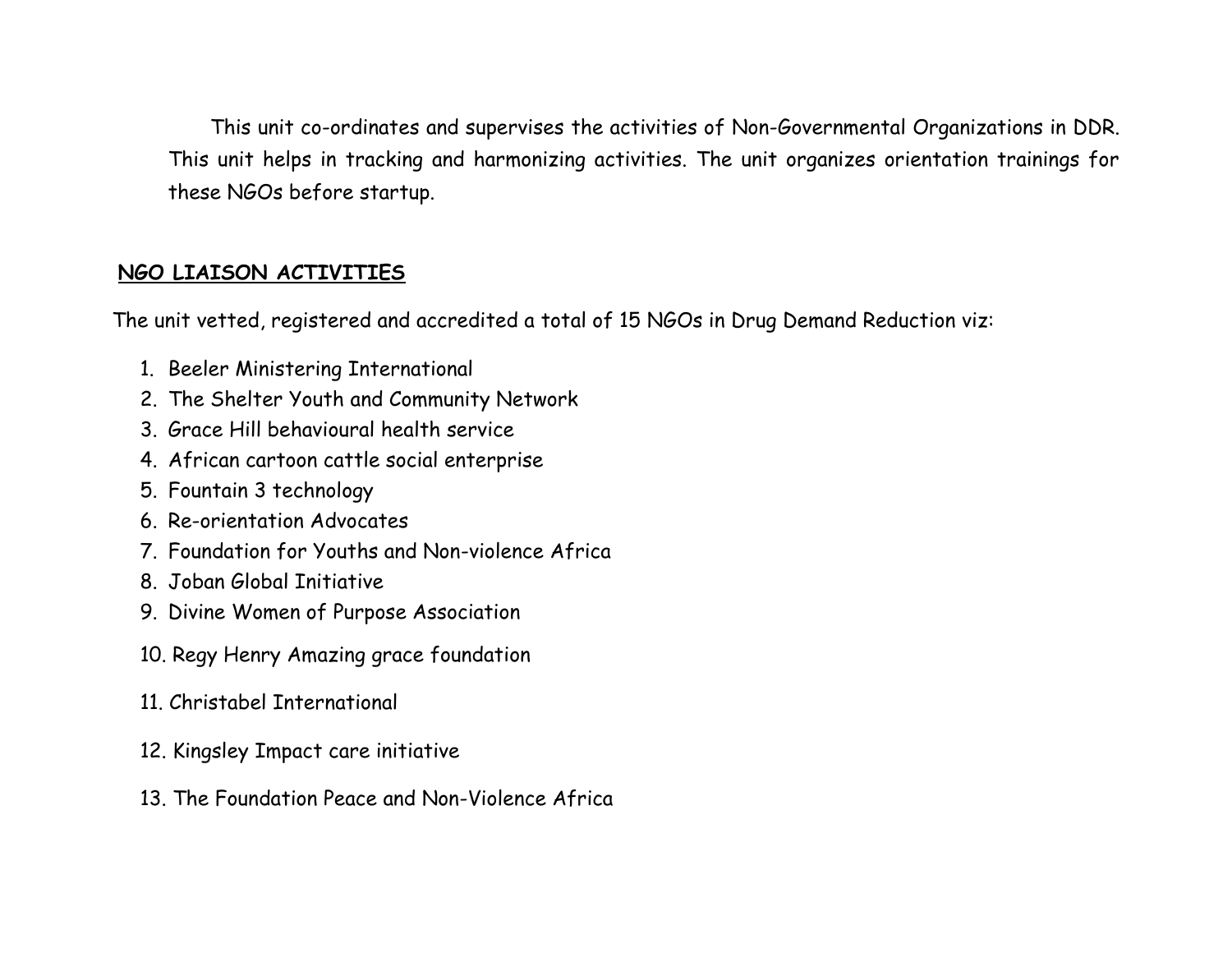This unit co-ordinates and supervises the activities of Non-Governmental Organizations in DDR. This unit helps in tracking and harmonizing activities. The unit organizes orientation trainings for these NGOs before startup.

## NGO LIAISON ACTIVITIES

The unit vetted, registered and accredited a total of 15 NGOs in Drug Demand Reduction viz:

1. Beeler Ministering International
2. The Shelter Youth and Community Network
3. Grace Hill behavioural health service
4. African cartoon cattle social enterprise
5. Fountain 3 technology
6. Re-orientation Advocates
7. Foundation for Youths and Non-violence Africa
8. Joban Global Initiative
9. Divine Women of Purpose Association
10. Regy Henry Amazing grace foundation
11. Christabel International
12. Kingsley Impact care initiative
13. The Foundation Peace and Non-Violence Africa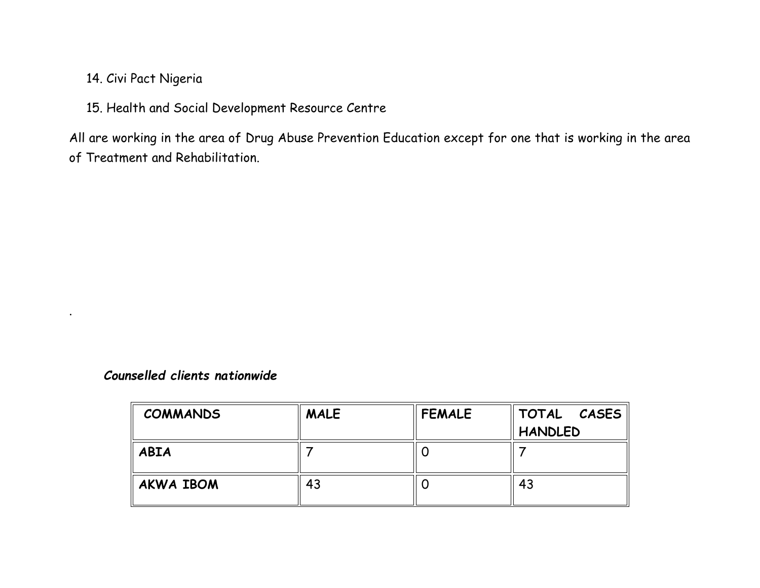14. Civi Pact Nigeria

15. Health and Social Development Resource Centre

All are working in the area of Drug Abuse Prevention Education except for one that is working in the area of Treatment and Rehabilitation.

.

***Counselled clients nationwide***

| COMMANDS | MALE | FEMALE | TOTAL CASES HANDLED |
|---|---|---|---|
| **ABIA** | 7 | 0 | 7 |
| **AKWA IBOM** | 43 | 0 | 43 |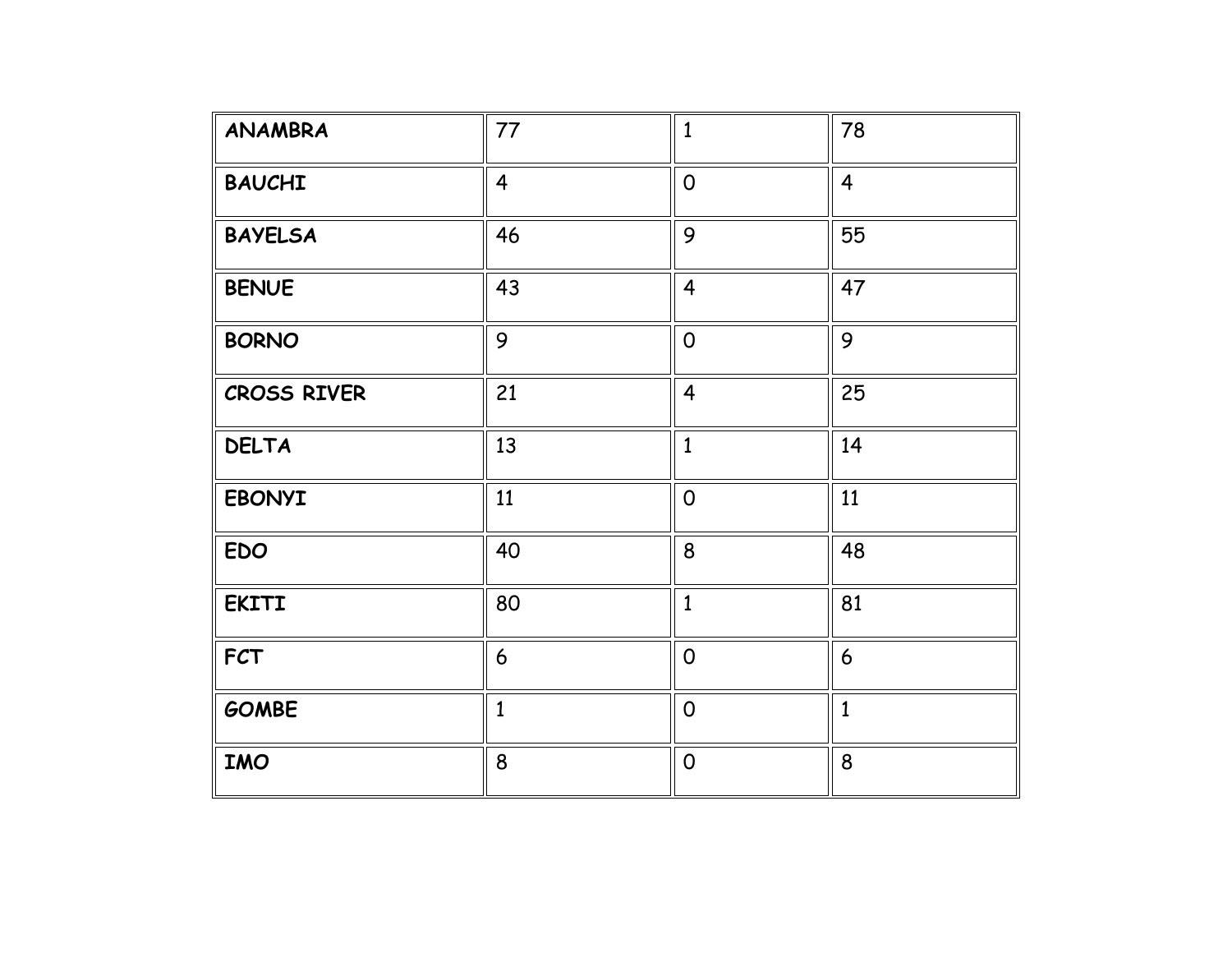| | | | |
|---|---|---|---|
| **ANAMBRA** | 77 | 1 | 78 |
| **BAUCHI** | 4 | 0 | 4 |
| **BAYELSA** | 46 | 9 | 55 |
| **BENUE** | 43 | 4 | 47 |
| **BORNO** | 9 | 0 | 9 |
| **CROSS RIVER** | 21 | 4 | 25 |
| **DELTA** | 13 | 1 | 14 |
| **EBONYI** | 11 | 0 | 11 |
| **EDO** | 40 | 8 | 48 |
| **EKITI** | 80 | 1 | 81 |
| **FCT** | 6 | 0 | 6 |
| **GOMBE** | 1 | 0 | 1 |
| **IMO** | 8 | 0 | 8 |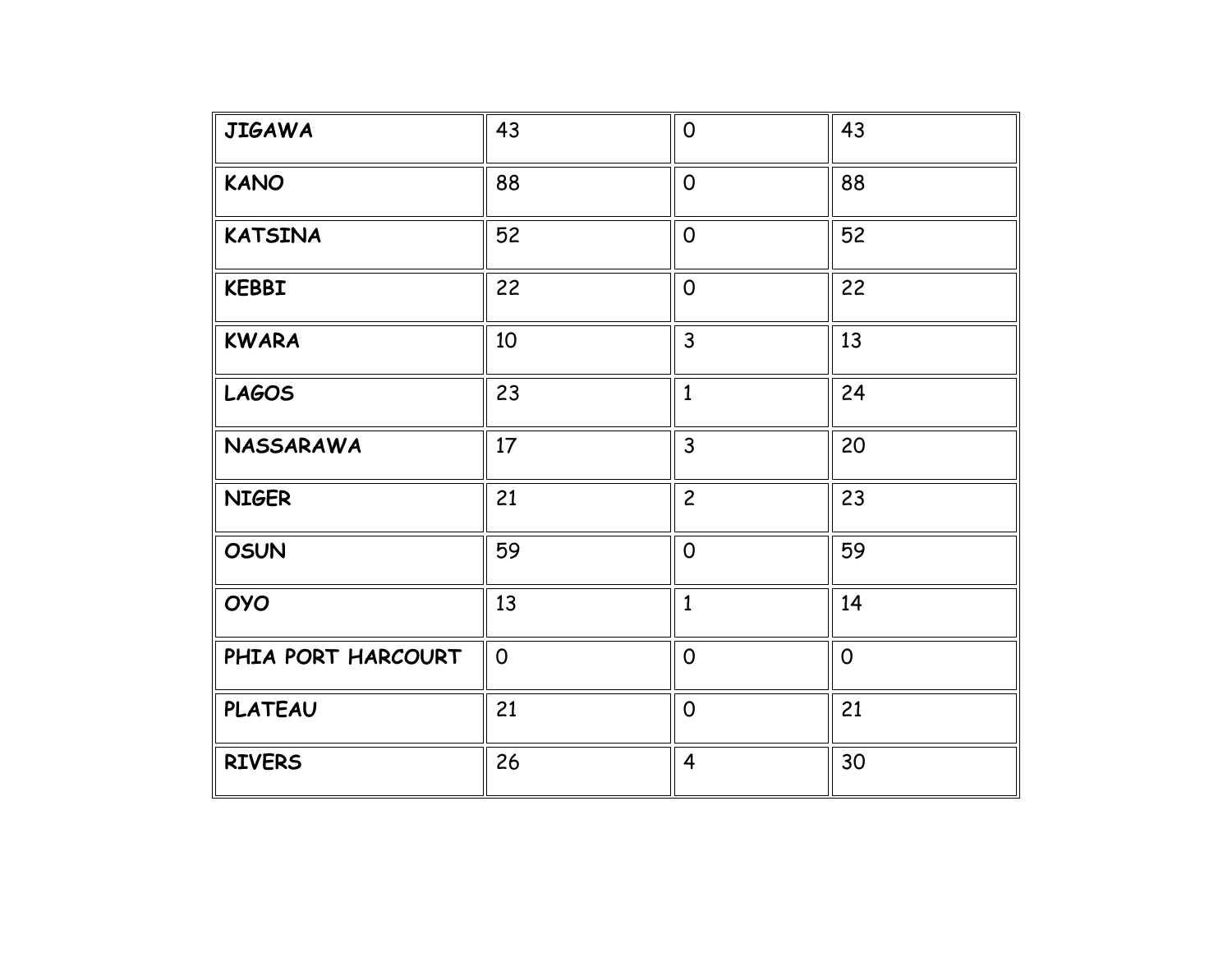| | | | |
|---|---|---|---|
| **JIGAWA** | 43 | 0 | 43 |
| **KANO** | 88 | 0 | 88 |
| **KATSINA** | 52 | 0 | 52 |
| **KEBBI** | 22 | 0 | 22 |
| **KWARA** | 10 | 3 | 13 |
| **LAGOS** | 23 | 1 | 24 |
| **NASSARAWA** | 17 | 3 | 20 |
| **NIGER** | 21 | 2 | 23 |
| **OSUN** | 59 | 0 | 59 |
| **OYO** | 13 | 1 | 14 |
| **PHIA PORT HARCOURT** | 0 | 0 | 0 |
| **PLATEAU** | 21 | 0 | 21 |
| **RIVERS** | 26 | 4 | 30 |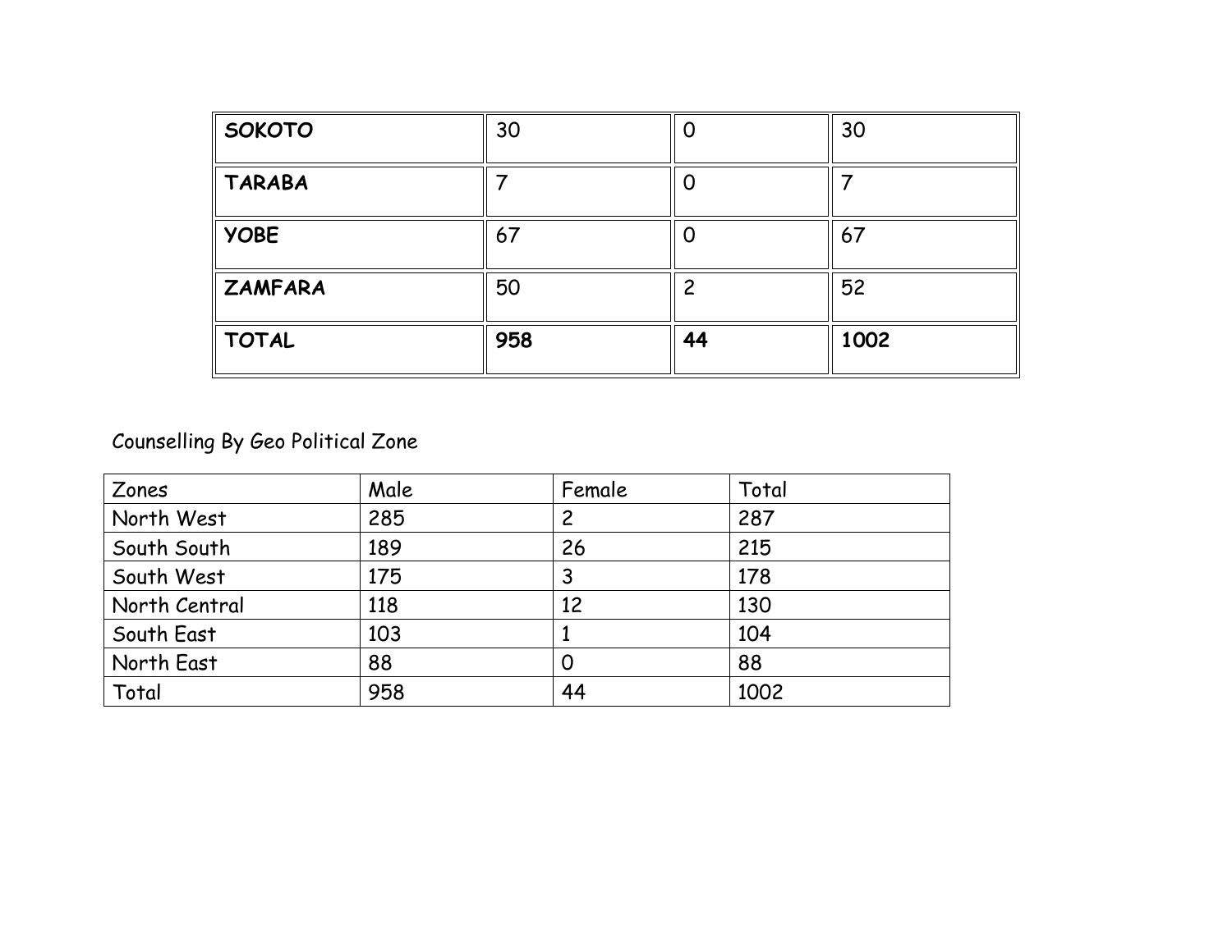| **SOKOTO** | 30 | 0 | 30 |
|---|---|---|---|
| **TARABA** | 7 | 0 | 7 |
| **YOBE** | 67 | 0 | 67 |
| **ZAMFARA** | 50 | 2 | 52 |
| **TOTAL** | **958** | **44** | **1002** |

Counselling By Geo Political Zone

| Zones | Male | Female | Total |
|---|---|---|---|
| North West | 285 | 2 | 287 |
| South South | 189 | 26 | 215 |
| South West | 175 | 3 | 178 |
| North Central | 118 | 12 | 130 |
| South East | 103 | 1 | 104 |
| North East | 88 | 0 | 88 |
| Total | 958 | 44 | 1002 |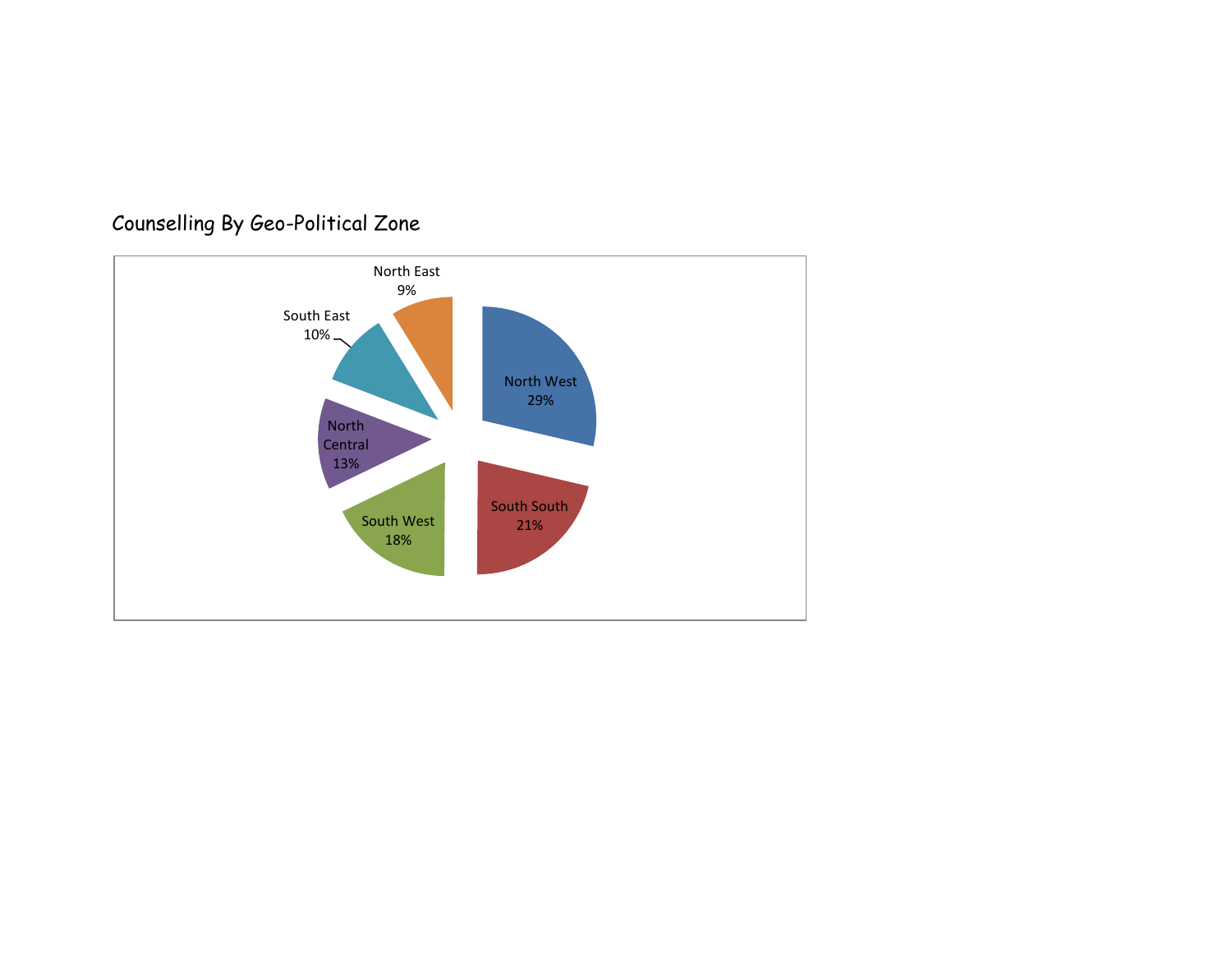Counselling By Geo-Political Zone

| Zone | Percentage |
|---|---|
| North West | 29% |
| South South | 21% |
| South West | 18% |
| North Central | 13% |
| South East | 10% |
| North East | 9% |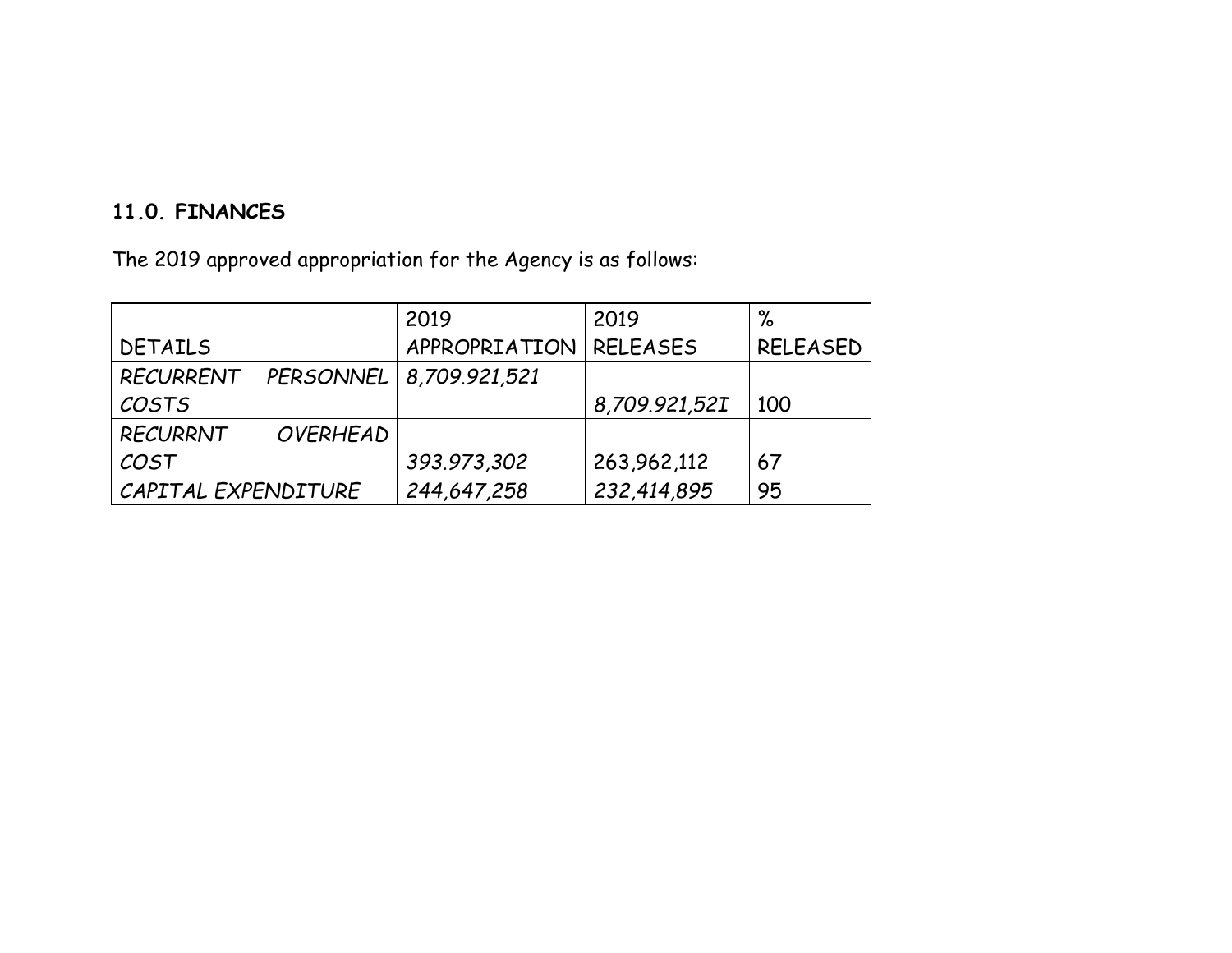## 11.0. FINANCES

The 2019 approved appropriation for the Agency is as follows:

| DETAILS | 2019 APPROPRIATION | 2019 RELEASES | % RELEASED |
|---|---|---|---|
| *RECURRENT PERSONNEL COSTS* | *8,709.921,521* | *8,709.921,52I* | 100 |
| *RECURRNT OVERHEAD COST* | *393.973,302* | 263,962,112 | 67 |
| *CAPITAL EXPENDITURE* | *244,647,258* | *232,414,895* | 95 |